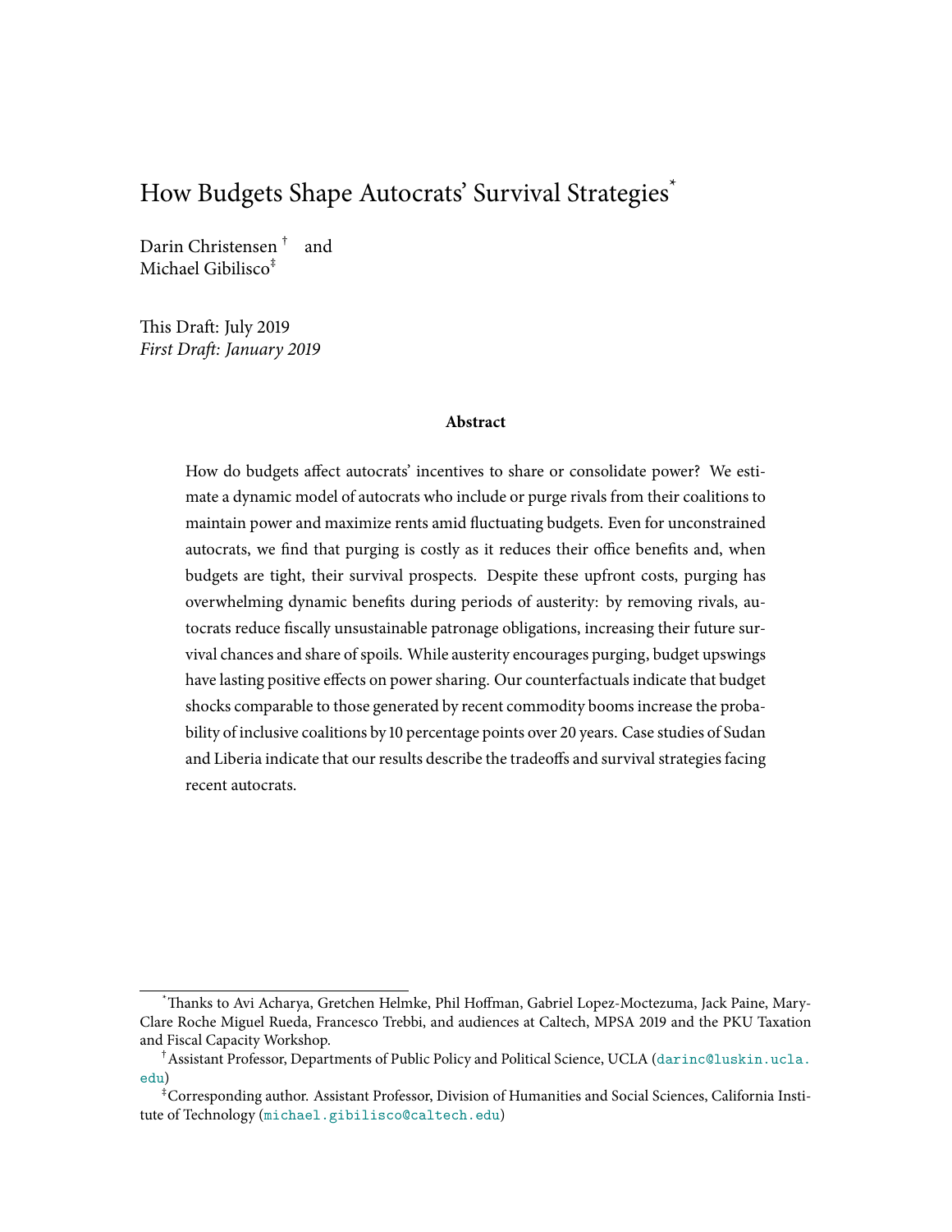# How Budgets Shape Autocrats' Survival Strategies[*]

Darin Christensen[†] and
Michael Gibilisco[‡]

This Draft: July 2019
*First Draft: January 2019*

**Abstract**

How do budgets affect autocrats' incentives to share or consolidate power? We estimate a dynamic model of autocrats who include or purge rivals from their coalitions to maintain power and maximize rents amid fluctuating budgets. Even for unconstrained autocrats, we find that purging is costly as it reduces their office benefits and, when budgets are tight, their survival prospects. Despite these upfront costs, purging has overwhelming dynamic benefits during periods of austerity: by removing rivals, autocrats reduce fiscally unsustainable patronage obligations, increasing their future survival chances and share of spoils. While austerity encourages purging, budget upswings have lasting positive effects on power sharing. Our counterfactuals indicate that budget shocks comparable to those generated by recent commodity booms increase the probability of inclusive coalitions by 10 percentage points over 20 years. Case studies of Sudan and Liberia indicate that our results describe the tradeoffs and survival strategies facing recent autocrats.

---

[*] Thanks to Avi Acharya, Gretchen Helmke, Phil Hoffman, Gabriel Lopez-Moctezuma, Jack Paine, Mary-Clare Roche Miguel Rueda, Francesco Trebbi, and audiences at Caltech, MPSA 2019 and the PKU Taxation and Fiscal Capacity Workshop.

[†] Assistant Professor, Departments of Public Policy and Political Science, UCLA (darinc@luskin.ucla.edu)

[‡] Corresponding author. Assistant Professor, Division of Humanities and Social Sciences, California Institute of Technology (michael.gibilisco@caltech.edu)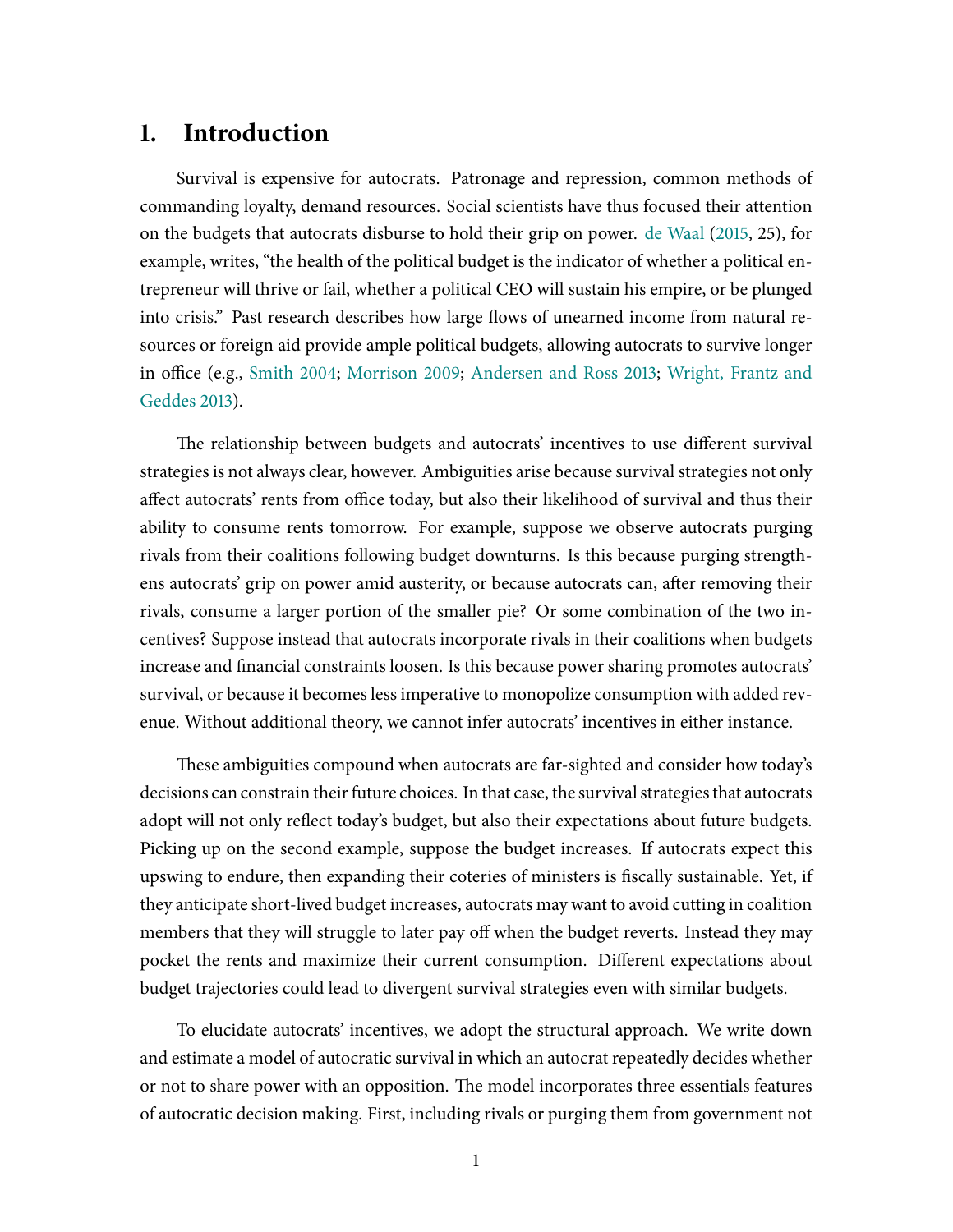# 1. Introduction

Survival is expensive for autocrats. Patronage and repression, common methods of commanding loyalty, demand resources. Social scientists have thus focused their attention on the budgets that autocrats disburse to hold their grip on power. de Waal (2015, 25), for example, writes, "the health of the political budget is the indicator of whether a political entrepreneur will thrive or fail, whether a political CEO will sustain his empire, or be plunged into crisis." Past research describes how large flows of unearned income from natural resources or foreign aid provide ample political budgets, allowing autocrats to survive longer in office (e.g., Smith 2004; Morrison 2009; Andersen and Ross 2013; Wright, Frantz and Geddes 2013).

The relationship between budgets and autocrats' incentives to use different survival strategies is not always clear, however. Ambiguities arise because survival strategies not only affect autocrats' rents from office today, but also their likelihood of survival and thus their ability to consume rents tomorrow. For example, suppose we observe autocrats purging rivals from their coalitions following budget downturns. Is this because purging strengthens autocrats' grip on power amid austerity, or because autocrats can, after removing their rivals, consume a larger portion of the smaller pie? Or some combination of the two incentives? Suppose instead that autocrats incorporate rivals in their coalitions when budgets increase and financial constraints loosen. Is this because power sharing promotes autocrats' survival, or because it becomes less imperative to monopolize consumption with added revenue. Without additional theory, we cannot infer autocrats' incentives in either instance.

These ambiguities compound when autocrats are far-sighted and consider how today's decisions can constrain their future choices. In that case, the survival strategies that autocrats adopt will not only reflect today's budget, but also their expectations about future budgets. Picking up on the second example, suppose the budget increases. If autocrats expect this upswing to endure, then expanding their coteries of ministers is fiscally sustainable. Yet, if they anticipate short-lived budget increases, autocrats may want to avoid cutting in coalition members that they will struggle to later pay off when the budget reverts. Instead they may pocket the rents and maximize their current consumption. Different expectations about budget trajectories could lead to divergent survival strategies even with similar budgets.

To elucidate autocrats' incentives, we adopt the structural approach. We write down and estimate a model of autocratic survival in which an autocrat repeatedly decides whether or not to share power with an opposition. The model incorporates three essentials features of autocratic decision making. First, including rivals or purging them from government not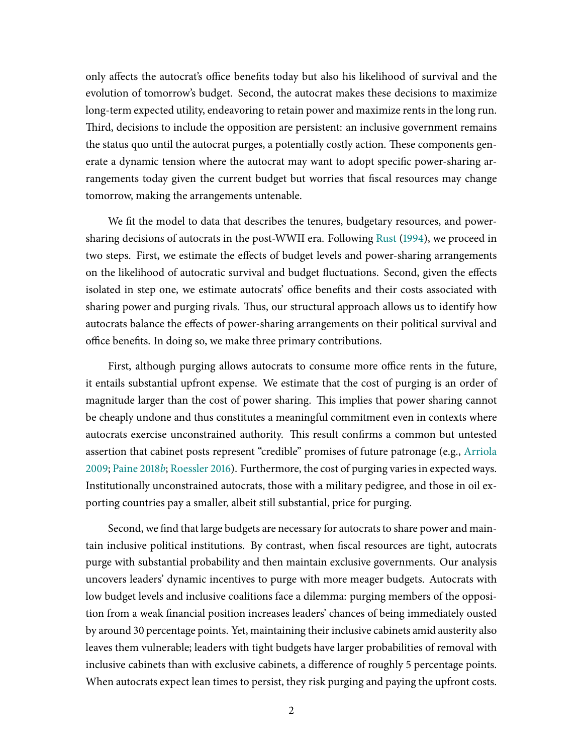only affects the autocrat's office benefits today but also his likelihood of survival and the evolution of tomorrow's budget. Second, the autocrat makes these decisions to maximize long-term expected utility, endeavoring to retain power and maximize rents in the long run. Third, decisions to include the opposition are persistent: an inclusive government remains the status quo until the autocrat purges, a potentially costly action. These components generate a dynamic tension where the autocrat may want to adopt specific power-sharing arrangements today given the current budget but worries that fiscal resources may change tomorrow, making the arrangements untenable.

We fit the model to data that describes the tenures, budgetary resources, and power-sharing decisions of autocrats in the post-WWII era. Following Rust (1994), we proceed in two steps. First, we estimate the effects of budget levels and power-sharing arrangements on the likelihood of autocratic survival and budget fluctuations. Second, given the effects isolated in step one, we estimate autocrats' office benefits and their costs associated with sharing power and purging rivals. Thus, our structural approach allows us to identify how autocrats balance the effects of power-sharing arrangements on their political survival and office benefits. In doing so, we make three primary contributions.

First, although purging allows autocrats to consume more office rents in the future, it entails substantial upfront expense. We estimate that the cost of purging is an order of magnitude larger than the cost of power sharing. This implies that power sharing cannot be cheaply undone and thus constitutes a meaningful commitment even in contexts where autocrats exercise unconstrained authority. This result confirms a common but untested assertion that cabinet posts represent "credible" promises of future patronage (e.g., Arriola 2009; Paine 2018*b*; Roessler 2016). Furthermore, the cost of purging varies in expected ways. Institutionally unconstrained autocrats, those with a military pedigree, and those in oil exporting countries pay a smaller, albeit still substantial, price for purging.

Second, we find that large budgets are necessary for autocrats to share power and maintain inclusive political institutions. By contrast, when fiscal resources are tight, autocrats purge with substantial probability and then maintain exclusive governments. Our analysis uncovers leaders' dynamic incentives to purge with more meager budgets. Autocrats with low budget levels and inclusive coalitions face a dilemma: purging members of the opposition from a weak financial position increases leaders' chances of being immediately ousted by around 30 percentage points. Yet, maintaining their inclusive cabinets amid austerity also leaves them vulnerable; leaders with tight budgets have larger probabilities of removal with inclusive cabinets than with exclusive cabinets, a difference of roughly 5 percentage points. When autocrats expect lean times to persist, they risk purging and paying the upfront costs.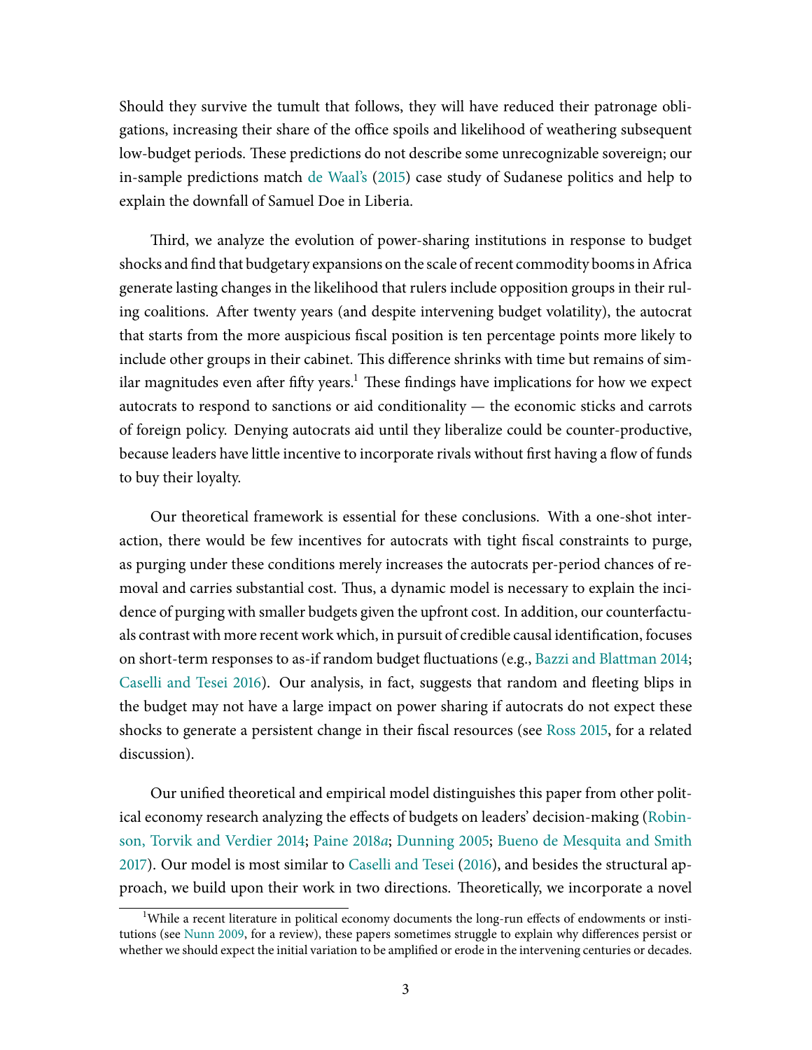Should they survive the tumult that follows, they will have reduced their patronage obligations, increasing their share of the office spoils and likelihood of weathering subsequent low-budget periods. These predictions do not describe some unrecognizable sovereign; our in-sample predictions match de Waal's (2015) case study of Sudanese politics and help to explain the downfall of Samuel Doe in Liberia.

Third, we analyze the evolution of power-sharing institutions in response to budget shocks and find that budgetary expansions on the scale of recent commodity booms in Africa generate lasting changes in the likelihood that rulers include opposition groups in their ruling coalitions. After twenty years (and despite intervening budget volatility), the autocrat that starts from the more auspicious fiscal position is ten percentage points more likely to include other groups in their cabinet. This difference shrinks with time but remains of similar magnitudes even after fifty years.[1] These findings have implications for how we expect autocrats to respond to sanctions or aid conditionality — the economic sticks and carrots of foreign policy. Denying autocrats aid until they liberalize could be counter-productive, because leaders have little incentive to incorporate rivals without first having a flow of funds to buy their loyalty.

Our theoretical framework is essential for these conclusions. With a one-shot interaction, there would be few incentives for autocrats with tight fiscal constraints to purge, as purging under these conditions merely increases the autocrats per-period chances of removal and carries substantial cost. Thus, a dynamic model is necessary to explain the incidence of purging with smaller budgets given the upfront cost. In addition, our counterfactuals contrast with more recent work which, in pursuit of credible causal identification, focuses on short-term responses to as-if random budget fluctuations (e.g., Bazzi and Blattman 2014; Caselli and Tesei 2016). Our analysis, in fact, suggests that random and fleeting blips in the budget may not have a large impact on power sharing if autocrats do not expect these shocks to generate a persistent change in their fiscal resources (see Ross 2015, for a related discussion).

Our unified theoretical and empirical model distinguishes this paper from other political economy research analyzing the effects of budgets on leaders' decision-making (Robinson, Torvik and Verdier 2014; Paine 2018*a*; Dunning 2005; Bueno de Mesquita and Smith 2017). Our model is most similar to Caselli and Tesei (2016), and besides the structural approach, we build upon their work in two directions. Theoretically, we incorporate a novel

[1] While a recent literature in political economy documents the long-run effects of endowments or institutions (see Nunn 2009, for a review), these papers sometimes struggle to explain why differences persist or whether we should expect the initial variation to be amplified or erode in the intervening centuries or decades.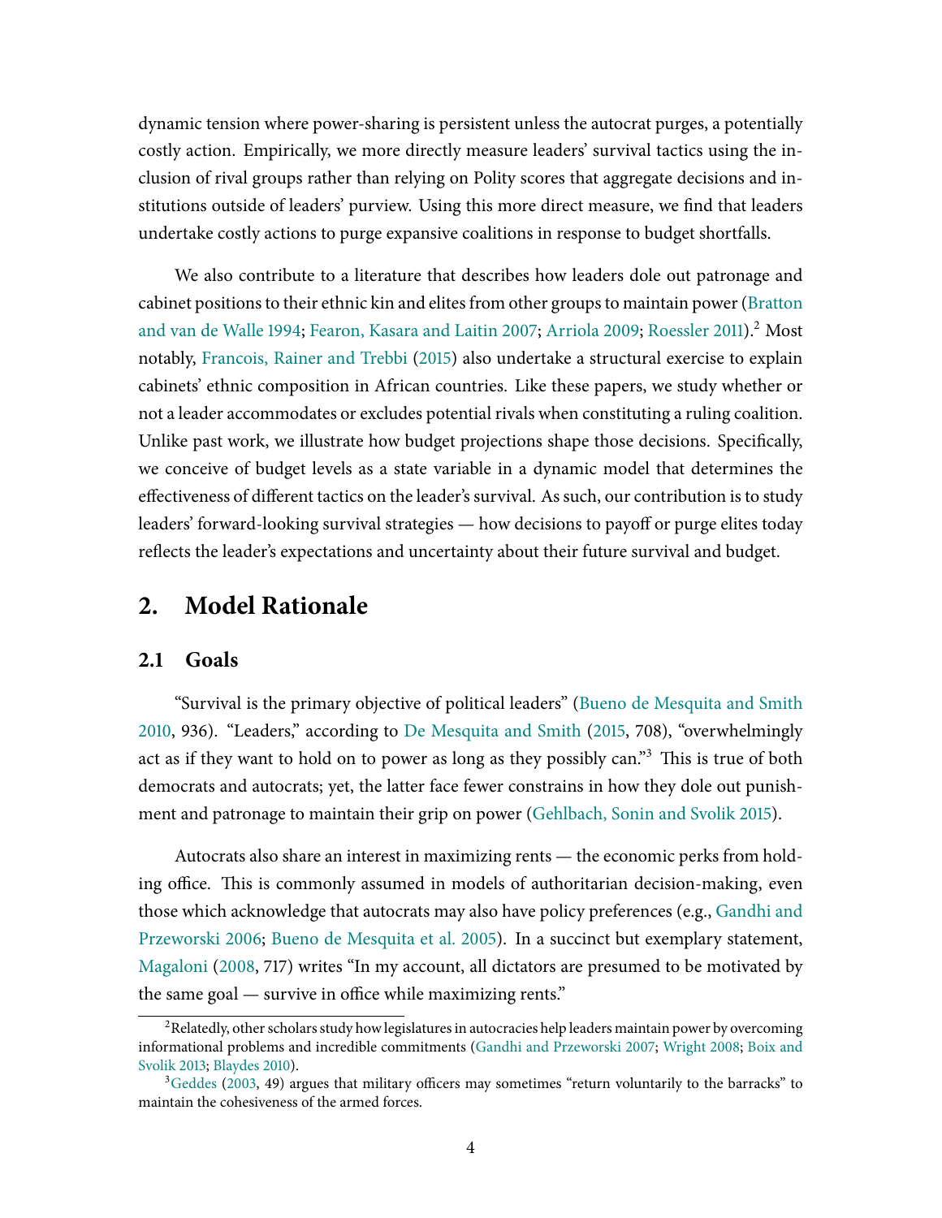dynamic tension where power-sharing is persistent unless the autocrat purges, a potentially costly action. Empirically, we more directly measure leaders' survival tactics using the inclusion of rival groups rather than relying on Polity scores that aggregate decisions and institutions outside of leaders' purview. Using this more direct measure, we find that leaders undertake costly actions to purge expansive coalitions in response to budget shortfalls.

We also contribute to a literature that describes how leaders dole out patronage and cabinet positions to their ethnic kin and elites from other groups to maintain power (Bratton and van de Walle 1994; Fearon, Kasara and Laitin 2007; Arriola 2009; Roessler 2011).[2] Most notably, Francois, Rainer and Trebbi (2015) also undertake a structural exercise to explain cabinets' ethnic composition in African countries. Like these papers, we study whether or not a leader accommodates or excludes potential rivals when constituting a ruling coalition. Unlike past work, we illustrate how budget projections shape those decisions. Specifically, we conceive of budget levels as a state variable in a dynamic model that determines the effectiveness of different tactics on the leader's survival. As such, our contribution is to study leaders' forward-looking survival strategies — how decisions to payoff or purge elites today reflects the leader's expectations and uncertainty about their future survival and budget.

# 2. Model Rationale

## 2.1 Goals

"Survival is the primary objective of political leaders" (Bueno de Mesquita and Smith 2010, 936). "Leaders," according to De Mesquita and Smith (2015, 708), "overwhelmingly act as if they want to hold on to power as long as they possibly can."[3] This is true of both democrats and autocrats; yet, the latter face fewer constrains in how they dole out punishment and patronage to maintain their grip on power (Gehlbach, Sonin and Svolik 2015).

Autocrats also share an interest in maximizing rents — the economic perks from holding office. This is commonly assumed in models of authoritarian decision-making, even those which acknowledge that autocrats may also have policy preferences (e.g., Gandhi and Przeworski 2006; Bueno de Mesquita et al. 2005). In a succinct but exemplary statement, Magaloni (2008, 717) writes "In my account, all dictators are presumed to be motivated by the same goal — survive in office while maximizing rents."

---

[2] Relatedly, other scholars study how legislatures in autocracies help leaders maintain power by overcoming informational problems and incredible commitments (Gandhi and Przeworski 2007; Wright 2008; Boix and Svolik 2013; Blaydes 2010).

[3] Geddes (2003, 49) argues that military officers may sometimes "return voluntarily to the barracks" to maintain the cohesiveness of the armed forces.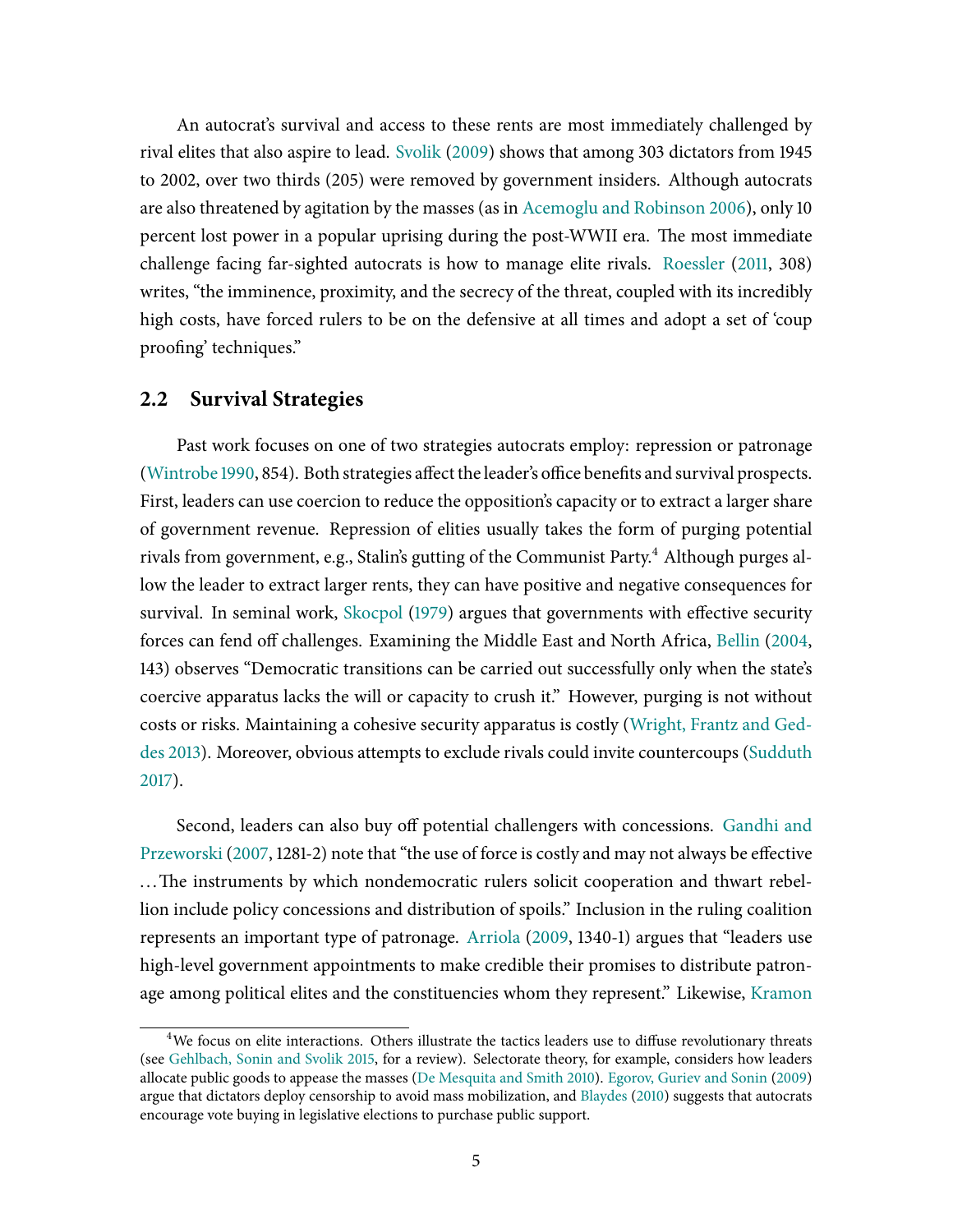An autocrat's survival and access to these rents are most immediately challenged by rival elites that also aspire to lead. Svolik (2009) shows that among 303 dictators from 1945 to 2002, over two thirds (205) were removed by government insiders. Although autocrats are also threatened by agitation by the masses (as in Acemoglu and Robinson 2006), only 10 percent lost power in a popular uprising during the post-WWII era. The most immediate challenge facing far-sighted autocrats is how to manage elite rivals. Roessler (2011, 308) writes, "the imminence, proximity, and the secrecy of the threat, coupled with its incredibly high costs, have forced rulers to be on the defensive at all times and adopt a set of 'coup proofing' techniques."

## 2.2 Survival Strategies

Past work focuses on one of two strategies autocrats employ: repression or patronage (Wintrobe 1990, 854). Both strategies affect the leader's office benefits and survival prospects. First, leaders can use coercion to reduce the opposition's capacity or to extract a larger share of government revenue. Repression of elities usually takes the form of purging potential rivals from government, e.g., Stalin's gutting of the Communist Party.[4] Although purges allow the leader to extract larger rents, they can have positive and negative consequences for survival. In seminal work, Skocpol (1979) argues that governments with effective security forces can fend off challenges. Examining the Middle East and North Africa, Bellin (2004, 143) observes "Democratic transitions can be carried out successfully only when the state's coercive apparatus lacks the will or capacity to crush it." However, purging is not without costs or risks. Maintaining a cohesive security apparatus is costly (Wright, Frantz and Geddes 2013). Moreover, obvious attempts to exclude rivals could invite countercoups (Sudduth 2017).

Second, leaders can also buy off potential challengers with concessions. Gandhi and Przeworski (2007, 1281-2) note that "the use of force is costly and may not always be effective …The instruments by which nondemocratic rulers solicit cooperation and thwart rebellion include policy concessions and distribution of spoils." Inclusion in the ruling coalition represents an important type of patronage. Arriola (2009, 1340-1) argues that "leaders use high-level government appointments to make credible their promises to distribute patronage among political elites and the constituencies whom they represent." Likewise, Kramon

[4] We focus on elite interactions. Others illustrate the tactics leaders use to diffuse revolutionary threats (see Gehlbach, Sonin and Svolik 2015, for a review). Selectorate theory, for example, considers how leaders allocate public goods to appease the masses (De Mesquita and Smith 2010). Egorov, Guriev and Sonin (2009) argue that dictators deploy censorship to avoid mass mobilization, and Blaydes (2010) suggests that autocrats encourage vote buying in legislative elections to purchase public support.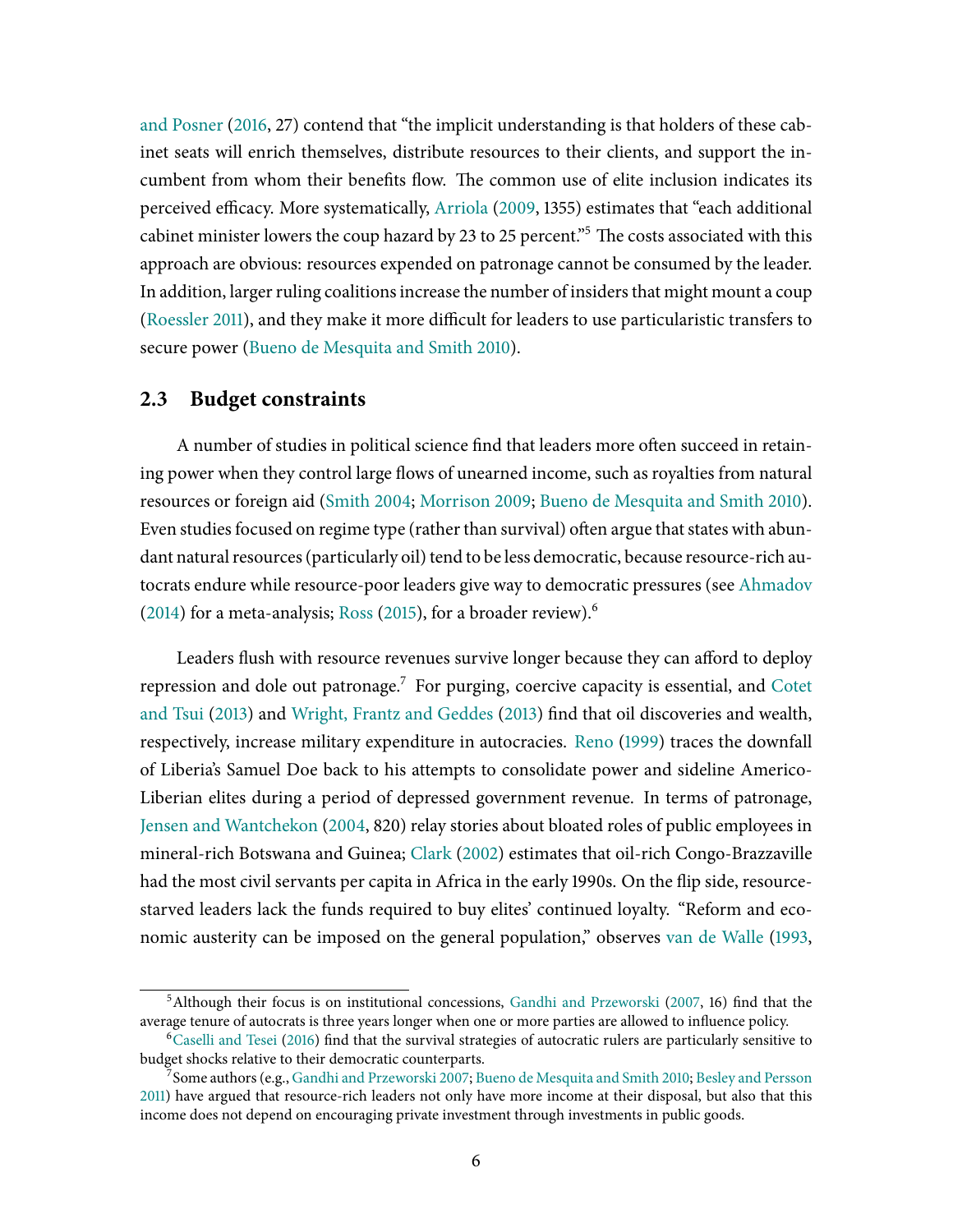and Posner (2016, 27) contend that "the implicit understanding is that holders of these cabinet seats will enrich themselves, distribute resources to their clients, and support the incumbent from whom their benefits flow. The common use of elite inclusion indicates its perceived efficacy. More systematically, Arriola (2009, 1355) estimates that "each additional cabinet minister lowers the coup hazard by 23 to 25 percent."[5] The costs associated with this approach are obvious: resources expended on patronage cannot be consumed by the leader. In addition, larger ruling coalitions increase the number of insiders that might mount a coup (Roessler 2011), and they make it more difficult for leaders to use particularistic transfers to secure power (Bueno de Mesquita and Smith 2010).

## 2.3 Budget constraints

A number of studies in political science find that leaders more often succeed in retaining power when they control large flows of unearned income, such as royalties from natural resources or foreign aid (Smith 2004; Morrison 2009; Bueno de Mesquita and Smith 2010). Even studies focused on regime type (rather than survival) often argue that states with abundant natural resources (particularly oil) tend to be less democratic, because resource-rich autocrats endure while resource-poor leaders give way to democratic pressures (see Ahmadov (2014) for a meta-analysis; Ross (2015), for a broader review).[6]

Leaders flush with resource revenues survive longer because they can afford to deploy repression and dole out patronage.[7] For purging, coercive capacity is essential, and Cotet and Tsui (2013) and Wright, Frantz and Geddes (2013) find that oil discoveries and wealth, respectively, increase military expenditure in autocracies. Reno (1999) traces the downfall of Liberia's Samuel Doe back to his attempts to consolidate power and sideline Americo-Liberian elites during a period of depressed government revenue. In terms of patronage, Jensen and Wantchekon (2004, 820) relay stories about bloated roles of public employees in mineral-rich Botswana and Guinea; Clark (2002) estimates that oil-rich Congo-Brazzaville had the most civil servants per capita in Africa in the early 1990s. On the flip side, resource-starved leaders lack the funds required to buy elites' continued loyalty. "Reform and economic austerity can be imposed on the general population," observes van de Walle (1993,

[5] Although their focus is on institutional concessions, Gandhi and Przeworski (2007, 16) find that the average tenure of autocrats is three years longer when one or more parties are allowed to influence policy.

[6] Caselli and Tesei (2016) find that the survival strategies of autocratic rulers are particularly sensitive to budget shocks relative to their democratic counterparts.

[7] Some authors (e.g., Gandhi and Przeworski 2007; Bueno de Mesquita and Smith 2010; Besley and Persson 2011) have argued that resource-rich leaders not only have more income at their disposal, but also that this income does not depend on encouraging private investment through investments in public goods.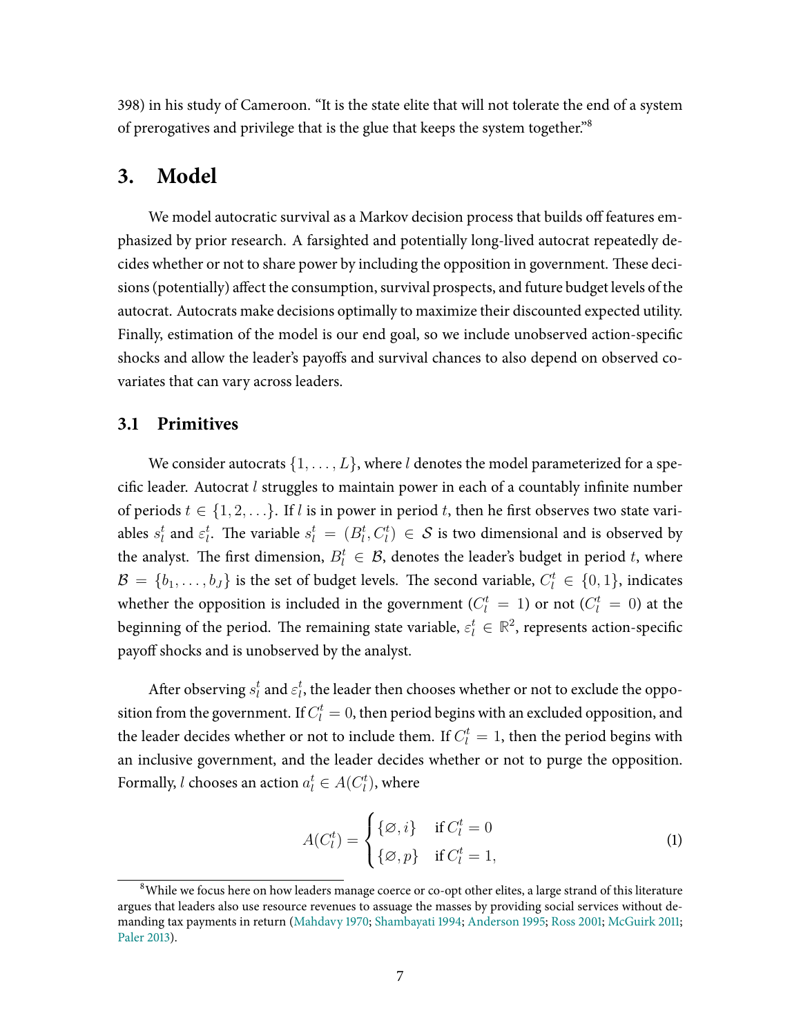398) in his study of Cameroon. "It is the state elite that will not tolerate the end of a system of prerogatives and privilege that is the glue that keeps the system together."[8]

# 3. Model

We model autocratic survival as a Markov decision process that builds off features emphasized by prior research. A farsighted and potentially long-lived autocrat repeatedly decides whether or not to share power by including the opposition in government. These decisions (potentially) affect the consumption, survival prospects, and future budget levels of the autocrat. Autocrats make decisions optimally to maximize their discounted expected utility. Finally, estimation of the model is our end goal, so we include unobserved action-specific shocks and allow the leader's payoffs and survival chances to also depend on observed covariates that can vary across leaders.

## 3.1 Primitives

We consider autocrats $\{1, \ldots, L\}$, where $l$ denotes the model parameterized for a specific leader. Autocrat $l$ struggles to maintain power in each of a countably infinite number of periods $t \in \{1, 2, \ldots\}$. If $l$ is in power in period $t$, then he first observes two state variables $s_l^t$ and $\varepsilon_l^t$. The variable $s_l^t = (B_l^t, C_l^t) \in \mathcal{S}$ is two dimensional and is observed by the analyst. The first dimension, $B_l^t \in \mathcal{B}$, denotes the leader's budget in period $t$, where $\mathcal{B} = \{b_1, \ldots, b_J\}$ is the set of budget levels. The second variable, $C_l^t \in \{0, 1\}$, indicates whether the opposition is included in the government ($C_l^t = 1$) or not ($C_l^t = 0$) at the beginning of the period. The remaining state variable, $\varepsilon_l^t \in \mathbb{R}^2$, represents action-specific payoff shocks and is unobserved by the analyst.

After observing $s_l^t$ and $\varepsilon_l^t$, the leader then chooses whether or not to exclude the opposition from the government. If $C_l^t = 0$, then period begins with an excluded opposition, and the leader decides whether or not to include them. If $C_l^t = 1$, then the period begins with an inclusive government, and the leader decides whether or not to purge the opposition. Formally, $l$ chooses an action $a_l^t \in A(C_l^t)$, where

$$A(C_l^t) = \begin{cases} \{\varnothing, i\} & \text{if } C_l^t = 0 \\ \{\varnothing, p\} & \text{if } C_l^t = 1, \end{cases} \tag{1}$$

[8] While we focus here on how leaders manage coerce or co-opt other elites, a large strand of this literature argues that leaders also use resource revenues to assuage the masses by providing social services without demanding tax payments in return (Mahdavy 1970; Shambayati 1994; Anderson 1995; Ross 2001; McGuirk 2011; Paler 2013).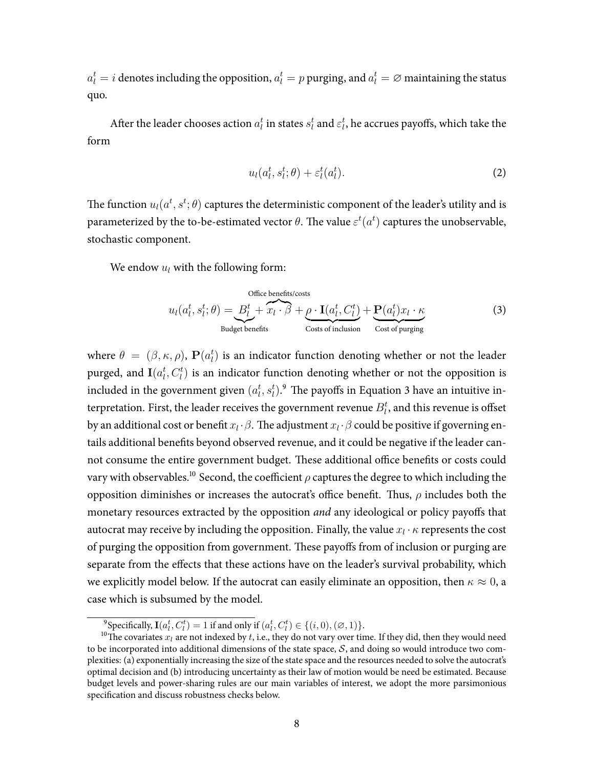$a_l^t = i$ denotes including the opposition, $a_l^t = p$ purging, and $a_l^t = \varnothing$ maintaining the status quo.

After the leader chooses action $a_l^t$ in states $s_l^t$ and $\varepsilon_l^t$, he accrues payoffs, which take the form

$$u_l(a_l^t, s_l^t; \theta) + \varepsilon_l^t(a_l^t). \tag{2}$$

The function $u_l(a^t, s^t; \theta)$ captures the deterministic component of the leader's utility and is parameterized by the to-be-estimated vector $\theta$. The value $\varepsilon^t(a^t)$ captures the unobservable, stochastic component.

We endow $u_l$ with the following form:

$$u_l(a_l^t, s_l^t; \theta) = \underbrace{B_l^t}_{\text{Budget benefits}} + \overbrace{x_l \cdot \beta}^{\text{Office benefits/costs}} + \underbrace{\rho \cdot \mathbf{I}(a_l^t, C_l^t)}_{\text{Costs of inclusion}} + \underbrace{\mathbf{P}(a_l^t) x_l \cdot \kappa}_{\text{Cost of purging}} \tag{3}$$

where $\theta = (\beta, \kappa, \rho)$, $\mathbf{P}(a_l^t)$ is an indicator function denoting whether or not the leader purged, and $\mathbf{I}(a_l^t, C_l^t)$ is an indicator function denoting whether or not the opposition is included in the government given $(a_l^t, s_l^t)$.[9] The payoffs in Equation 3 have an intuitive interpretation. First, the leader receives the government revenue $B_l^t$, and this revenue is offset by an additional cost or benefit $x_l \cdot \beta$. The adjustment $x_l \cdot \beta$ could be positive if governing entails additional benefits beyond observed revenue, and it could be negative if the leader cannot consume the entire government budget. These additional office benefits or costs could vary with observables.[10] Second, the coefficient $\rho$ captures the degree to which including the opposition diminishes or increases the autocrat's office benefit. Thus, $\rho$ includes both the monetary resources extracted by the opposition *and* any ideological or policy payoffs that autocrat may receive by including the opposition. Finally, the value $x_l \cdot \kappa$ represents the cost of purging the opposition from government. These payoffs from of inclusion or purging are separate from the effects that these actions have on the leader's survival probability, which we explicitly model below. If the autocrat can easily eliminate an opposition, then $\kappa \approx 0$, a case which is subsumed by the model.

---

[9] Specifically, $\mathbf{I}(a_l^t, C_l^t) = 1$ if and only if $(a_l^t, C_l^t) \in \{(i, 0), (\varnothing, 1)\}$.

[10] The covariates $x_l$ are not indexed by $t$, i.e., they do not vary over time. If they did, then they would need to be incorporated into additional dimensions of the state space, $\mathcal{S}$, and doing so would introduce two complexities: (a) exponentially increasing the size of the state space and the resources needed to solve the autocrat's optimal decision and (b) introducing uncertainty as their law of motion would be need be estimated. Because budget levels and power-sharing rules are our main variables of interest, we adopt the more parsimonious specification and discuss robustness checks below.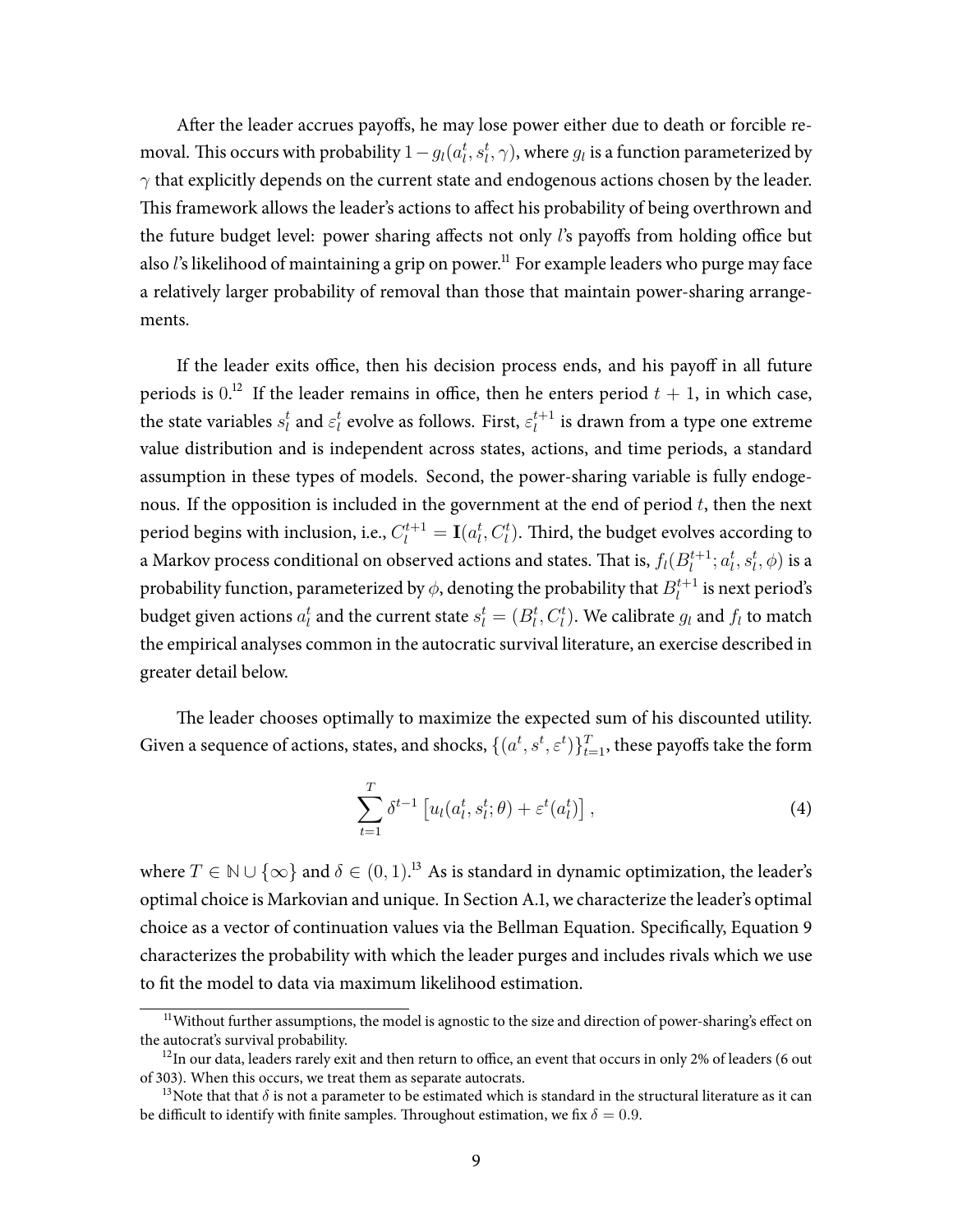After the leader accrues payoffs, he may lose power either due to death or forcible removal. This occurs with probability $1 - g_l(a_l^t, s_l^t, \gamma)$, where $g_l$ is a function parameterized by $\gamma$ that explicitly depends on the current state and endogenous actions chosen by the leader. This framework allows the leader's actions to affect his probability of being overthrown and the future budget level: power sharing affects not only $l$'s payoffs from holding office but also $l$'s likelihood of maintaining a grip on power.[11] For example leaders who purge may face a relatively larger probability of removal than those that maintain power-sharing arrangements.

If the leader exits office, then his decision process ends, and his payoff in all future periods is $0$.[12] If the leader remains in office, then he enters period $t+1$, in which case, the state variables $s_l^t$ and $\varepsilon_l^t$ evolve as follows. First, $\varepsilon_l^{t+1}$ is drawn from a type one extreme value distribution and is independent across states, actions, and time periods, a standard assumption in these types of models. Second, the power-sharing variable is fully endogenous. If the opposition is included in the government at the end of period $t$, then the next period begins with inclusion, i.e., $C_l^{t+1} = \mathbf{I}(a_l^t, C_l^t)$. Third, the budget evolves according to a Markov process conditional on observed actions and states. That is, $f_l(B_l^{t+1}; a_l^t, s_l^t, \phi)$ is a probability function, parameterized by $\phi$, denoting the probability that $B_l^{t+1}$ is next period's budget given actions $a_l^t$ and the current state $s_l^t = (B_l^t, C_l^t)$. We calibrate $g_l$ and $f_l$ to match the empirical analyses common in the autocratic survival literature, an exercise described in greater detail below.

The leader chooses optimally to maximize the expected sum of his discounted utility. Given a sequence of actions, states, and shocks, $\{(a^t, s^t, \varepsilon^t)\}_{t=1}^{T}$, these payoffs take the form

$$\sum_{t=1}^{T} \delta^{t-1} \left[ u_l(a_l^t, s_l^t; \theta) + \varepsilon^t(a_l^t) \right], \tag{4}$$

where $T \in \mathbb{N} \cup \{\infty\}$ and $\delta \in (0,1)$.[13] As is standard in dynamic optimization, the leader's optimal choice is Markovian and unique. In Section A.1, we characterize the leader's optimal choice as a vector of continuation values via the Bellman Equation. Specifically, Equation 9 characterizes the probability with which the leader purges and includes rivals which we use to fit the model to data via maximum likelihood estimation.

---

[11] Without further assumptions, the model is agnostic to the size and direction of power-sharing's effect on the autocrat's survival probability.

[12] In our data, leaders rarely exit and then return to office, an event that occurs in only 2% of leaders (6 out of 303). When this occurs, we treat them as separate autocrats.

[13] Note that that $\delta$ is not a parameter to be estimated which is standard in the structural literature as it can be difficult to identify with finite samples. Throughout estimation, we fix $\delta = 0.9$.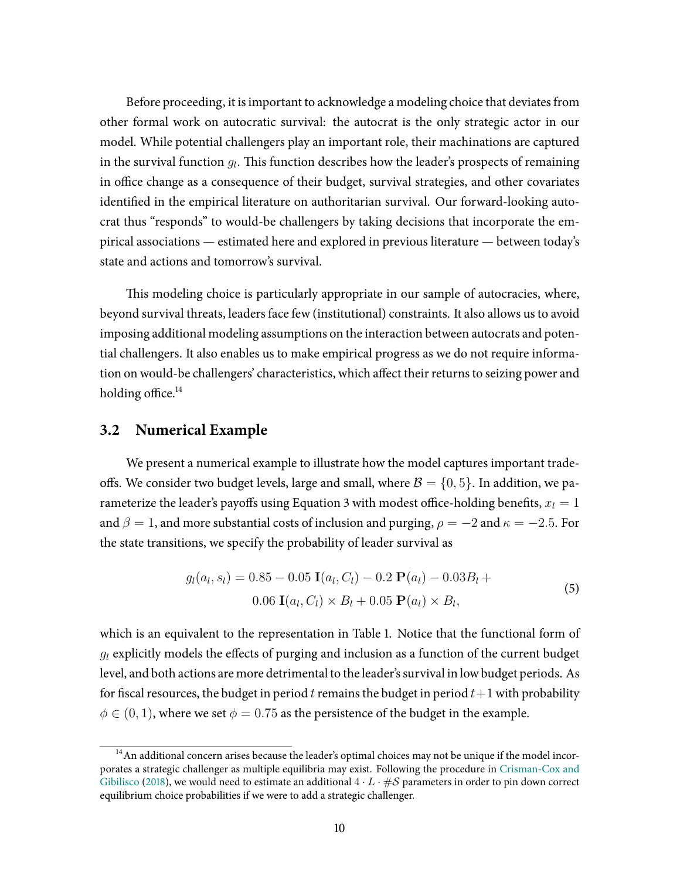Before proceeding, it is important to acknowledge a modeling choice that deviates from other formal work on autocratic survival: the autocrat is the only strategic actor in our model. While potential challengers play an important role, their machinations are captured in the survival function $g_l$. This function describes how the leader's prospects of remaining in office change as a consequence of their budget, survival strategies, and other covariates identified in the empirical literature on authoritarian survival. Our forward-looking autocrat thus "responds" to would-be challengers by taking decisions that incorporate the empirical associations — estimated here and explored in previous literature — between today's state and actions and tomorrow's survival.

This modeling choice is particularly appropriate in our sample of autocracies, where, beyond survival threats, leaders face few (institutional) constraints. It also allows us to avoid imposing additional modeling assumptions on the interaction between autocrats and potential challengers. It also enables us to make empirical progress as we do not require information on would-be challengers' characteristics, which affect their returns to seizing power and holding office.[14]

## 3.2 Numerical Example

We present a numerical example to illustrate how the model captures important tradeoffs. We consider two budget levels, large and small, where $\mathcal{B} = \{0, 5\}$. In addition, we parameterize the leader's payoffs using Equation 3 with modest office-holding benefits, $x_l = 1$ and $\beta = 1$, and more substantial costs of inclusion and purging, $\rho = -2$ and $\kappa = -2.5$. For the state transitions, we specify the probability of leader survival as

$$g_l(a_l, s_l) = 0.85 - 0.05\ \mathbf{I}(a_l, C_l) - 0.2\ \mathbf{P}(a_l) - 0.03 B_l + \\ 0.06\ \mathbf{I}(a_l, C_l) \times B_l + 0.05\ \mathbf{P}(a_l) \times B_l, \tag{5}$$

which is an equivalent to the representation in Table 1. Notice that the functional form of $g_l$ explicitly models the effects of purging and inclusion as a function of the current budget level, and both actions are more detrimental to the leader's survival in low budget periods. As for fiscal resources, the budget in period $t$ remains the budget in period $t+1$ with probability $\phi \in (0, 1)$, where we set $\phi = 0.75$ as the persistence of the budget in the example.

[14] An additional concern arises because the leader's optimal choices may not be unique if the model incorporates a strategic challenger as multiple equilibria may exist. Following the procedure in Crisman-Cox and Gibilisco (2018), we would need to estimate an additional $4 \cdot L \cdot \#\mathcal{S}$ parameters in order to pin down correct equilibrium choice probabilities if we were to add a strategic challenger.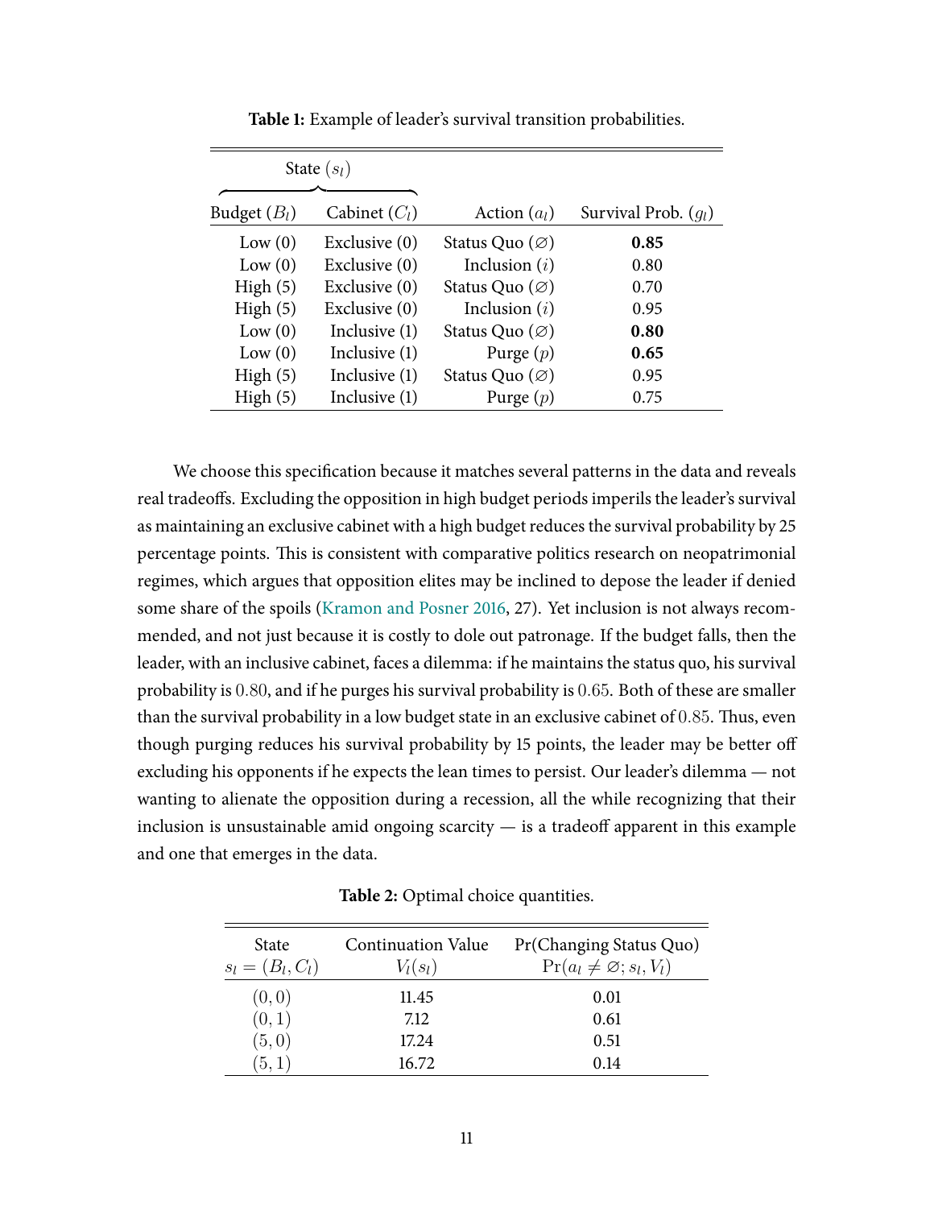**Table 1:** Example of leader's survival transition probabilities.

| State ($s_l$) | | | |
|---|---|---|---|
| Budget ($B_l$) | Cabinet ($C_l$) | Action ($a_l$) | Survival Prob. ($g_l$) |
| Low (0) | Exclusive (0) | Status Quo ($\varnothing$) | **0.85** |
| Low (0) | Exclusive (0) | Inclusion ($i$) | 0.80 |
| High (5) | Exclusive (0) | Status Quo ($\varnothing$) | 0.70 |
| High (5) | Exclusive (0) | Inclusion ($i$) | 0.95 |
| Low (0) | Inclusive (1) | Status Quo ($\varnothing$) | **0.80** |
| Low (0) | Inclusive (1) | Purge ($p$) | **0.65** |
| High (5) | Inclusive (1) | Status Quo ($\varnothing$) | 0.95 |
| High (5) | Inclusive (1) | Purge ($p$) | 0.75 |

We choose this specification because it matches several patterns in the data and reveals real tradeoffs. Excluding the opposition in high budget periods imperils the leader's survival as maintaining an exclusive cabinet with a high budget reduces the survival probability by 25 percentage points. This is consistent with comparative politics research on neopatrimonial regimes, which argues that opposition elites may be inclined to depose the leader if denied some share of the spoils (Kramon and Posner 2016, 27). Yet inclusion is not always recommended, and not just because it is costly to dole out patronage. If the budget falls, then the leader, with an inclusive cabinet, faces a dilemma: if he maintains the status quo, his survival probability is $0.80$, and if he purges his survival probability is $0.65$. Both of these are smaller than the survival probability in a low budget state in an exclusive cabinet of $0.85$. Thus, even though purging reduces his survival probability by 15 points, the leader may be better off excluding his opponents if he expects the lean times to persist. Our leader's dilemma — not wanting to alienate the opposition during a recession, all the while recognizing that their inclusion is unsustainable amid ongoing scarcity — is a tradeoff apparent in this example and one that emerges in the data.

**Table 2:** Optimal choice quantities.

| State $s_l = (B_l, C_l)$ | Continuation Value $V_l(s_l)$ | Pr(Changing Status Quo) $\Pr(a_l \neq \varnothing; s_l, V_l)$ |
|---|---|---|
| $(0, 0)$ | 11.45 | 0.01 |
| $(0, 1)$ | 7.12 | 0.61 |
| $(5, 0)$ | 17.24 | 0.51 |
| $(5, 1)$ | 16.72 | 0.14 |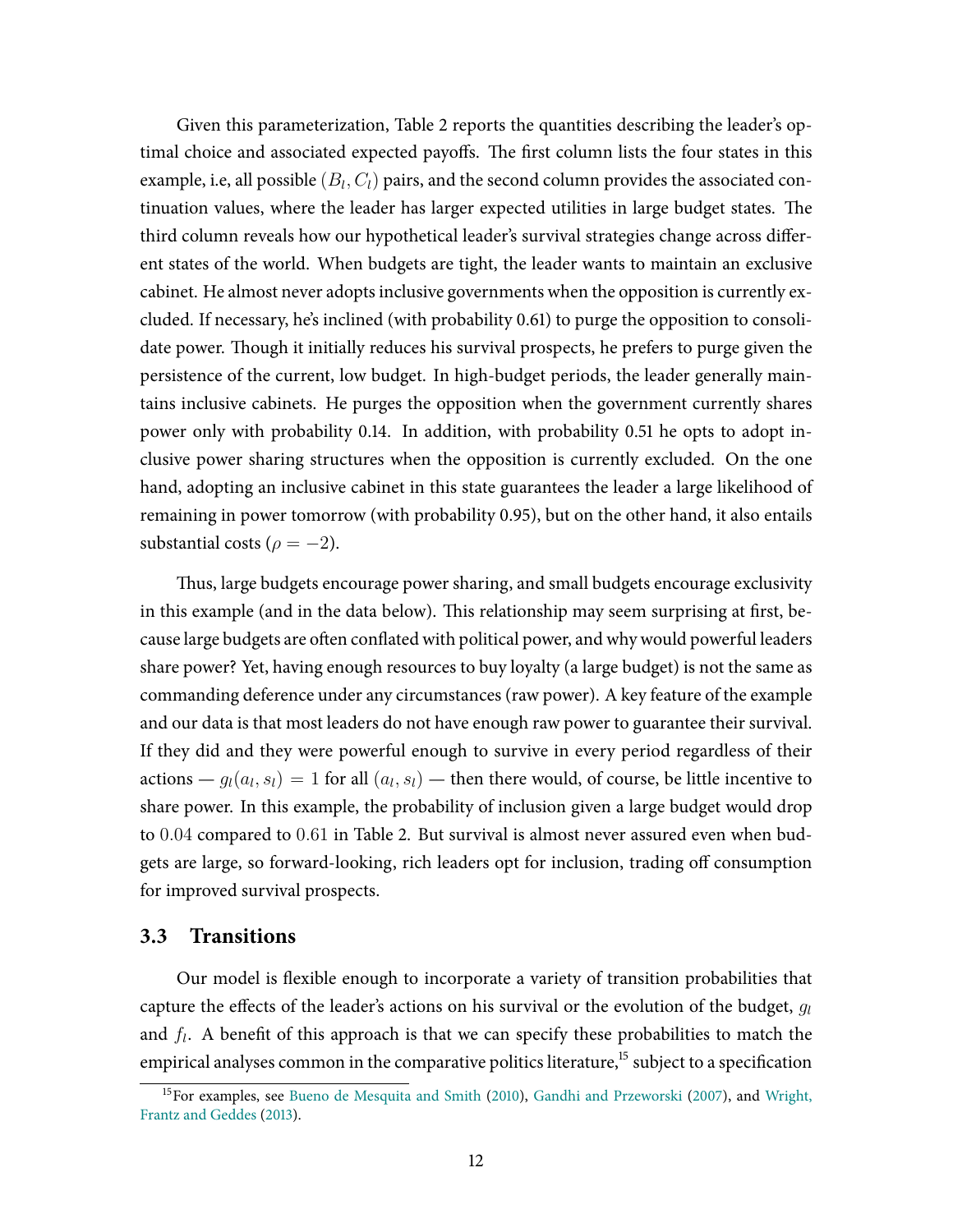Given this parameterization, Table 2 reports the quantities describing the leader's optimal choice and associated expected payoffs. The first column lists the four states in this example, i.e, all possible $(B_l, C_l)$ pairs, and the second column provides the associated continuation values, where the leader has larger expected utilities in large budget states. The third column reveals how our hypothetical leader's survival strategies change across different states of the world. When budgets are tight, the leader wants to maintain an exclusive cabinet. He almost never adopts inclusive governments when the opposition is currently excluded. If necessary, he's inclined (with probability 0.61) to purge the opposition to consolidate power. Though it initially reduces his survival prospects, he prefers to purge given the persistence of the current, low budget. In high-budget periods, the leader generally maintains inclusive cabinets. He purges the opposition when the government currently shares power only with probability 0.14. In addition, with probability 0.51 he opts to adopt inclusive power sharing structures when the opposition is currently excluded. On the one hand, adopting an inclusive cabinet in this state guarantees the leader a large likelihood of remaining in power tomorrow (with probability 0.95), but on the other hand, it also entails substantial costs ($\rho = -2$).

Thus, large budgets encourage power sharing, and small budgets encourage exclusivity in this example (and in the data below). This relationship may seem surprising at first, because large budgets are often conflated with political power, and why would powerful leaders share power? Yet, having enough resources to buy loyalty (a large budget) is not the same as commanding deference under any circumstances (raw power). A key feature of the example and our data is that most leaders do not have enough raw power to guarantee their survival. If they did and they were powerful enough to survive in every period regardless of their actions — $g_l(a_l, s_l) = 1$ for all $(a_l, s_l)$ — then there would, of course, be little incentive to share power. In this example, the probability of inclusion given a large budget would drop to $0.04$ compared to $0.61$ in Table 2. But survival is almost never assured even when budgets are large, so forward-looking, rich leaders opt for inclusion, trading off consumption for improved survival prospects.

## 3.3 Transitions

Our model is flexible enough to incorporate a variety of transition probabilities that capture the effects of the leader's actions on his survival or the evolution of the budget, $g_l$ and $f_l$. A benefit of this approach is that we can specify these probabilities to match the empirical analyses common in the comparative politics literature,[15] subject to a specification

[15] For examples, see Bueno de Mesquita and Smith (2010), Gandhi and Przeworski (2007), and Wright, Frantz and Geddes (2013).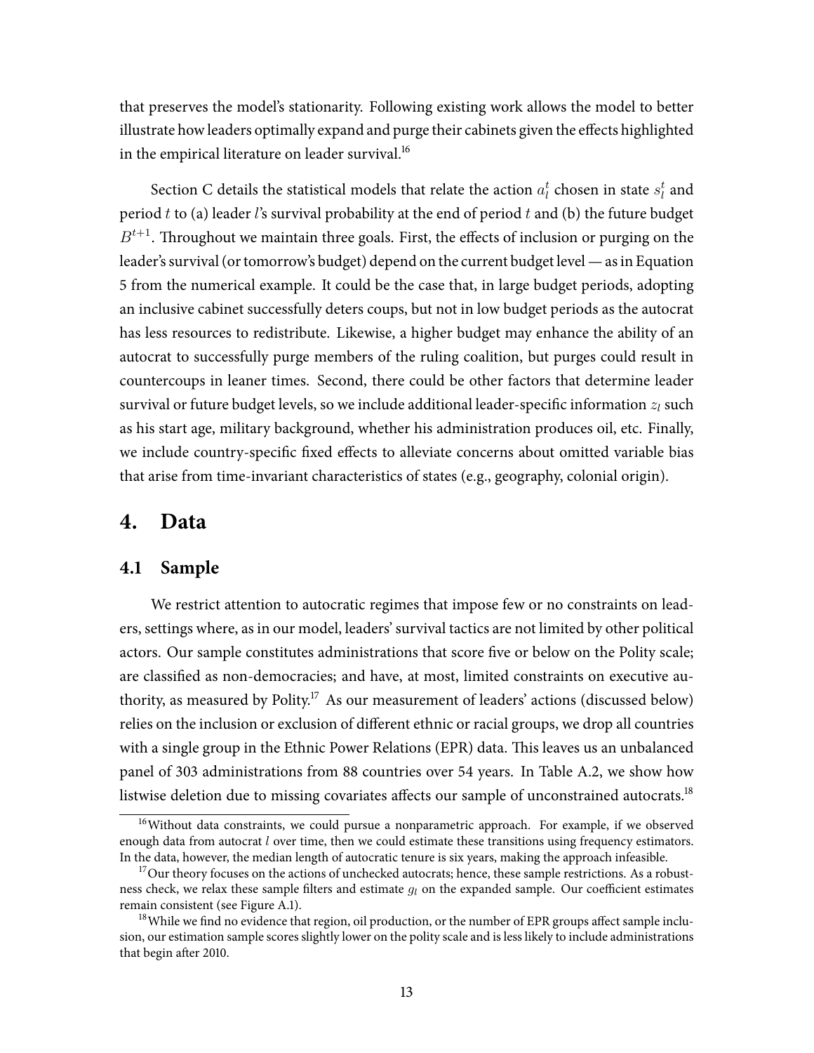that preserves the model's stationarity. Following existing work allows the model to better illustrate how leaders optimally expand and purge their cabinets given the effects highlighted in the empirical literature on leader survival.[16]

Section C details the statistical models that relate the action $a_l^t$ chosen in state $s_l^t$ and period $t$ to (a) leader $l$'s survival probability at the end of period $t$ and (b) the future budget $B^{t+1}$. Throughout we maintain three goals. First, the effects of inclusion or purging on the leader's survival (or tomorrow's budget) depend on the current budget level — as in Equation 5 from the numerical example. It could be the case that, in large budget periods, adopting an inclusive cabinet successfully deters coups, but not in low budget periods as the autocrat has less resources to redistribute. Likewise, a higher budget may enhance the ability of an autocrat to successfully purge members of the ruling coalition, but purges could result in countercoups in leaner times. Second, there could be other factors that determine leader survival or future budget levels, so we include additional leader-specific information $z_l$ such as his start age, military background, whether his administration produces oil, etc. Finally, we include country-specific fixed effects to alleviate concerns about omitted variable bias that arise from time-invariant characteristics of states (e.g., geography, colonial origin).

# 4. Data

## 4.1 Sample

We restrict attention to autocratic regimes that impose few or no constraints on leaders, settings where, as in our model, leaders' survival tactics are not limited by other political actors. Our sample constitutes administrations that score five or below on the Polity scale; are classified as non-democracies; and have, at most, limited constraints on executive authority, as measured by Polity.[17] As our measurement of leaders' actions (discussed below) relies on the inclusion or exclusion of different ethnic or racial groups, we drop all countries with a single group in the Ethnic Power Relations (EPR) data. This leaves us an unbalanced panel of 303 administrations from 88 countries over 54 years. In Table A.2, we show how listwise deletion due to missing covariates affects our sample of unconstrained autocrats.[18]

[16] Without data constraints, we could pursue a nonparametric approach. For example, if we observed enough data from autocrat $l$ over time, then we could estimate these transitions using frequency estimators. In the data, however, the median length of autocratic tenure is six years, making the approach infeasible.

[17] Our theory focuses on the actions of unchecked autocrats; hence, these sample restrictions. As a robustness check, we relax these sample filters and estimate $g_l$ on the expanded sample. Our coefficient estimates remain consistent (see Figure A.1).

[18] While we find no evidence that region, oil production, or the number of EPR groups affect sample inclusion, our estimation sample scores slightly lower on the polity scale and is less likely to include administrations that begin after 2010.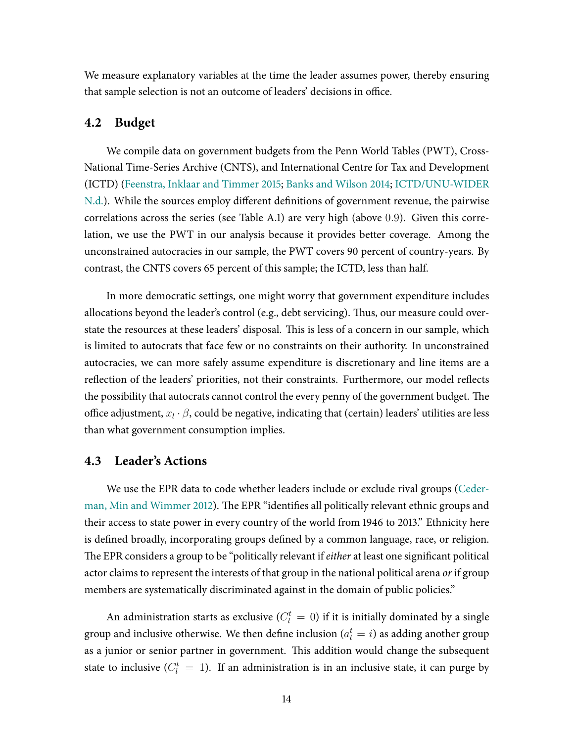We measure explanatory variables at the time the leader assumes power, thereby ensuring that sample selection is not an outcome of leaders' decisions in office.

## 4.2 Budget

We compile data on government budgets from the Penn World Tables (PWT), Cross-National Time-Series Archive (CNTS), and International Centre for Tax and Development (ICTD) (Feenstra, Inklaar and Timmer 2015; Banks and Wilson 2014; ICTD/UNU-WIDER N.d.). While the sources employ different definitions of government revenue, the pairwise correlations across the series (see Table A.1) are very high (above $0.9$). Given this correlation, we use the PWT in our analysis because it provides better coverage. Among the unconstrained autocracies in our sample, the PWT covers 90 percent of country-years. By contrast, the CNTS covers 65 percent of this sample; the ICTD, less than half.

In more democratic settings, one might worry that government expenditure includes allocations beyond the leader's control (e.g., debt servicing). Thus, our measure could overstate the resources at these leaders' disposal. This is less of a concern in our sample, which is limited to autocrats that face few or no constraints on their authority. In unconstrained autocracies, we can more safely assume expenditure is discretionary and line items are a reflection of the leaders' priorities, not their constraints. Furthermore, our model reflects the possibility that autocrats cannot control the every penny of the government budget. The office adjustment, $x_l \cdot \beta$, could be negative, indicating that (certain) leaders' utilities are less than what government consumption implies.

## 4.3 Leader's Actions

We use the EPR data to code whether leaders include or exclude rival groups (Cederman, Min and Wimmer 2012). The EPR "identifies all politically relevant ethnic groups and their access to state power in every country of the world from 1946 to 2013." Ethnicity here is defined broadly, incorporating groups defined by a common language, race, or religion. The EPR considers a group to be "politically relevant if *either* at least one significant political actor claims to represent the interests of that group in the national political arena *or* if group members are systematically discriminated against in the domain of public policies."

An administration starts as exclusive ($C_l^t = 0$) if it is initially dominated by a single group and inclusive otherwise. We then define inclusion ($a_l^t = i$) as adding another group as a junior or senior partner in government. This addition would change the subsequent state to inclusive ($C_l^t = 1$). If an administration is in an inclusive state, it can purge by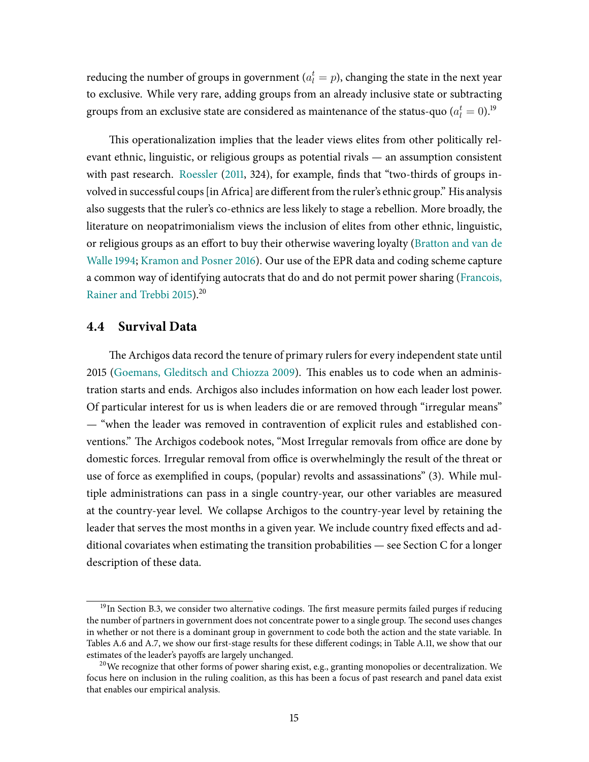reducing the number of groups in government ($a_l^t = p$), changing the state in the next year to exclusive. While very rare, adding groups from an already inclusive state or subtracting groups from an exclusive state are considered as maintenance of the status-quo ($a_l^t = 0$).[19]

This operationalization implies that the leader views elites from other politically relevant ethnic, linguistic, or religious groups as potential rivals — an assumption consistent with past research. Roessler (2011, 324), for example, finds that "two-thirds of groups involved in successful coups [in Africa] are different from the ruler's ethnic group." His analysis also suggests that the ruler's co-ethnics are less likely to stage a rebellion. More broadly, the literature on neopatrimonialism views the inclusion of elites from other ethnic, linguistic, or religious groups as an effort to buy their otherwise wavering loyalty (Bratton and van de Walle 1994; Kramon and Posner 2016). Our use of the EPR data and coding scheme capture a common way of identifying autocrats that do and do not permit power sharing (Francois, Rainer and Trebbi 2015).[20]

## 4.4 Survival Data

The Archigos data record the tenure of primary rulers for every independent state until 2015 (Goemans, Gleditsch and Chiozza 2009). This enables us to code when an administration starts and ends. Archigos also includes information on how each leader lost power. Of particular interest for us is when leaders die or are removed through "irregular means" — "when the leader was removed in contravention of explicit rules and established conventions." The Archigos codebook notes, "Most Irregular removals from office are done by domestic forces. Irregular removal from office is overwhelmingly the result of the threat or use of force as exemplified in coups, (popular) revolts and assassinations" (3). While multiple administrations can pass in a single country-year, our other variables are measured at the country-year level. We collapse Archigos to the country-year level by retaining the leader that serves the most months in a given year. We include country fixed effects and additional covariates when estimating the transition probabilities — see Section C for a longer description of these data.

[19] In Section B.3, we consider two alternative codings. The first measure permits failed purges if reducing the number of partners in government does not concentrate power to a single group. The second uses changes in whether or not there is a dominant group in government to code both the action and the state variable. In Tables A.6 and A.7, we show our first-stage results for these different codings; in Table A.11, we show that our estimates of the leader's payoffs are largely unchanged.

[20] We recognize that other forms of power sharing exist, e.g., granting monopolies or decentralization. We focus here on inclusion in the ruling coalition, as this has been a focus of past research and panel data exist that enables our empirical analysis.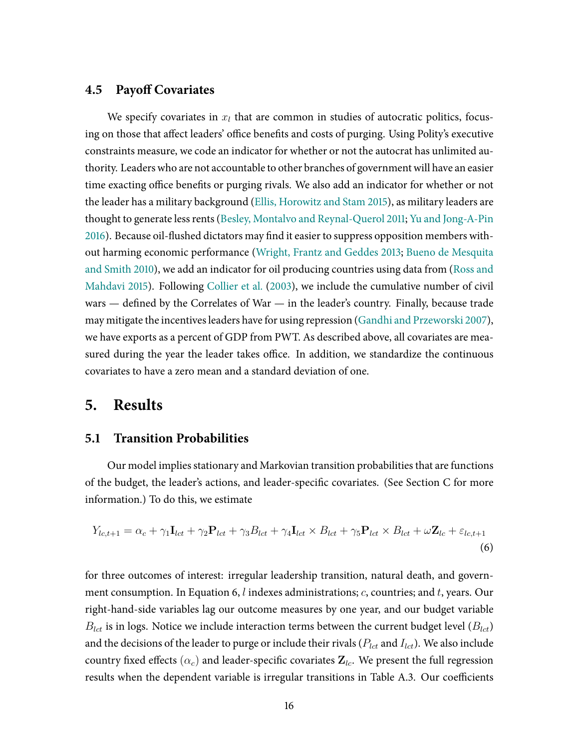### 4.5 Payoff Covariates

We specify covariates in $x_l$ that are common in studies of autocratic politics, focusing on those that affect leaders' office benefits and costs of purging. Using Polity's executive constraints measure, we code an indicator for whether or not the autocrat has unlimited authority. Leaders who are not accountable to other branches of government will have an easier time exacting office benefits or purging rivals. We also add an indicator for whether or not the leader has a military background (Ellis, Horowitz and Stam 2015), as military leaders are thought to generate less rents (Besley, Montalvo and Reynal-Querol 2011; Yu and Jong-A-Pin 2016). Because oil-flushed dictators may find it easier to suppress opposition members without harming economic performance (Wright, Frantz and Geddes 2013; Bueno de Mesquita and Smith 2010), we add an indicator for oil producing countries using data from (Ross and Mahdavi 2015). Following Collier et al. (2003), we include the cumulative number of civil wars — defined by the Correlates of War — in the leader's country. Finally, because trade may mitigate the incentives leaders have for using repression (Gandhi and Przeworski 2007), we have exports as a percent of GDP from PWT. As described above, all covariates are measured during the year the leader takes office. In addition, we standardize the continuous covariates to have a zero mean and a standard deviation of one.

## 5. Results

### 5.1 Transition Probabilities

Our model implies stationary and Markovian transition probabilities that are functions of the budget, the leader's actions, and leader-specific covariates. (See Section C for more information.) To do this, we estimate

$$Y_{lc,t+1} = \alpha_c + \gamma_1 \mathbf{I}_{lct} + \gamma_2 \mathbf{P}_{lct} + \gamma_3 B_{lct} + \gamma_4 \mathbf{I}_{lct} \times B_{lct} + \gamma_5 \mathbf{P}_{lct} \times B_{lct} + \omega \mathbf{Z}_{lc} + \varepsilon_{lc,t+1} \tag{6}$$

for three outcomes of interest: irregular leadership transition, natural death, and government consumption. In Equation 6, $l$ indexes administrations; $c$, countries; and $t$, years. Our right-hand-side variables lag our outcome measures by one year, and our budget variable $B_{lct}$ is in logs. Notice we include interaction terms between the current budget level ($B_{lct}$) and the decisions of the leader to purge or include their rivals ($P_{lct}$ and $I_{lct}$). We also include country fixed effects ($\alpha_c$) and leader-specific covariates $\mathbf{Z}_{lc}$. We present the full regression results when the dependent variable is irregular transitions in Table A.3. Our coefficients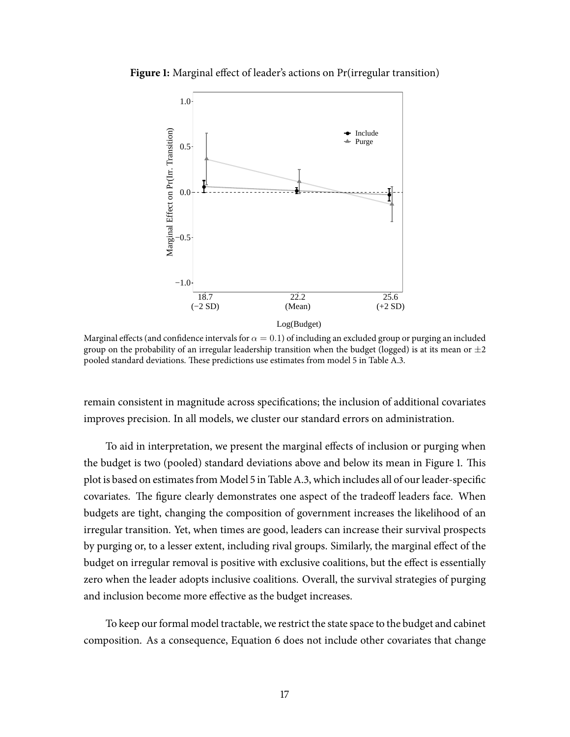**Figure 1:** Marginal effect of leader's actions on Pr(irregular transition)

Marginal effects (and confidence intervals for $\alpha = 0.1$) of including an excluded group or purging an included group on the probability of an irregular leadership transition when the budget (logged) is at its mean or $\pm 2$ pooled standard deviations. These predictions use estimates from model 5 in Table A.3.

remain consistent in magnitude across specifications; the inclusion of additional covariates improves precision. In all models, we cluster our standard errors on administration.

To aid in interpretation, we present the marginal effects of inclusion or purging when the budget is two (pooled) standard deviations above and below its mean in Figure 1. This plot is based on estimates from Model 5 in Table A.3, which includes all of our leader-specific covariates. The figure clearly demonstrates one aspect of the tradeoff leaders face. When budgets are tight, changing the composition of government increases the likelihood of an irregular transition. Yet, when times are good, leaders can increase their survival prospects by purging or, to a lesser extent, including rival groups. Similarly, the marginal effect of the budget on irregular removal is positive with exclusive coalitions, but the effect is essentially zero when the leader adopts inclusive coalitions. Overall, the survival strategies of purging and inclusion become more effective as the budget increases.

To keep our formal model tractable, we restrict the state space to the budget and cabinet composition. As a consequence, Equation 6 does not include other covariates that change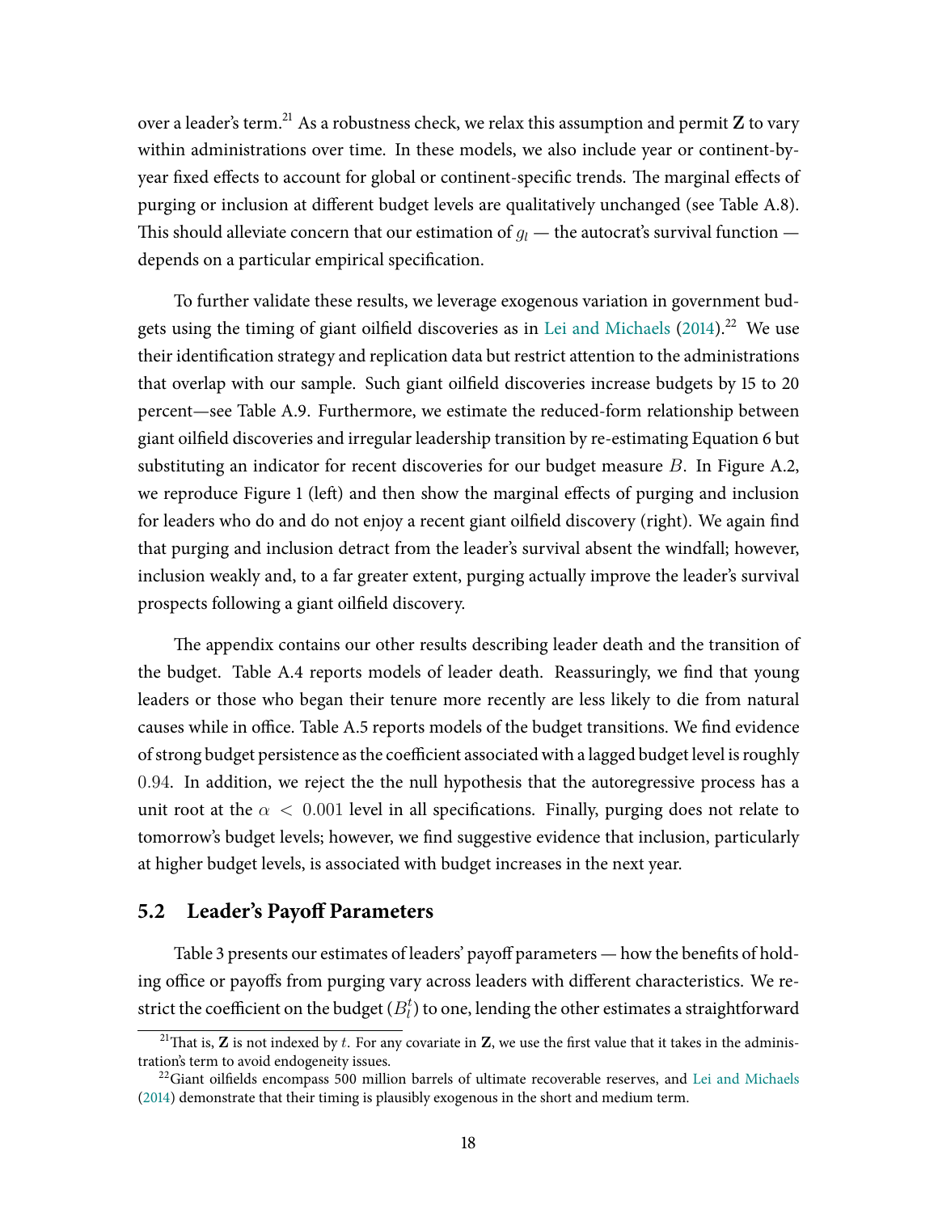over a leader's term.[21] As a robustness check, we relax this assumption and permit **Z** to vary within administrations over time. In these models, we also include year or continent-by-year fixed effects to account for global or continent-specific trends. The marginal effects of purging or inclusion at different budget levels are qualitatively unchanged (see Table A.8). This should alleviate concern that our estimation of $g_l$ — the autocrat's survival function — depends on a particular empirical specification.

To further validate these results, we leverage exogenous variation in government budgets using the timing of giant oilfield discoveries as in Lei and Michaels (2014).[22] We use their identification strategy and replication data but restrict attention to the administrations that overlap with our sample. Such giant oilfield discoveries increase budgets by 15 to 20 percent—see Table A.9. Furthermore, we estimate the reduced-form relationship between giant oilfield discoveries and irregular leadership transition by re-estimating Equation 6 but substituting an indicator for recent discoveries for our budget measure $B$. In Figure A.2, we reproduce Figure 1 (left) and then show the marginal effects of purging and inclusion for leaders who do and do not enjoy a recent giant oilfield discovery (right). We again find that purging and inclusion detract from the leader's survival absent the windfall; however, inclusion weakly and, to a far greater extent, purging actually improve the leader's survival prospects following a giant oilfield discovery.

The appendix contains our other results describing leader death and the transition of the budget. Table A.4 reports models of leader death. Reassuringly, we find that young leaders or those who began their tenure more recently are less likely to die from natural causes while in office. Table A.5 reports models of the budget transitions. We find evidence of strong budget persistence as the coefficient associated with a lagged budget level is roughly $0.94$. In addition, we reject the the null hypothesis that the autoregressive process has a unit root at the $\alpha < 0.001$ level in all specifications. Finally, purging does not relate to tomorrow's budget levels; however, we find suggestive evidence that inclusion, particularly at higher budget levels, is associated with budget increases in the next year.

## 5.2 Leader's Payoff Parameters

Table 3 presents our estimates of leaders' payoff parameters — how the benefits of holding office or payoffs from purging vary across leaders with different characteristics. We restrict the coefficient on the budget ($B_l^t$) to one, lending the other estimates a straightforward

[21] That is, **Z** is not indexed by $t$. For any covariate in **Z**, we use the first value that it takes in the administration's term to avoid endogeneity issues.

[22] Giant oilfields encompass 500 million barrels of ultimate recoverable reserves, and Lei and Michaels (2014) demonstrate that their timing is plausibly exogenous in the short and medium term.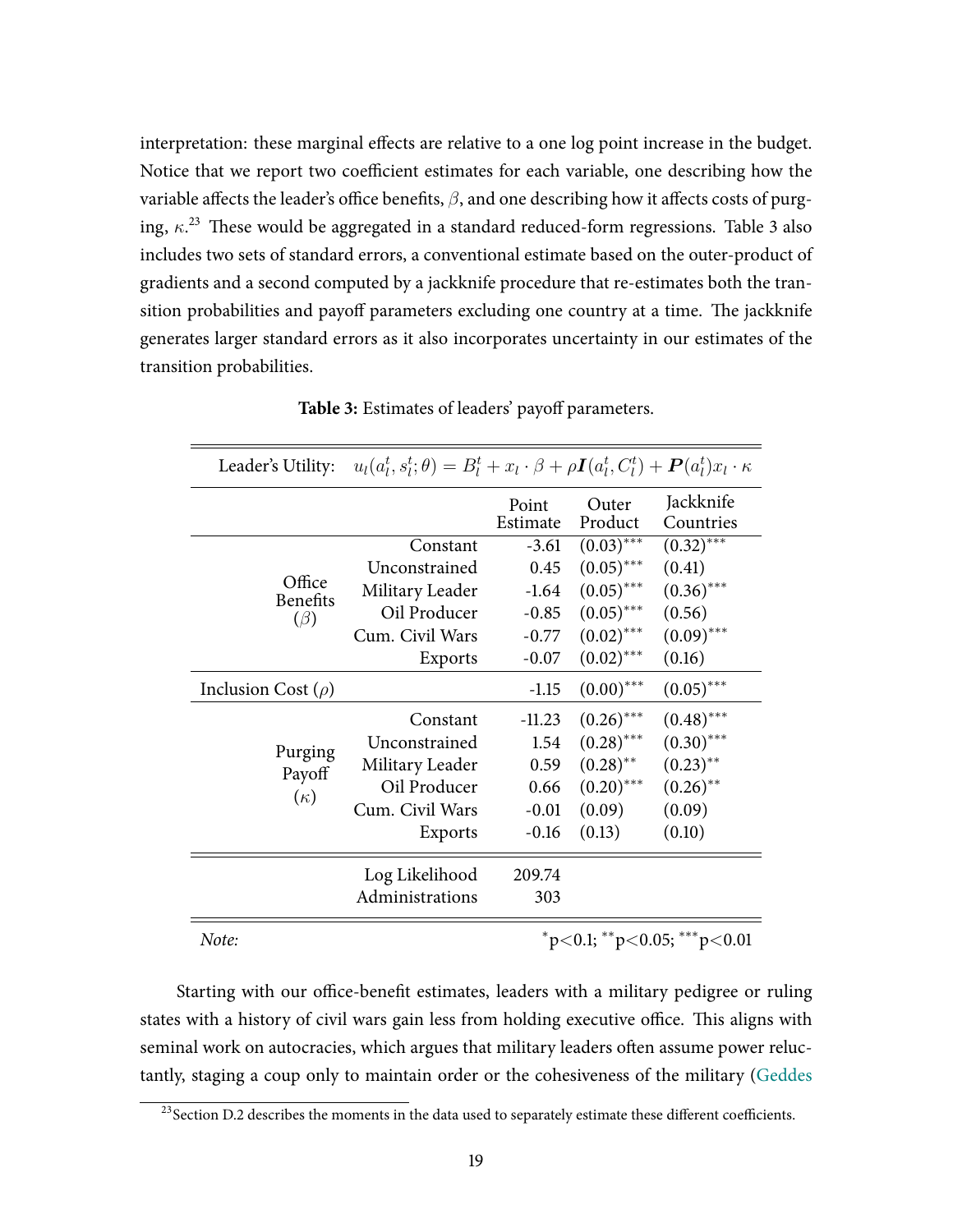interpretation: these marginal effects are relative to a one log point increase in the budget. Notice that we report two coefficient estimates for each variable, one describing how the variable affects the leader's office benefits, $\beta$, and one describing how it affects costs of purging, $\kappa$.[23] These would be aggregated in a standard reduced-form regressions. Table 3 also includes two sets of standard errors, a conventional estimate based on the outer-product of gradients and a second computed by a jackknife procedure that re-estimates both the transition probabilities and payoff parameters excluding one country at a time. The jackknife generates larger standard errors as it also incorporates uncertainty in our estimates of the transition probabilities.

**Table 3:** Estimates of leaders' payoff parameters.

| Leader's Utility: | $u_l(a_l^t, s_l^t; \theta) = B_l^t + x_l \cdot \beta + \rho \boldsymbol{I}(a_l^t, C_l^t) + \boldsymbol{P}(a_l^t) x_l \cdot \kappa$ | | | |
|---|---|---|---|---|
| | | Point Estimate | Outer Product | Jackknife Countries |
| Office Benefits ($\beta$) | Constant | -3.61 | (0.03)*** | (0.32)*** |
| | Unconstrained | 0.45 | (0.05)*** | (0.41) |
| | Military Leader | -1.64 | (0.05)*** | (0.36)*** |
| | Oil Producer | -0.85 | (0.05)*** | (0.56) |
| | Cum. Civil Wars | -0.77 | (0.02)*** | (0.09)*** |
| | Exports | -0.07 | (0.02)*** | (0.16) |
| Inclusion Cost ($\rho$) | | -1.15 | (0.00)*** | (0.05)*** |
| Purging Payoff ($\kappa$) | Constant | -11.23 | (0.26)*** | (0.48)*** |
| | Unconstrained | 1.54 | (0.28)*** | (0.30)*** |
| | Military Leader | 0.59 | (0.28)** | (0.23)** |
| | Oil Producer | 0.66 | (0.20)*** | (0.26)** |
| | Cum. Civil Wars | -0.01 | (0.09) | (0.09) |
| | Exports | -0.16 | (0.13) | (0.10) |
| | Log Likelihood | 209.74 | | |
| | Administrations | 303 | | |

*Note:* *p<0.1; **p<0.05; ***p<0.01

Starting with our office-benefit estimates, leaders with a military pedigree or ruling states with a history of civil wars gain less from holding executive office. This aligns with seminal work on autocracies, which argues that military leaders often assume power reluctantly, staging a coup only to maintain order or the cohesiveness of the military (Geddes

[23] Section D.2 describes the moments in the data used to separately estimate these different coefficients.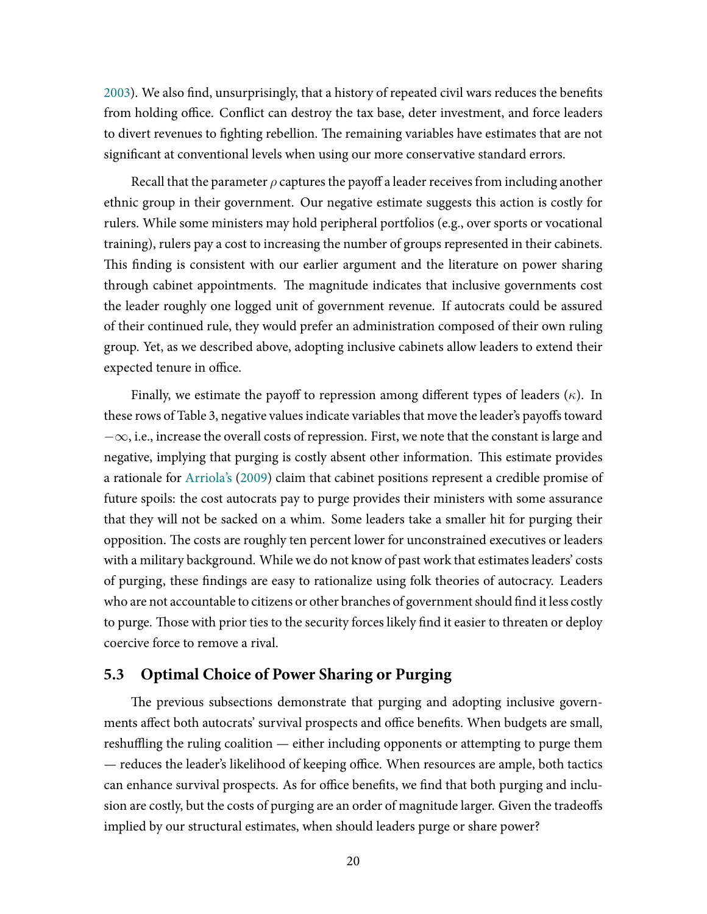2003). We also find, unsurprisingly, that a history of repeated civil wars reduces the benefits from holding office. Conflict can destroy the tax base, deter investment, and force leaders to divert revenues to fighting rebellion. The remaining variables have estimates that are not significant at conventional levels when using our more conservative standard errors.

Recall that the parameter $\rho$ captures the payoff a leader receives from including another ethnic group in their government. Our negative estimate suggests this action is costly for rulers. While some ministers may hold peripheral portfolios (e.g., over sports or vocational training), rulers pay a cost to increasing the number of groups represented in their cabinets. This finding is consistent with our earlier argument and the literature on power sharing through cabinet appointments. The magnitude indicates that inclusive governments cost the leader roughly one logged unit of government revenue. If autocrats could be assured of their continued rule, they would prefer an administration composed of their own ruling group. Yet, as we described above, adopting inclusive cabinets allow leaders to extend their expected tenure in office.

Finally, we estimate the payoff to repression among different types of leaders ($\kappa$). In these rows of Table 3, negative values indicate variables that move the leader's payoffs toward $-\infty$, i.e., increase the overall costs of repression. First, we note that the constant is large and negative, implying that purging is costly absent other information. This estimate provides a rationale for Arriola's (2009) claim that cabinet positions represent a credible promise of future spoils: the cost autocrats pay to purge provides their ministers with some assurance that they will not be sacked on a whim. Some leaders take a smaller hit for purging their opposition. The costs are roughly ten percent lower for unconstrained executives or leaders with a military background. While we do not know of past work that estimates leaders' costs of purging, these findings are easy to rationalize using folk theories of autocracy. Leaders who are not accountable to citizens or other branches of government should find it less costly to purge. Those with prior ties to the security forces likely find it easier to threaten or deploy coercive force to remove a rival.

### 5.3 Optimal Choice of Power Sharing or Purging

The previous subsections demonstrate that purging and adopting inclusive governments affect both autocrats' survival prospects and office benefits. When budgets are small, reshuffling the ruling coalition — either including opponents or attempting to purge them — reduces the leader's likelihood of keeping office. When resources are ample, both tactics can enhance survival prospects. As for office benefits, we find that both purging and inclusion are costly, but the costs of purging are an order of magnitude larger. Given the tradeoffs implied by our structural estimates, when should leaders purge or share power?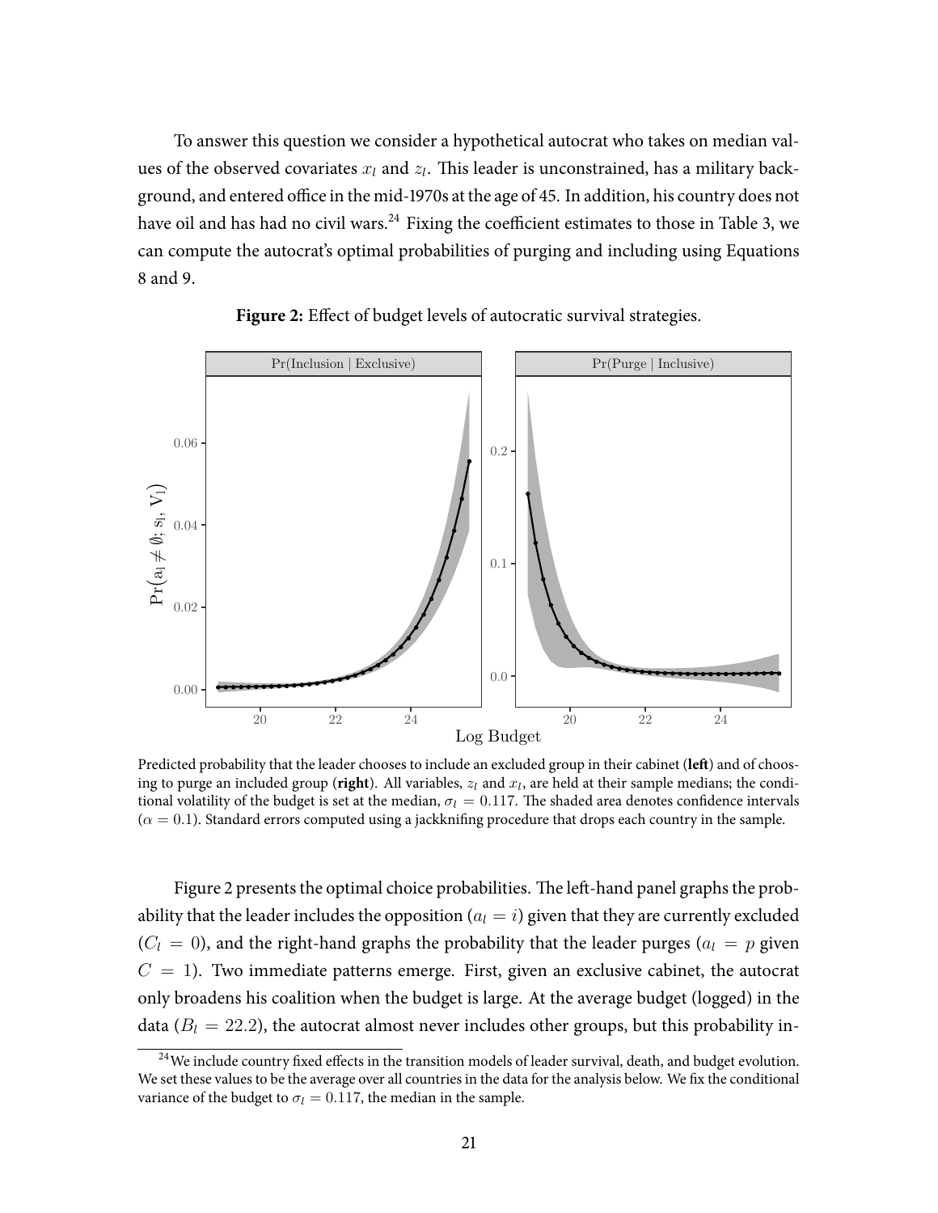To answer this question we consider a hypothetical autocrat who takes on median values of the observed covariates $x_l$ and $z_l$. This leader is unconstrained, has a military background, and entered office in the mid-1970s at the age of 45. In addition, his country does not have oil and has had no civil wars.[24] Fixing the coefficient estimates to those in Table 3, we can compute the autocrat's optimal probabilities of purging and including using Equations 8 and 9.

**Figure 2:** Effect of budget levels of autocratic survival strategies.

Predicted probability that the leader chooses to include an excluded group in their cabinet (**left**) and of choosing to purge an included group (**right**). All variables, $z_l$ and $x_l$, are held at their sample medians; the conditional volatility of the budget is set at the median, $\sigma_l = 0.117$. The shaded area denotes confidence intervals ($\alpha = 0.1$). Standard errors computed using a jackknifing procedure that drops each country in the sample.

Figure 2 presents the optimal choice probabilities. The left-hand panel graphs the probability that the leader includes the opposition ($a_l = i$) given that they are currently excluded ($C_l = 0$), and the right-hand graphs the probability that the leader purges ($a_l = p$ given $C = 1$). Two immediate patterns emerge. First, given an exclusive cabinet, the autocrat only broadens his coalition when the budget is large. At the average budget (logged) in the data ($B_l = 22.2$), the autocrat almost never includes other groups, but this probability in-

[24] We include country fixed effects in the transition models of leader survival, death, and budget evolution. We set these values to be the average over all countries in the data for the analysis below. We fix the conditional variance of the budget to $\sigma_l = 0.117$, the median in the sample.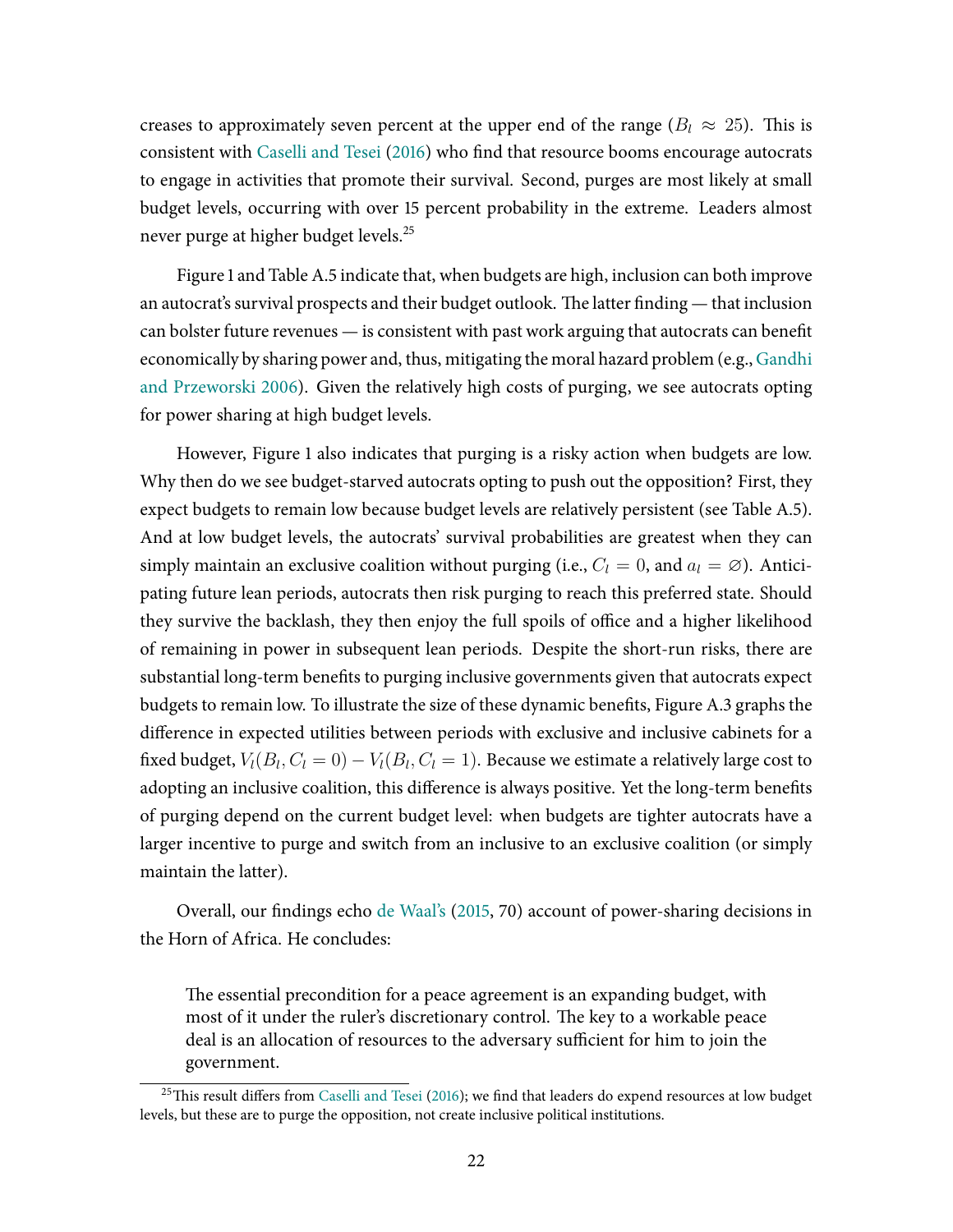creases to approximately seven percent at the upper end of the range ($B_l \approx 25$). This is consistent with Caselli and Tesei (2016) who find that resource booms encourage autocrats to engage in activities that promote their survival. Second, purges are most likely at small budget levels, occurring with over 15 percent probability in the extreme. Leaders almost never purge at higher budget levels.[25]

Figure 1 and Table A.5 indicate that, when budgets are high, inclusion can both improve an autocrat's survival prospects and their budget outlook. The latter finding — that inclusion can bolster future revenues — is consistent with past work arguing that autocrats can benefit economically by sharing power and, thus, mitigating the moral hazard problem (e.g., Gandhi and Przeworski 2006). Given the relatively high costs of purging, we see autocrats opting for power sharing at high budget levels.

However, Figure 1 also indicates that purging is a risky action when budgets are low. Why then do we see budget-starved autocrats opting to push out the opposition? First, they expect budgets to remain low because budget levels are relatively persistent (see Table A.5). And at low budget levels, the autocrats' survival probabilities are greatest when they can simply maintain an exclusive coalition without purging (i.e., $C_l = 0$, and $a_l = \varnothing$). Anticipating future lean periods, autocrats then risk purging to reach this preferred state. Should they survive the backlash, they then enjoy the full spoils of office and a higher likelihood of remaining in power in subsequent lean periods. Despite the short-run risks, there are substantial long-term benefits to purging inclusive governments given that autocrats expect budgets to remain low. To illustrate the size of these dynamic benefits, Figure A.3 graphs the difference in expected utilities between periods with exclusive and inclusive cabinets for a fixed budget, $V_l(B_l, C_l = 0) - V_l(B_l, C_l = 1)$. Because we estimate a relatively large cost to adopting an inclusive coalition, this difference is always positive. Yet the long-term benefits of purging depend on the current budget level: when budgets are tighter autocrats have a larger incentive to purge and switch from an inclusive to an exclusive coalition (or simply maintain the latter).

Overall, our findings echo de Waal's (2015, 70) account of power-sharing decisions in the Horn of Africa. He concludes:

> The essential precondition for a peace agreement is an expanding budget, with most of it under the ruler's discretionary control. The key to a workable peace deal is an allocation of resources to the adversary sufficient for him to join the government.

[25] This result differs from Caselli and Tesei (2016); we find that leaders do expend resources at low budget levels, but these are to purge the opposition, not create inclusive political institutions.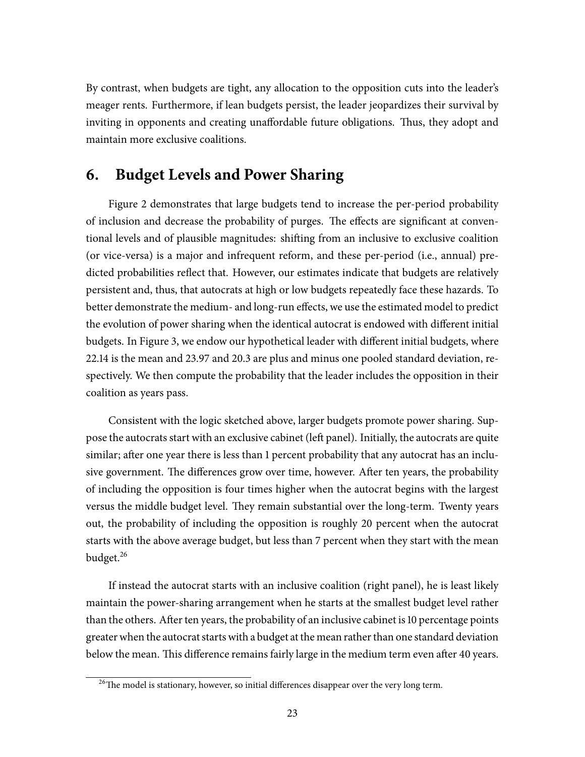By contrast, when budgets are tight, any allocation to the opposition cuts into the leader's meager rents. Furthermore, if lean budgets persist, the leader jeopardizes their survival by inviting in opponents and creating unaffordable future obligations. Thus, they adopt and maintain more exclusive coalitions.

## 6. Budget Levels and Power Sharing

Figure 2 demonstrates that large budgets tend to increase the per-period probability of inclusion and decrease the probability of purges. The effects are significant at conventional levels and of plausible magnitudes: shifting from an inclusive to exclusive coalition (or vice-versa) is a major and infrequent reform, and these per-period (i.e., annual) predicted probabilities reflect that. However, our estimates indicate that budgets are relatively persistent and, thus, that autocrats at high or low budgets repeatedly face these hazards. To better demonstrate the medium- and long-run effects, we use the estimated model to predict the evolution of power sharing when the identical autocrat is endowed with different initial budgets. In Figure 3, we endow our hypothetical leader with different initial budgets, where 22.14 is the mean and 23.97 and 20.3 are plus and minus one pooled standard deviation, respectively. We then compute the probability that the leader includes the opposition in their coalition as years pass.

Consistent with the logic sketched above, larger budgets promote power sharing. Suppose the autocrats start with an exclusive cabinet (left panel). Initially, the autocrats are quite similar; after one year there is less than 1 percent probability that any autocrat has an inclusive government. The differences grow over time, however. After ten years, the probability of including the opposition is four times higher when the autocrat begins with the largest versus the middle budget level. They remain substantial over the long-term. Twenty years out, the probability of including the opposition is roughly 20 percent when the autocrat starts with the above average budget, but less than 7 percent when they start with the mean budget.[26]

If instead the autocrat starts with an inclusive coalition (right panel), he is least likely maintain the power-sharing arrangement when he starts at the smallest budget level rather than the others. After ten years, the probability of an inclusive cabinet is 10 percentage points greater when the autocrat starts with a budget at the mean rather than one standard deviation below the mean. This difference remains fairly large in the medium term even after 40 years.

[26] The model is stationary, however, so initial differences disappear over the very long term.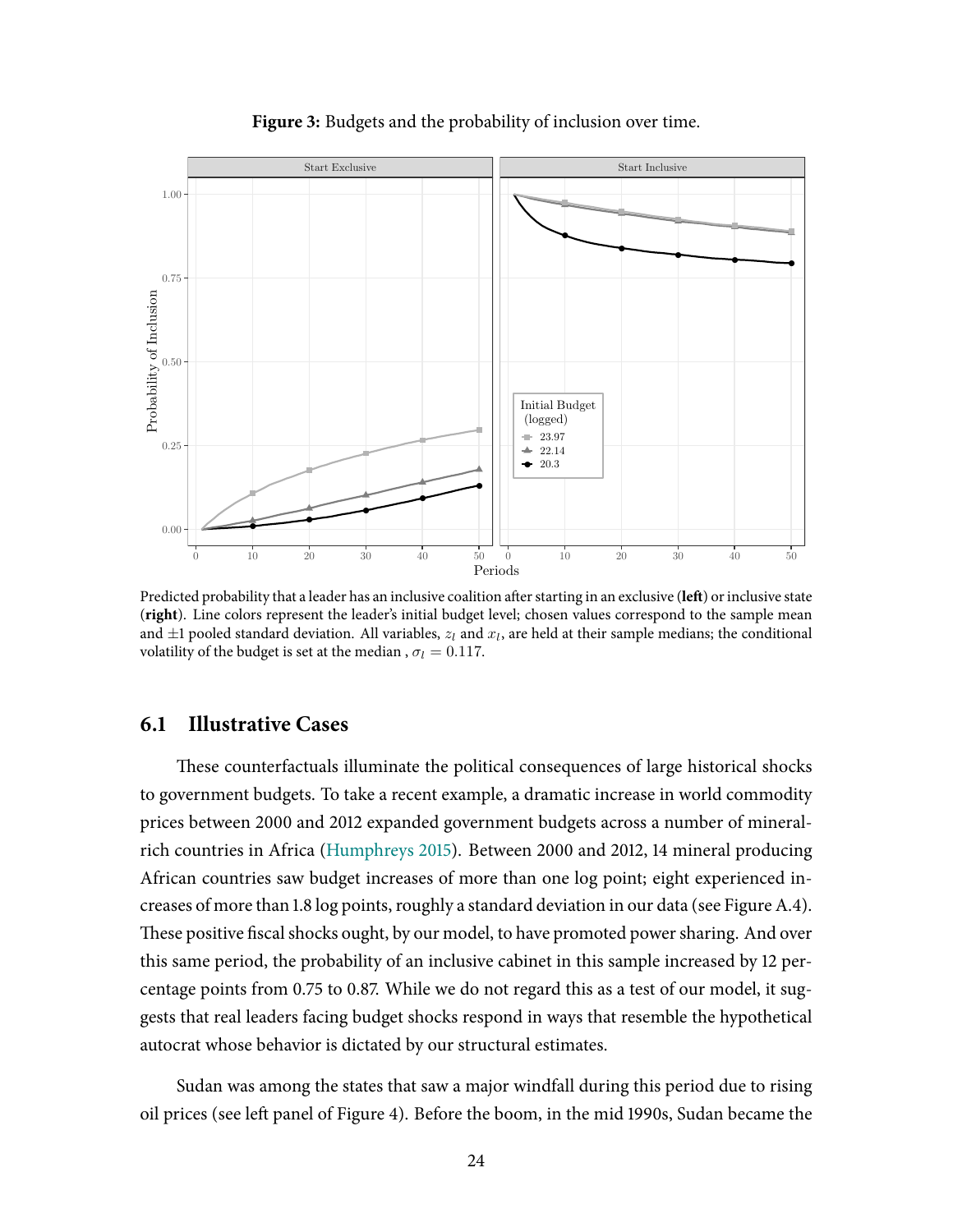**Figure 3:** Budgets and the probability of inclusion over time.

Predicted probability that a leader has an inclusive coalition after starting in an exclusive (**left**) or inclusive state (**right**). Line colors represent the leader's initial budget level; chosen values correspond to the sample mean and ±1 pooled standard deviation. All variables, $z_l$ and $x_l$, are held at their sample medians; the conditional volatility of the budget is set at the median , $\sigma_l = 0.117$.

## 6.1 Illustrative Cases

These counterfactuals illuminate the political consequences of large historical shocks to government budgets. To take a recent example, a dramatic increase in world commodity prices between 2000 and 2012 expanded government budgets across a number of mineral-rich countries in Africa (Humphreys 2015). Between 2000 and 2012, 14 mineral producing African countries saw budget increases of more than one log point; eight experienced increases of more than 1.8 log points, roughly a standard deviation in our data (see Figure A.4). These positive fiscal shocks ought, by our model, to have promoted power sharing. And over this same period, the probability of an inclusive cabinet in this sample increased by 12 percentage points from 0.75 to 0.87. While we do not regard this as a test of our model, it suggests that real leaders facing budget shocks respond in ways that resemble the hypothetical autocrat whose behavior is dictated by our structural estimates.

Sudan was among the states that saw a major windfall during this period due to rising oil prices (see left panel of Figure 4). Before the boom, in the mid 1990s, Sudan became the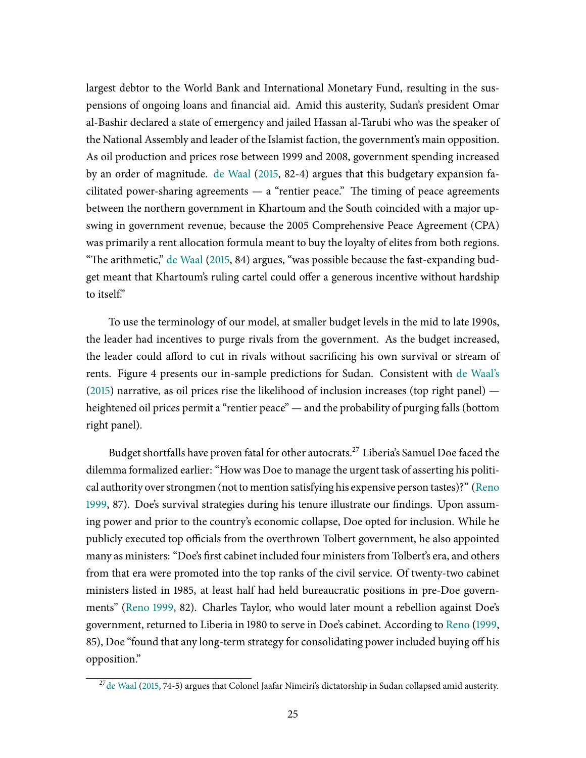largest debtor to the World Bank and International Monetary Fund, resulting in the suspensions of ongoing loans and financial aid. Amid this austerity, Sudan's president Omar al-Bashir declared a state of emergency and jailed Hassan al-Tarubi who was the speaker of the National Assembly and leader of the Islamist faction, the government's main opposition. As oil production and prices rose between 1999 and 2008, government spending increased by an order of magnitude. de Waal (2015, 82-4) argues that this budgetary expansion facilitated power-sharing agreements — a "rentier peace." The timing of peace agreements between the northern government in Khartoum and the South coincided with a major upswing in government revenue, because the 2005 Comprehensive Peace Agreement (CPA) was primarily a rent allocation formula meant to buy the loyalty of elites from both regions. "The arithmetic," de Waal (2015, 84) argues, "was possible because the fast-expanding budget meant that Khartoum's ruling cartel could offer a generous incentive without hardship to itself."

To use the terminology of our model, at smaller budget levels in the mid to late 1990s, the leader had incentives to purge rivals from the government. As the budget increased, the leader could afford to cut in rivals without sacrificing his own survival or stream of rents. Figure 4 presents our in-sample predictions for Sudan. Consistent with de Waal's (2015) narrative, as oil prices rise the likelihood of inclusion increases (top right panel) — heightened oil prices permit a "rentier peace" — and the probability of purging falls (bottom right panel).

Budget shortfalls have proven fatal for other autocrats.[27] Liberia's Samuel Doe faced the dilemma formalized earlier: "How was Doe to manage the urgent task of asserting his political authority over strongmen (not to mention satisfying his expensive person tastes)?" (Reno 1999, 87). Doe's survival strategies during his tenure illustrate our findings. Upon assuming power and prior to the country's economic collapse, Doe opted for inclusion. While he publicly executed top officials from the overthrown Tolbert government, he also appointed many as ministers: "Doe's first cabinet included four ministers from Tolbert's era, and others from that era were promoted into the top ranks of the civil service. Of twenty-two cabinet ministers listed in 1985, at least half had held bureaucratic positions in pre-Doe governments" (Reno 1999, 82). Charles Taylor, who would later mount a rebellion against Doe's government, returned to Liberia in 1980 to serve in Doe's cabinet. According to Reno (1999, 85), Doe "found that any long-term strategy for consolidating power included buying off his opposition."

[27] de Waal (2015, 74-5) argues that Colonel Jaafar Nimeiri's dictatorship in Sudan collapsed amid austerity.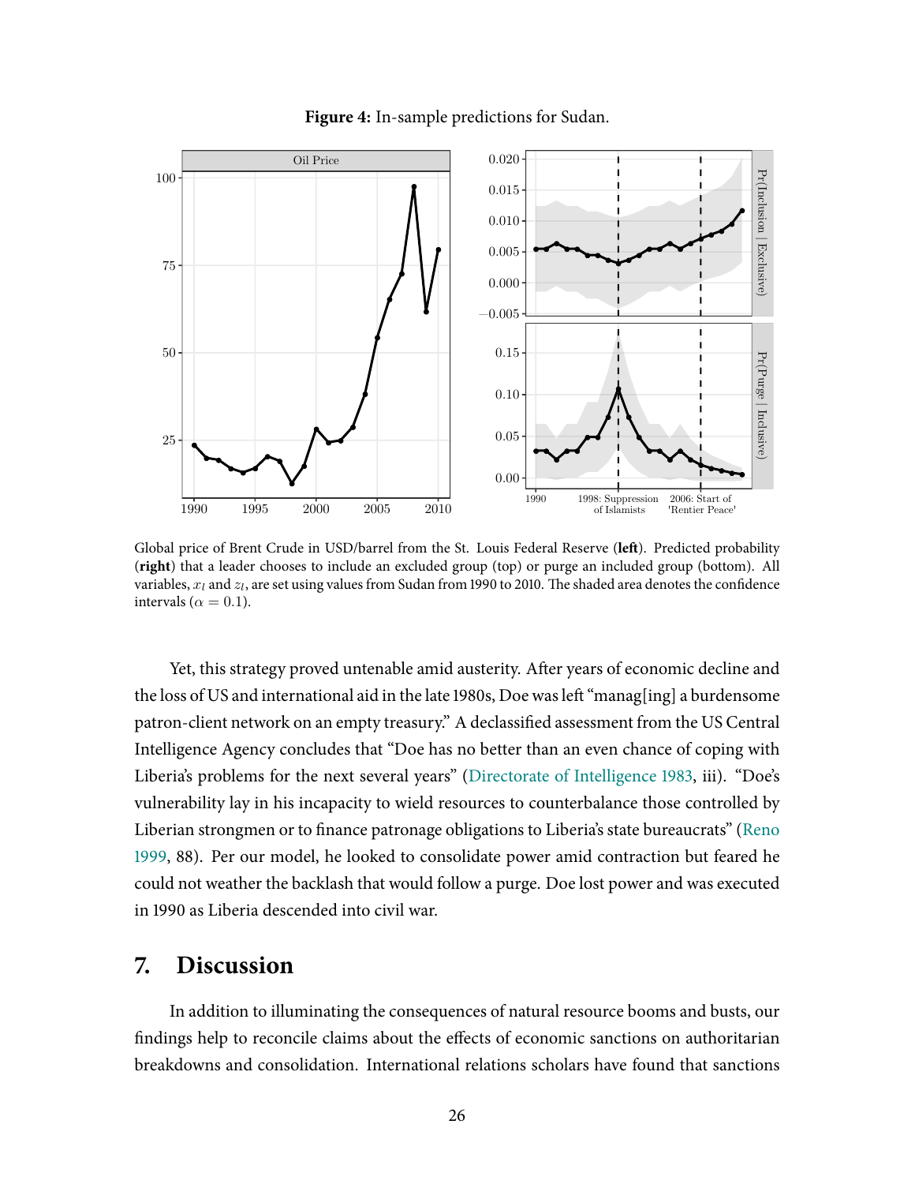**Figure 4:** In-sample predictions for Sudan.

Global price of Brent Crude in USD/barrel from the St. Louis Federal Reserve (**left**). Predicted probability (**right**) that a leader chooses to include an excluded group (top) or purge an included group (bottom). All variables, $x_l$ and $z_l$, are set using values from Sudan from 1990 to 2010. The shaded area denotes the confidence intervals ($\alpha = 0.1$).

Yet, this strategy proved untenable amid austerity. After years of economic decline and the loss of US and international aid in the late 1980s, Doe was left "manag[ing] a burdensome patron-client network on an empty treasury." A declassified assessment from the US Central Intelligence Agency concludes that "Doe has no better than an even chance of coping with Liberia's problems for the next several years" (Directorate of Intelligence 1983, iii). "Doe's vulnerability lay in his incapacity to wield resources to counterbalance those controlled by Liberian strongmen or to finance patronage obligations to Liberia's state bureaucrats" (Reno 1999, 88). Per our model, he looked to consolidate power amid contraction but feared he could not weather the backlash that would follow a purge. Doe lost power and was executed in 1990 as Liberia descended into civil war.

## 7. Discussion

In addition to illuminating the consequences of natural resource booms and busts, our findings help to reconcile claims about the effects of economic sanctions on authoritarian breakdowns and consolidation. International relations scholars have found that sanctions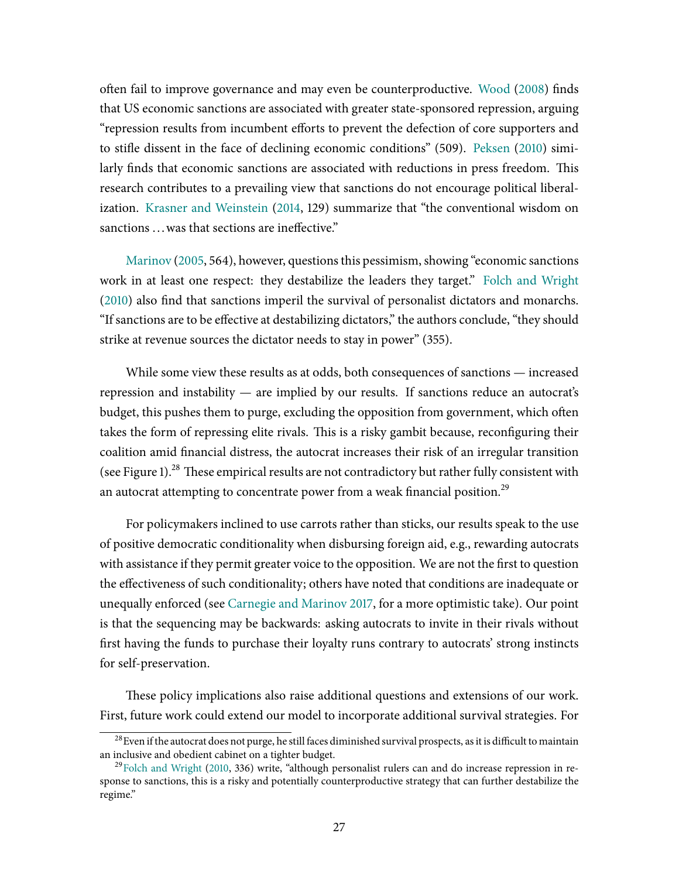often fail to improve governance and may even be counterproductive. Wood (2008) finds that US economic sanctions are associated with greater state-sponsored repression, arguing "repression results from incumbent efforts to prevent the defection of core supporters and to stifle dissent in the face of declining economic conditions" (509). Peksen (2010) similarly finds that economic sanctions are associated with reductions in press freedom. This research contributes to a prevailing view that sanctions do not encourage political liberalization. Krasner and Weinstein (2014, 129) summarize that "the conventional wisdom on sanctions ... was that sections are ineffective."

Marinov (2005, 564), however, questions this pessimism, showing "economic sanctions work in at least one respect: they destabilize the leaders they target." Folch and Wright (2010) also find that sanctions imperil the survival of personalist dictators and monarchs. "If sanctions are to be effective at destabilizing dictators," the authors conclude, "they should strike at revenue sources the dictator needs to stay in power" (355).

While some view these results as at odds, both consequences of sanctions — increased repression and instability — are implied by our results. If sanctions reduce an autocrat's budget, this pushes them to purge, excluding the opposition from government, which often takes the form of repressing elite rivals. This is a risky gambit because, reconfiguring their coalition amid financial distress, the autocrat increases their risk of an irregular transition (see Figure 1).[28] These empirical results are not contradictory but rather fully consistent with an autocrat attempting to concentrate power from a weak financial position.[29]

For policymakers inclined to use carrots rather than sticks, our results speak to the use of positive democratic conditionality when disbursing foreign aid, e.g., rewarding autocrats with assistance if they permit greater voice to the opposition. We are not the first to question the effectiveness of such conditionality; others have noted that conditions are inadequate or unequally enforced (see Carnegie and Marinov 2017, for a more optimistic take). Our point is that the sequencing may be backwards: asking autocrats to invite in their rivals without first having the funds to purchase their loyalty runs contrary to autocrats' strong instincts for self-preservation.

These policy implications also raise additional questions and extensions of our work. First, future work could extend our model to incorporate additional survival strategies. For

[28] Even if the autocrat does not purge, he still faces diminished survival prospects, as it is difficult to maintain an inclusive and obedient cabinet on a tighter budget.

[29] Folch and Wright (2010, 336) write, "although personalist rulers can and do increase repression in response to sanctions, this is a risky and potentially counterproductive strategy that can further destabilize the regime."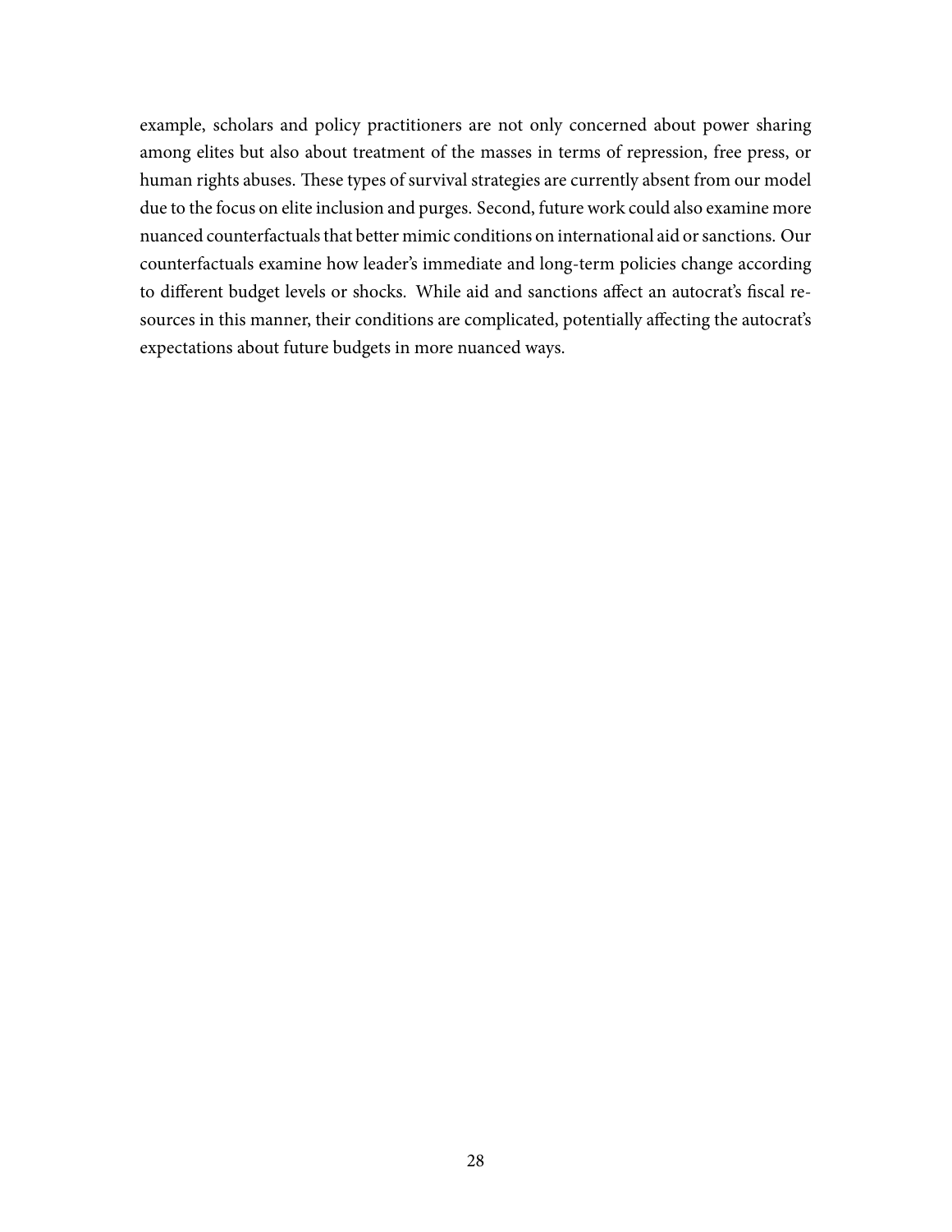example, scholars and policy practitioners are not only concerned about power sharing among elites but also about treatment of the masses in terms of repression, free press, or human rights abuses. These types of survival strategies are currently absent from our model due to the focus on elite inclusion and purges. Second, future work could also examine more nuanced counterfactuals that better mimic conditions on international aid or sanctions. Our counterfactuals examine how leader's immediate and long-term policies change according to different budget levels or shocks. While aid and sanctions affect an autocrat's fiscal resources in this manner, their conditions are complicated, potentially affecting the autocrat's expectations about future budgets in more nuanced ways.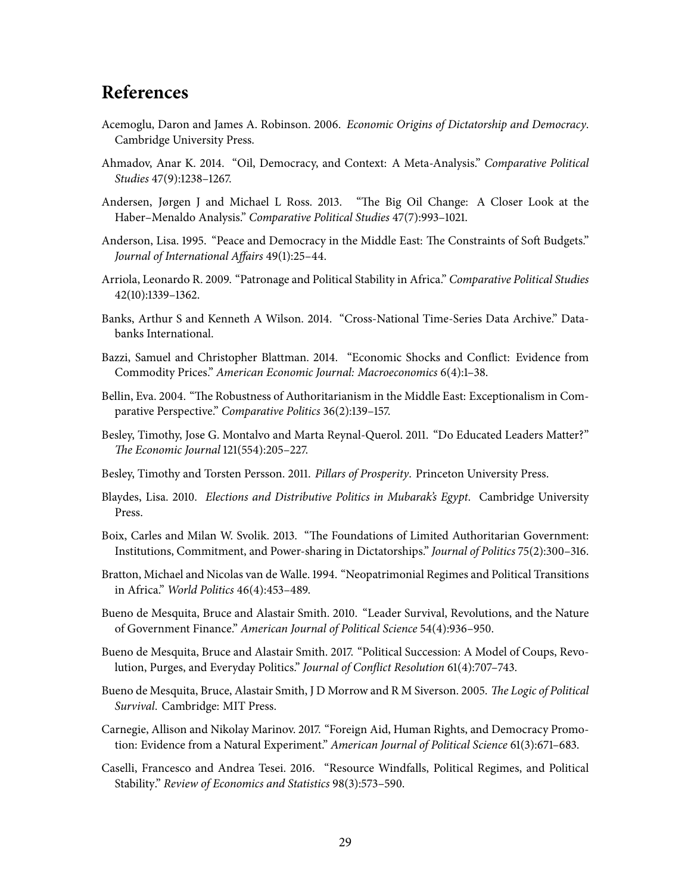# References

Acemoglu, Daron and James A. Robinson. 2006. *Economic Origins of Dictatorship and Democracy*. Cambridge University Press.

Ahmadov, Anar K. 2014. "Oil, Democracy, and Context: A Meta-Analysis." *Comparative Political Studies* 47(9):1238–1267.

Andersen, Jørgen J and Michael L Ross. 2013. "The Big Oil Change: A Closer Look at the Haber–Menaldo Analysis." *Comparative Political Studies* 47(7):993–1021.

Anderson, Lisa. 1995. "Peace and Democracy in the Middle East: The Constraints of Soft Budgets." *Journal of International Affairs* 49(1):25–44.

Arriola, Leonardo R. 2009. "Patronage and Political Stability in Africa." *Comparative Political Studies* 42(10):1339–1362.

Banks, Arthur S and Kenneth A Wilson. 2014. "Cross-National Time-Series Data Archive." Databanks International.

Bazzi, Samuel and Christopher Blattman. 2014. "Economic Shocks and Conflict: Evidence from Commodity Prices." *American Economic Journal: Macroeconomics* 6(4):1–38.

Bellin, Eva. 2004. "The Robustness of Authoritarianism in the Middle East: Exceptionalism in Comparative Perspective." *Comparative Politics* 36(2):139–157.

Besley, Timothy, Jose G. Montalvo and Marta Reynal-Querol. 2011. "Do Educated Leaders Matter?" *The Economic Journal* 121(554):205–227.

Besley, Timothy and Torsten Persson. 2011. *Pillars of Prosperity*. Princeton University Press.

Blaydes, Lisa. 2010. *Elections and Distributive Politics in Mubarak's Egypt*. Cambridge University Press.

Boix, Carles and Milan W. Svolik. 2013. "The Foundations of Limited Authoritarian Government: Institutions, Commitment, and Power-sharing in Dictatorships." *Journal of Politics* 75(2):300–316.

Bratton, Michael and Nicolas van de Walle. 1994. "Neopatrimonial Regimes and Political Transitions in Africa." *World Politics* 46(4):453–489.

Bueno de Mesquita, Bruce and Alastair Smith. 2010. "Leader Survival, Revolutions, and the Nature of Government Finance." *American Journal of Political Science* 54(4):936–950.

Bueno de Mesquita, Bruce and Alastair Smith. 2017. "Political Succession: A Model of Coups, Revolution, Purges, and Everyday Politics." *Journal of Conflict Resolution* 61(4):707–743.

Bueno de Mesquita, Bruce, Alastair Smith, J D Morrow and R M Siverson. 2005. *The Logic of Political Survival*. Cambridge: MIT Press.

Carnegie, Allison and Nikolay Marinov. 2017. "Foreign Aid, Human Rights, and Democracy Promotion: Evidence from a Natural Experiment." *American Journal of Political Science* 61(3):671–683.

Caselli, Francesco and Andrea Tesei. 2016. "Resource Windfalls, Political Regimes, and Political Stability." *Review of Economics and Statistics* 98(3):573–590.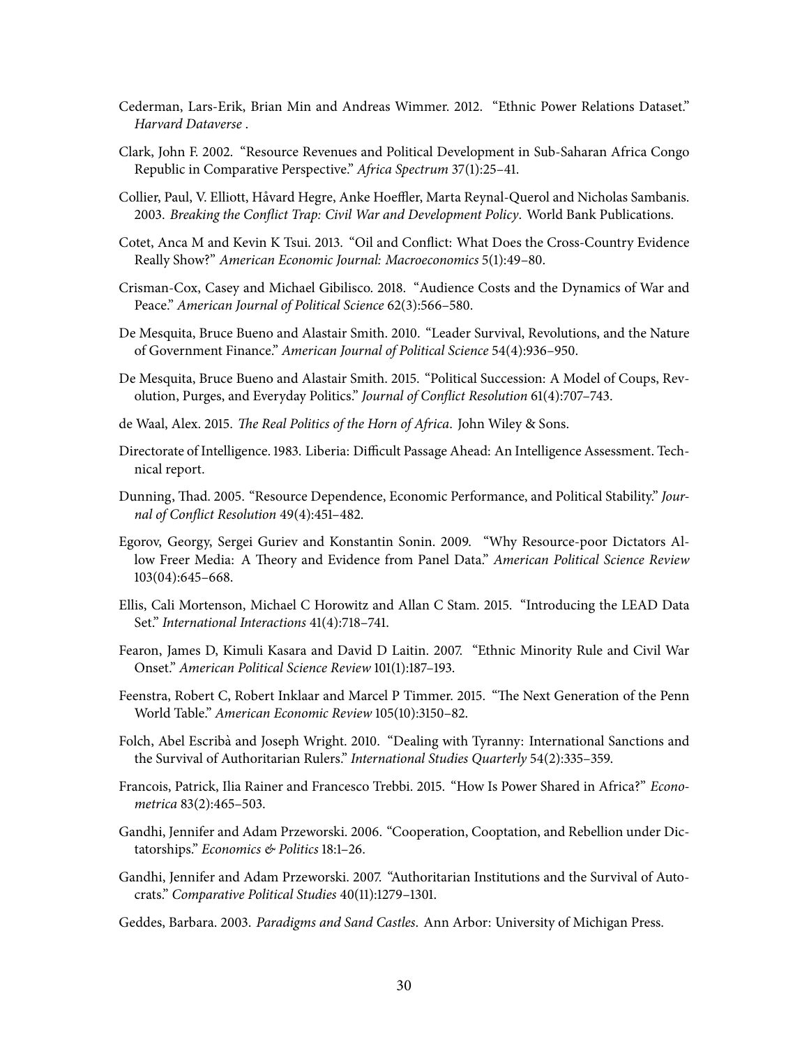Cederman, Lars-Erik, Brian Min and Andreas Wimmer. 2012. "Ethnic Power Relations Dataset." *Harvard Dataverse* .

Clark, John F. 2002. "Resource Revenues and Political Development in Sub-Saharan Africa Congo Republic in Comparative Perspective." *Africa Spectrum* 37(1):25–41.

Collier, Paul, V. Elliott, Håvard Hegre, Anke Hoeffler, Marta Reynal-Querol and Nicholas Sambanis. 2003. *Breaking the Conflict Trap: Civil War and Development Policy*. World Bank Publications.

Cotet, Anca M and Kevin K Tsui. 2013. "Oil and Conflict: What Does the Cross-Country Evidence Really Show?" *American Economic Journal: Macroeconomics* 5(1):49–80.

Crisman-Cox, Casey and Michael Gibilisco. 2018. "Audience Costs and the Dynamics of War and Peace." *American Journal of Political Science* 62(3):566–580.

De Mesquita, Bruce Bueno and Alastair Smith. 2010. "Leader Survival, Revolutions, and the Nature of Government Finance." *American Journal of Political Science* 54(4):936–950.

De Mesquita, Bruce Bueno and Alastair Smith. 2015. "Political Succession: A Model of Coups, Revolution, Purges, and Everyday Politics." *Journal of Conflict Resolution* 61(4):707–743.

de Waal, Alex. 2015. *The Real Politics of the Horn of Africa*. John Wiley & Sons.

Directorate of Intelligence. 1983. Liberia: Difficult Passage Ahead: An Intelligence Assessment. Technical report.

Dunning, Thad. 2005. "Resource Dependence, Economic Performance, and Political Stability." *Journal of Conflict Resolution* 49(4):451–482.

Egorov, Georgy, Sergei Guriev and Konstantin Sonin. 2009. "Why Resource-poor Dictators Allow Freer Media: A Theory and Evidence from Panel Data." *American Political Science Review* 103(04):645–668.

Ellis, Cali Mortenson, Michael C Horowitz and Allan C Stam. 2015. "Introducing the LEAD Data Set." *International Interactions* 41(4):718–741.

Fearon, James D, Kimuli Kasara and David D Laitin. 2007. "Ethnic Minority Rule and Civil War Onset." *American Political Science Review* 101(1):187–193.

Feenstra, Robert C, Robert Inklaar and Marcel P Timmer. 2015. "The Next Generation of the Penn World Table." *American Economic Review* 105(10):3150–82.

Folch, Abel Escribà and Joseph Wright. 2010. "Dealing with Tyranny: International Sanctions and the Survival of Authoritarian Rulers." *International Studies Quarterly* 54(2):335–359.

Francois, Patrick, Ilia Rainer and Francesco Trebbi. 2015. "How Is Power Shared in Africa?" *Econometrica* 83(2):465–503.

Gandhi, Jennifer and Adam Przeworski. 2006. "Cooperation, Cooptation, and Rebellion under Dictatorships." *Economics & Politics* 18:1–26.

Gandhi, Jennifer and Adam Przeworski. 2007. "Authoritarian Institutions and the Survival of Autocrats." *Comparative Political Studies* 40(11):1279–1301.

Geddes, Barbara. 2003. *Paradigms and Sand Castles*. Ann Arbor: University of Michigan Press.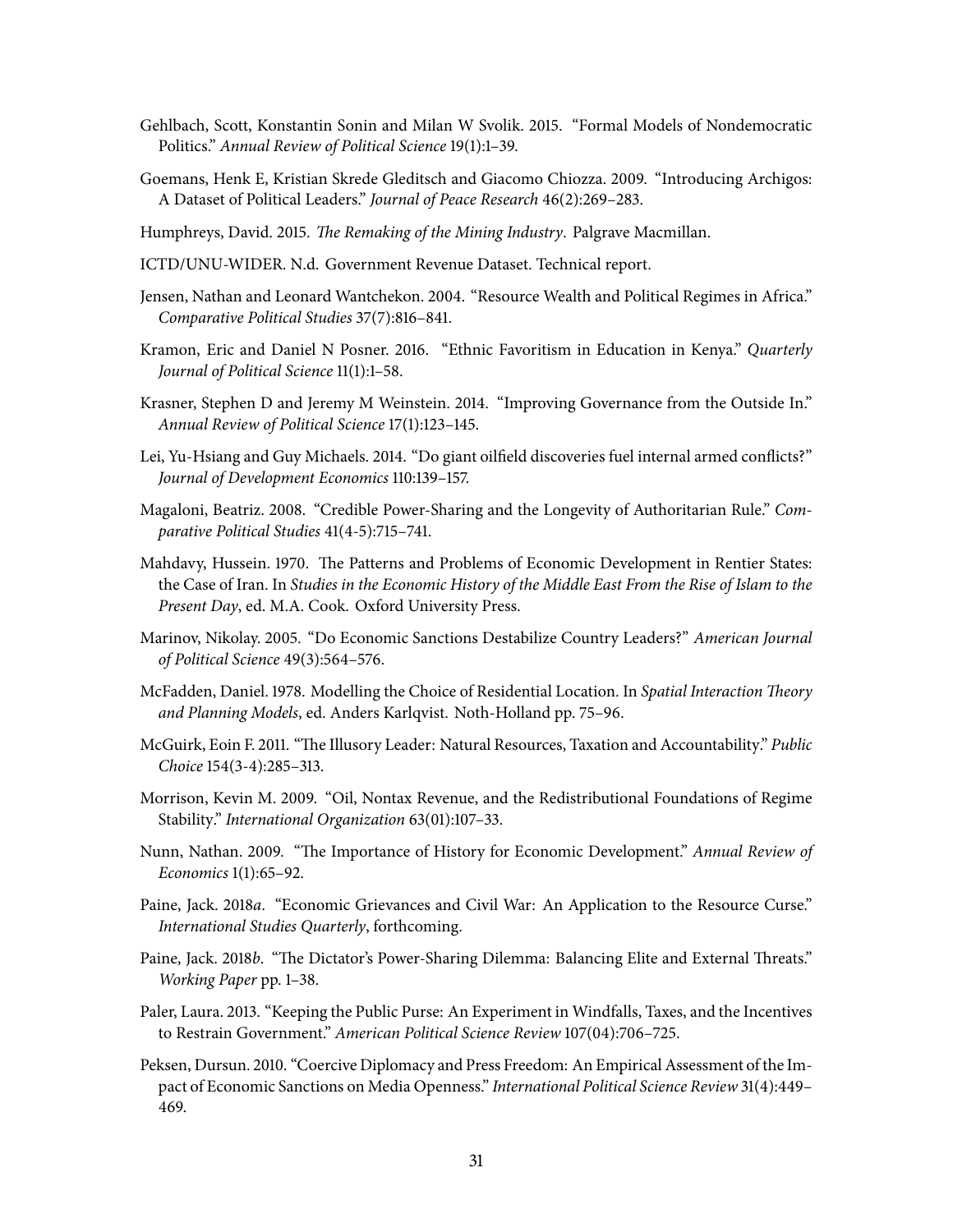Gehlbach, Scott, Konstantin Sonin and Milan W Svolik. 2015. "Formal Models of Nondemocratic Politics." *Annual Review of Political Science* 19(1):1–39.

Goemans, Henk E, Kristian Skrede Gleditsch and Giacomo Chiozza. 2009. "Introducing Archigos: A Dataset of Political Leaders." *Journal of Peace Research* 46(2):269–283.

Humphreys, David. 2015. *The Remaking of the Mining Industry*. Palgrave Macmillan.

ICTD/UNU-WIDER. N.d. Government Revenue Dataset. Technical report.

Jensen, Nathan and Leonard Wantchekon. 2004. "Resource Wealth and Political Regimes in Africa." *Comparative Political Studies* 37(7):816–841.

Kramon, Eric and Daniel N Posner. 2016. "Ethnic Favoritism in Education in Kenya." *Quarterly Journal of Political Science* 11(1):1–58.

Krasner, Stephen D and Jeremy M Weinstein. 2014. "Improving Governance from the Outside In." *Annual Review of Political Science* 17(1):123–145.

Lei, Yu-Hsiang and Guy Michaels. 2014. "Do giant oilfield discoveries fuel internal armed conflicts?" *Journal of Development Economics* 110:139–157.

Magaloni, Beatriz. 2008. "Credible Power-Sharing and the Longevity of Authoritarian Rule." *Comparative Political Studies* 41(4-5):715–741.

Mahdavy, Hussein. 1970. The Patterns and Problems of Economic Development in Rentier States: the Case of Iran. In *Studies in the Economic History of the Middle East From the Rise of Islam to the Present Day*, ed. M.A. Cook. Oxford University Press.

Marinov, Nikolay. 2005. "Do Economic Sanctions Destabilize Country Leaders?" *American Journal of Political Science* 49(3):564–576.

McFadden, Daniel. 1978. Modelling the Choice of Residential Location. In *Spatial Interaction Theory and Planning Models*, ed. Anders Karlqvist. Noth-Holland pp. 75–96.

McGuirk, Eoin F. 2011. "The Illusory Leader: Natural Resources, Taxation and Accountability." *Public Choice* 154(3-4):285–313.

Morrison, Kevin M. 2009. "Oil, Nontax Revenue, and the Redistributional Foundations of Regime Stability." *International Organization* 63(01):107–33.

Nunn, Nathan. 2009. "The Importance of History for Economic Development." *Annual Review of Economics* 1(1):65–92.

Paine, Jack. 2018*a*. "Economic Grievances and Civil War: An Application to the Resource Curse." *International Studies Quarterly*, forthcoming.

Paine, Jack. 2018*b*. "The Dictator's Power-Sharing Dilemma: Balancing Elite and External Threats." *Working Paper* pp. 1–38.

Paler, Laura. 2013. "Keeping the Public Purse: An Experiment in Windfalls, Taxes, and the Incentives to Restrain Government." *American Political Science Review* 107(04):706–725.

Peksen, Dursun. 2010. "Coercive Diplomacy and Press Freedom: An Empirical Assessment of the Impact of Economic Sanctions on Media Openness." *International Political Science Review* 31(4):449–469.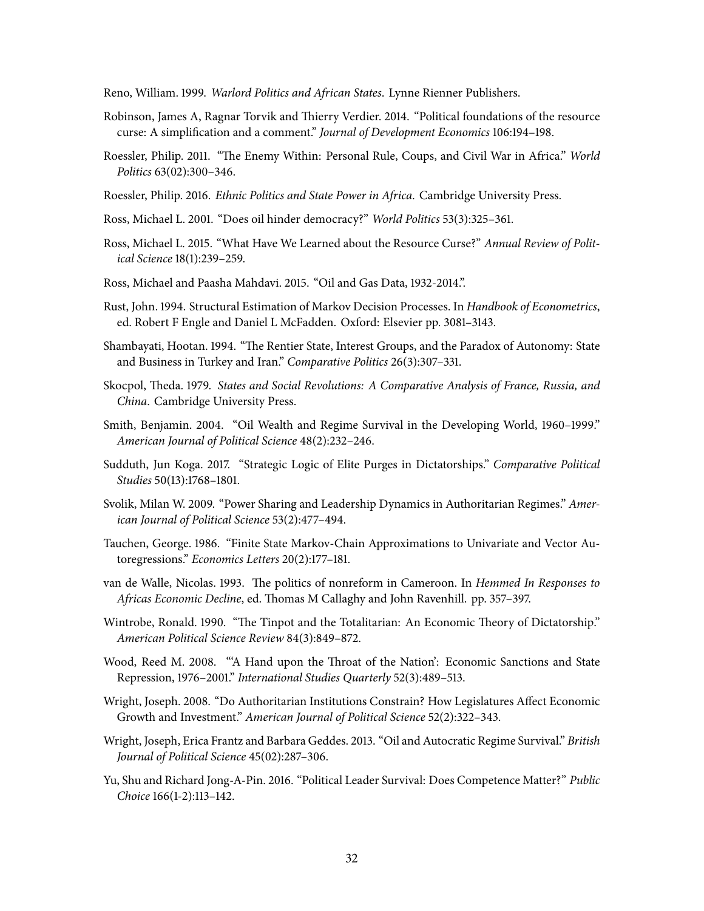Reno, William. 1999. *Warlord Politics and African States*. Lynne Rienner Publishers.

Robinson, James A, Ragnar Torvik and Thierry Verdier. 2014. "Political foundations of the resource curse: A simplification and a comment." *Journal of Development Economics* 106:194–198.

Roessler, Philip. 2011. "The Enemy Within: Personal Rule, Coups, and Civil War in Africa." *World Politics* 63(02):300–346.

Roessler, Philip. 2016. *Ethnic Politics and State Power in Africa*. Cambridge University Press.

Ross, Michael L. 2001. "Does oil hinder democracy?" *World Politics* 53(3):325–361.

Ross, Michael L. 2015. "What Have We Learned about the Resource Curse?" *Annual Review of Political Science* 18(1):239–259.

Ross, Michael and Paasha Mahdavi. 2015. "Oil and Gas Data, 1932-2014.".

Rust, John. 1994. Structural Estimation of Markov Decision Processes. In *Handbook of Econometrics*, ed. Robert F Engle and Daniel L McFadden. Oxford: Elsevier pp. 3081–3143.

Shambayati, Hootan. 1994. "The Rentier State, Interest Groups, and the Paradox of Autonomy: State and Business in Turkey and Iran." *Comparative Politics* 26(3):307–331.

Skocpol, Theda. 1979. *States and Social Revolutions: A Comparative Analysis of France, Russia, and China*. Cambridge University Press.

Smith, Benjamin. 2004. "Oil Wealth and Regime Survival in the Developing World, 1960–1999." *American Journal of Political Science* 48(2):232–246.

Sudduth, Jun Koga. 2017. "Strategic Logic of Elite Purges in Dictatorships." *Comparative Political Studies* 50(13):1768–1801.

Svolik, Milan W. 2009. "Power Sharing and Leadership Dynamics in Authoritarian Regimes." *American Journal of Political Science* 53(2):477–494.

Tauchen, George. 1986. "Finite State Markov-Chain Approximations to Univariate and Vector Autoregressions." *Economics Letters* 20(2):177–181.

van de Walle, Nicolas. 1993. The politics of nonreform in Cameroon. In *Hemmed In Responses to Africas Economic Decline*, ed. Thomas M Callaghy and John Ravenhill. pp. 357–397.

Wintrobe, Ronald. 1990. "The Tinpot and the Totalitarian: An Economic Theory of Dictatorship." *American Political Science Review* 84(3):849–872.

Wood, Reed M. 2008. "'A Hand upon the Throat of the Nation': Economic Sanctions and State Repression, 1976–2001." *International Studies Quarterly* 52(3):489–513.

Wright, Joseph. 2008. "Do Authoritarian Institutions Constrain? How Legislatures Affect Economic Growth and Investment." *American Journal of Political Science* 52(2):322–343.

Wright, Joseph, Erica Frantz and Barbara Geddes. 2013. "Oil and Autocratic Regime Survival." *British Journal of Political Science* 45(02):287–306.

Yu, Shu and Richard Jong-A-Pin. 2016. "Political Leader Survival: Does Competence Matter?" *Public Choice* 166(1-2):113–142.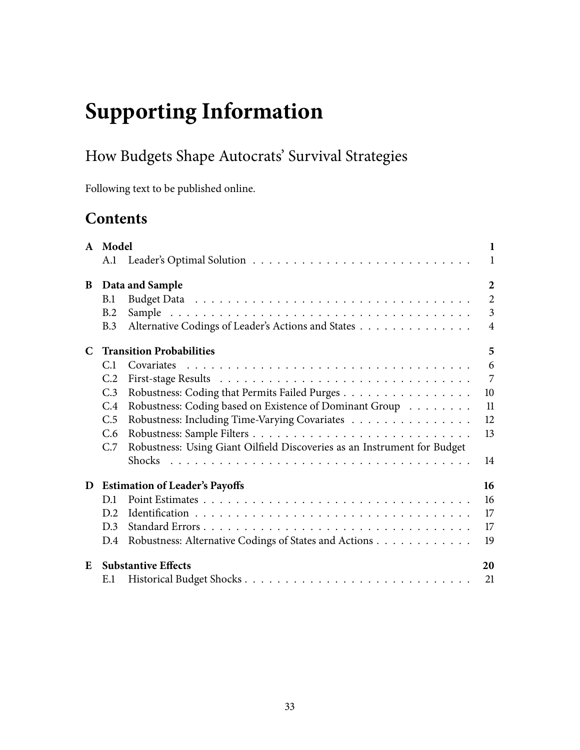# Supporting Information

## How Budgets Shape Autocrats' Survival Strategies

Following text to be published online.

## Contents

**A Model** — **1**
- A.1 Leader's Optimal Solution — 1

**B Data and Sample** — **2**
- B.1 Budget Data — 2
- B.2 Sample — 3
- B.3 Alternative Codings of Leader's Actions and States — 4

**C Transition Probabilities** — **5**
- C.1 Covariates — 6
- C.2 First-stage Results — 7
- C.3 Robustness: Coding that Permits Failed Purges — 10
- C.4 Robustness: Coding based on Existence of Dominant Group — 11
- C.5 Robustness: Including Time-Varying Covariates — 12
- C.6 Robustness: Sample Filters — 13
- C.7 Robustness: Using Giant Oilfield Discoveries as an Instrument for Budget Shocks — 14

**D Estimation of Leader's Payoffs** — **16**
- D.1 Point Estimates — 16
- D.2 Identification — 17
- D.3 Standard Errors — 17
- D.4 Robustness: Alternative Codings of States and Actions — 19

**E Substantive Effects** — **20**
- E.1 Historical Budget Shocks — 21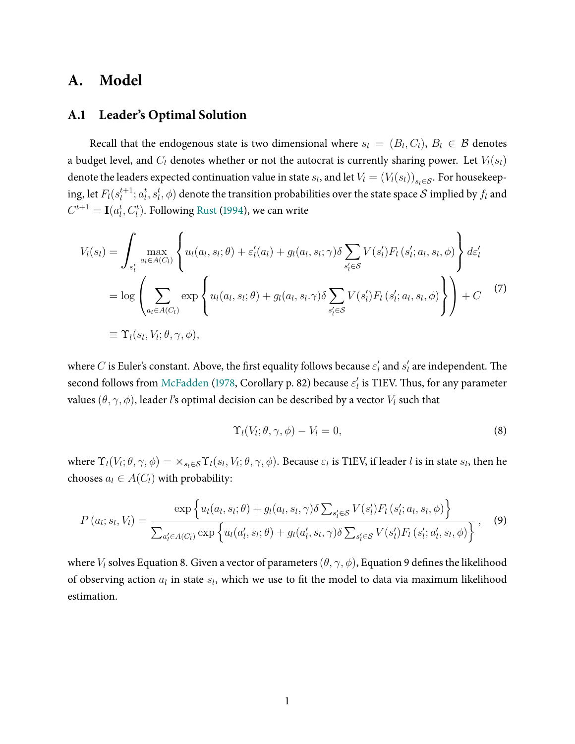# A. Model

## A.1 Leader's Optimal Solution

Recall that the endogenous state is two dimensional where $s_l = (B_l, C_l)$, $B_l \in \mathcal{B}$ denotes a budget level, and $C_l$ denotes whether or not the autocrat is currently sharing power. Let $V_l(s_l)$ denote the leaders expected continuation value in state $s_l$, and let $V_l = (V_l(s_l))_{s_l \in \mathcal{S}}$. For housekeeping, let $F_l(s_l^{t+1}; a_l^t, s_l^t, \phi)$ denote the transition probabilities over the state space $\mathcal{S}$ implied by $f_l$ and $C^{t+1} = \mathbf{I}(a_l^t, C_l^t)$. Following Rust (1994), we can write

$$
\begin{aligned}
V_l(s_l) &= \int_{\varepsilon_l'} \max_{a_l \in A(C_l)} \left\{ u_l(a_l, s_l; \theta) + \varepsilon_l'(a_l) + g_l(a_l, s_l; \gamma)\delta \sum_{s_l' \in \mathcal{S}} V(s_l') F_l\left(s_l'; a_l, s_l, \phi\right) \right\} d\varepsilon_l' \\
&= \log \left( \sum_{a_l \in A(C_l)} \exp \left\{ u_l(a_l, s_l; \theta) + g_l(a_l, s_l . \gamma)\delta \sum_{s_l' \in \mathcal{S}} V(s_l') F_l\left(s_l'; a_l, s_l, \phi\right) \right\} \right) + C \qquad (7) \\
&\equiv \Upsilon_l(s_l, V_l; \theta, \gamma, \phi),
\end{aligned}
$$

where $C$ is Euler's constant. Above, the first equality follows because $\varepsilon_l'$ and $s_l'$ are independent. The second follows from McFadden (1978, Corollary p. 82) because $\varepsilon_l'$ is T1EV. Thus, for any parameter values $(\theta, \gamma, \phi)$, leader $l$'s optimal decision can be described by a vector $V_l$ such that

$$
\Upsilon_l(V_l; \theta, \gamma, \phi) - V_l = 0, \qquad (8)
$$

where $\Upsilon_l(V_l; \theta, \gamma, \phi) = \times_{s_l \in \mathcal{S}} \Upsilon_l(s_l, V_l; \theta, \gamma, \phi)$. Because $\varepsilon_l$ is T1EV, if leader $l$ is in state $s_l$, then he chooses $a_l \in A(C_l)$ with probability:

$$
P\left(a_l; s_l, V_l\right) = \frac{\exp\left\{u_l(a_l, s_l; \theta) + g_l(a_l, s_l, \gamma)\delta \sum_{s_l' \in \mathcal{S}} V(s_l') F_l\left(s_l'; a_l, s_l, \phi\right)\right\}}{\sum_{a_l' \in A(C_l)} \exp\left\{u_l(a_l', s_l; \theta) + g_l(a_l', s_l, \gamma)\delta \sum_{s_l' \in \mathcal{S}} V(s_l') F_l\left(s_l'; a_l', s_l, \phi\right)\right\}}, \qquad (9)
$$

where $V_l$ solves Equation 8. Given a vector of parameters $(\theta, \gamma, \phi)$, Equation 9 defines the likelihood of observing action $a_l$ in state $s_l$, which we use to fit the model to data via maximum likelihood estimation.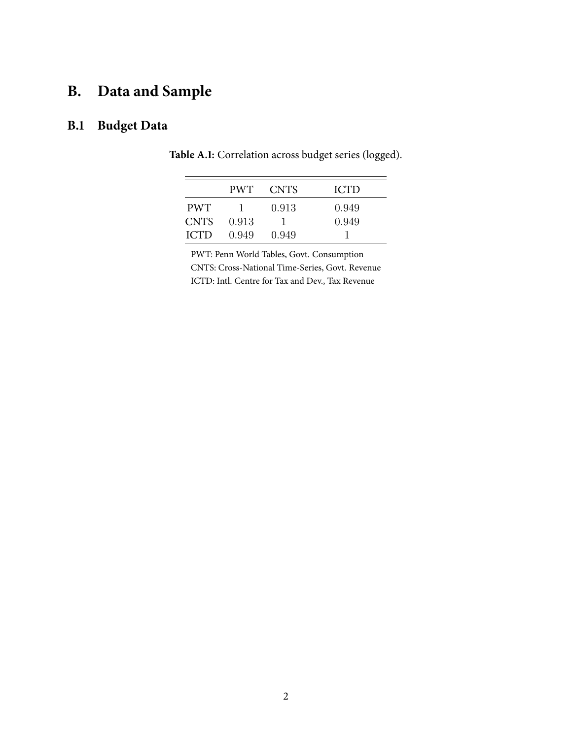# B. Data and Sample

## B.1 Budget Data

**Table A.1:** Correlation across budget series (logged).

| | PWT | CNTS | ICTD |
|---|---|---|---|
| PWT | 1 | 0.913 | 0.949 |
| CNTS | 0.913 | 1 | 0.949 |
| ICTD | 0.949 | 0.949 | 1 |

PWT: Penn World Tables, Govt. Consumption
CNTS: Cross-National Time-Series, Govt. Revenue
ICTD: Intl. Centre for Tax and Dev., Tax Revenue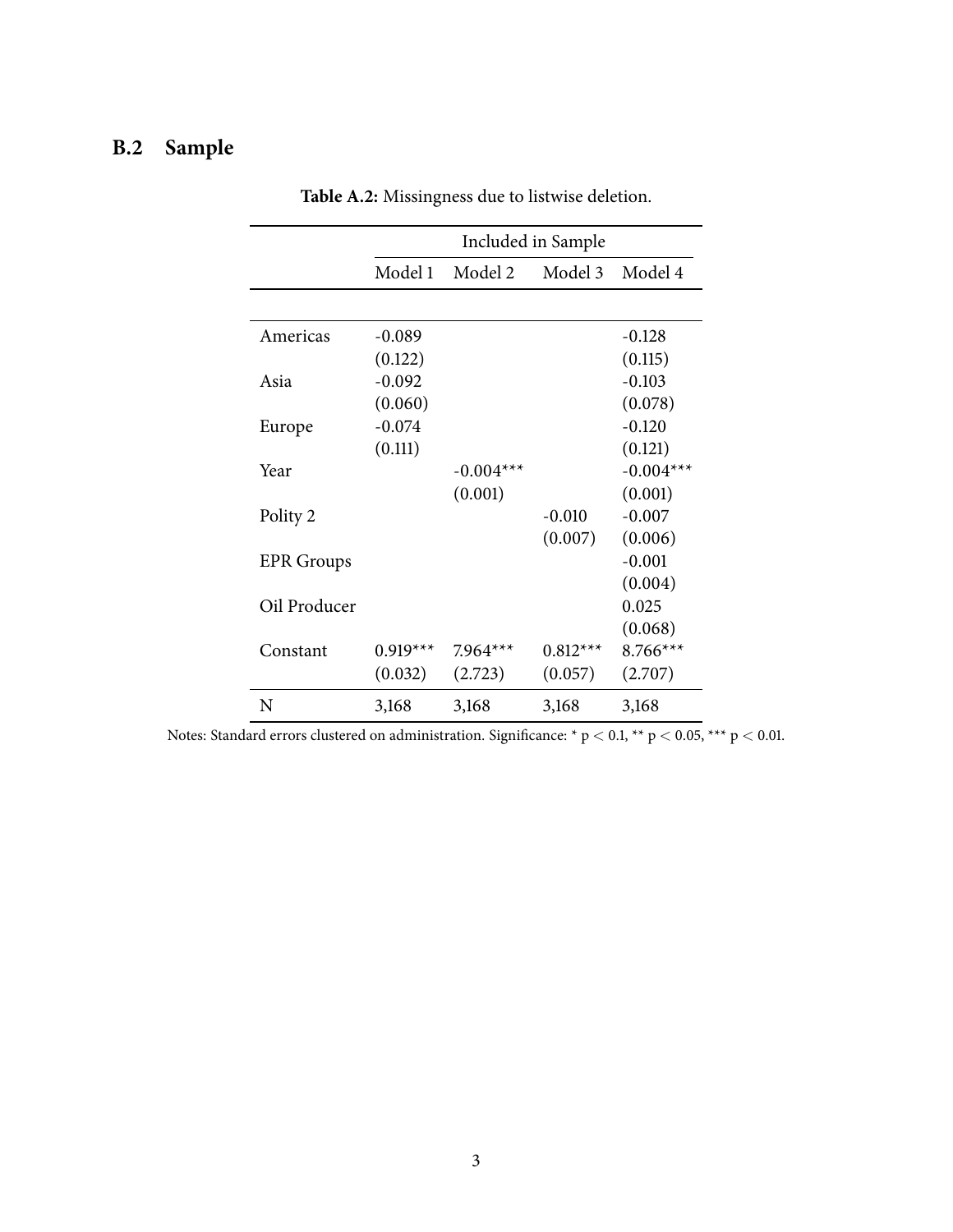## B.2 Sample

**Table A.2:** Missingness due to listwise deletion.

| | Included in Sample | | | |
|---|---|---|---|---|
| | Model 1 | Model 2 | Model 3 | Model 4 |
| Americas | -0.089 | | | -0.128 |
| | (0.122) | | | (0.115) |
| Asia | -0.092 | | | -0.103 |
| | (0.060) | | | (0.078) |
| Europe | -0.074 | | | -0.120 |
| | (0.111) | | | (0.121) |
| Year | | -0.004*** | | -0.004*** |
| | | (0.001) | | (0.001) |
| Polity 2 | | | -0.010 | -0.007 |
| | | | (0.007) | (0.006) |
| EPR Groups | | | | -0.001 |
| | | | | (0.004) |
| Oil Producer | | | | 0.025 |
| | | | | (0.068) |
| Constant | 0.919*** | 7.964*** | 0.812*** | 8.766*** |
| | (0.032) | (2.723) | (0.057) | (2.707) |
| N | 3,168 | 3,168 | 3,168 | 3,168 |

Notes: Standard errors clustered on administration. Significance: * $p < 0.1$, ** $p < 0.05$, *** $p < 0.01$.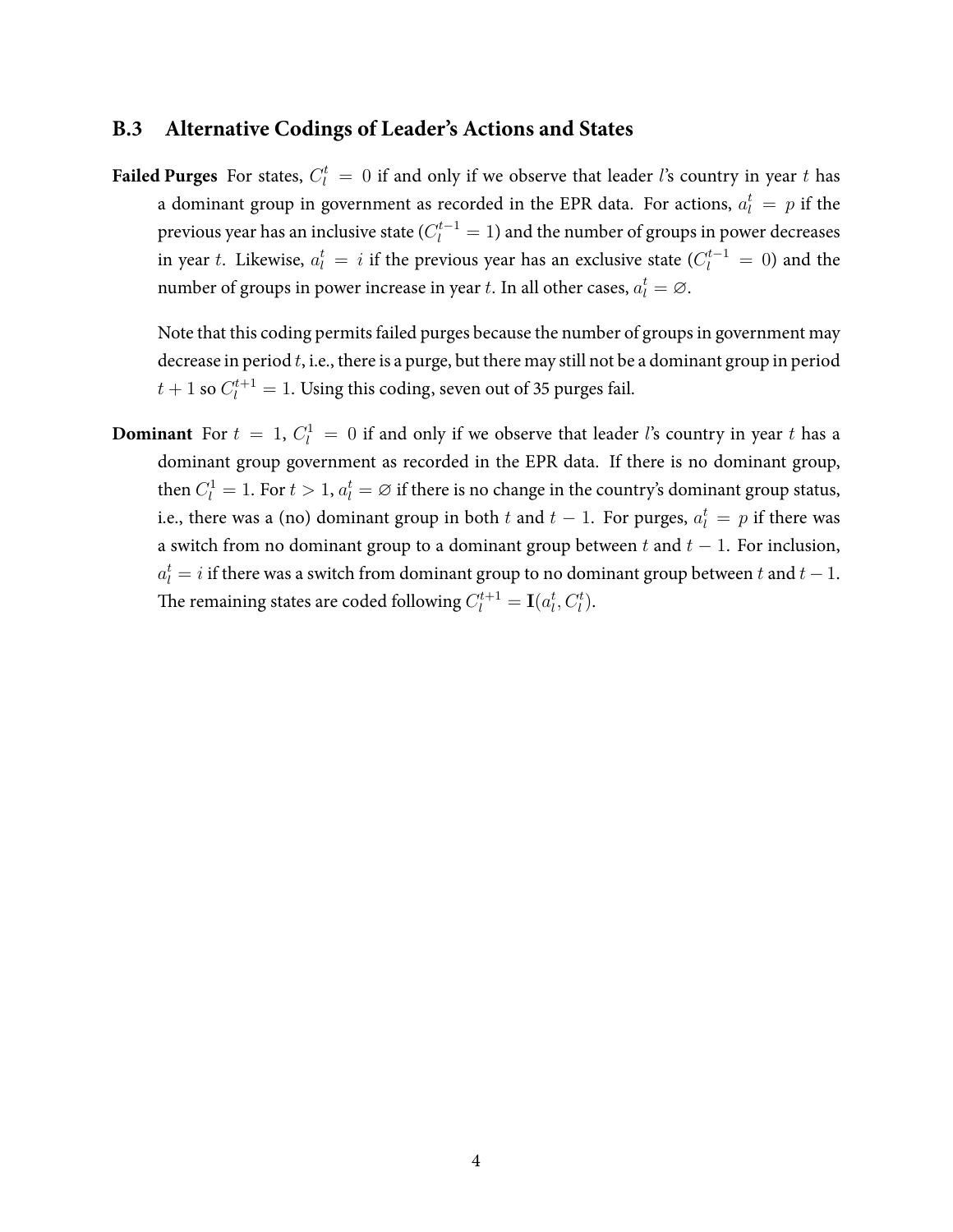## B.3 Alternative Codings of Leader's Actions and States

**Failed Purges** For states, $C_l^t = 0$ if and only if we observe that leader $l$'s country in year $t$ has a dominant group in government as recorded in the EPR data. For actions, $a_l^t = p$ if the previous year has an inclusive state ($C_l^{t-1} = 1$) and the number of groups in power decreases in year $t$. Likewise, $a_l^t = i$ if the previous year has an exclusive state ($C_l^{t-1} = 0$) and the number of groups in power increase in year $t$. In all other cases, $a_l^t = \varnothing$.

Note that this coding permits failed purges because the number of groups in government may decrease in period $t$, i.e., there is a purge, but there may still not be a dominant group in period $t+1$ so $C_l^{t+1} = 1$. Using this coding, seven out of 35 purges fail.

**Dominant** For $t = 1$, $C_l^1 = 0$ if and only if we observe that leader $l$'s country in year $t$ has a dominant group government as recorded in the EPR data. If there is no dominant group, then $C_l^1 = 1$. For $t > 1$, $a_l^t = \varnothing$ if there is no change in the country's dominant group status, i.e., there was a (no) dominant group in both $t$ and $t-1$. For purges, $a_l^t = p$ if there was a switch from no dominant group to a dominant group between $t$ and $t-1$. For inclusion, $a_l^t = i$ if there was a switch from dominant group to no dominant group between $t$ and $t-1$. The remaining states are coded following $C_l^{t+1} = \mathbf{I}(a_l^t, C_l^t)$.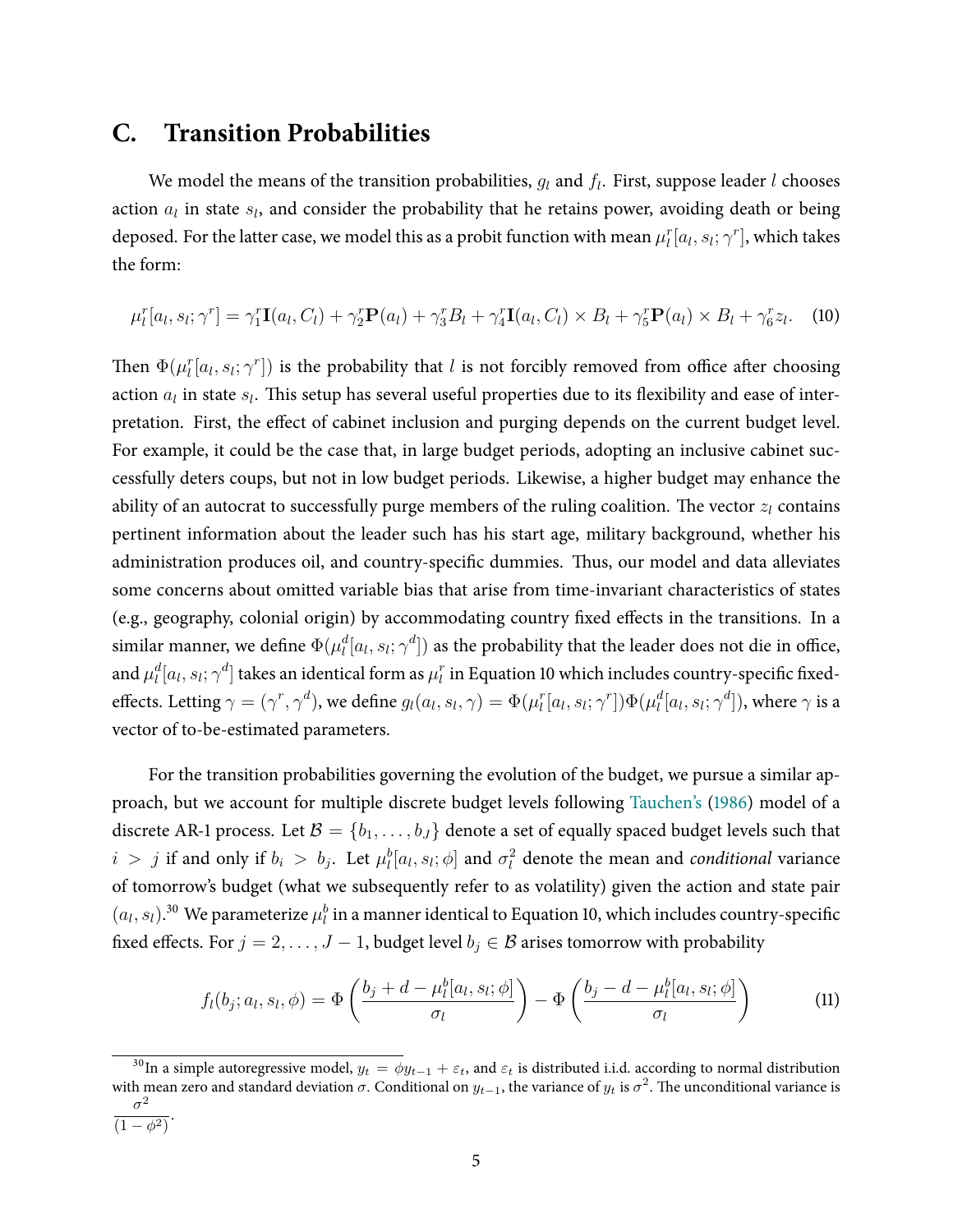## C. Transition Probabilities

We model the means of the transition probabilities, $g_l$ and $f_l$. First, suppose leader $l$ chooses action $a_l$ in state $s_l$, and consider the probability that he retains power, avoiding death or being deposed. For the latter case, we model this as a probit function with mean $\mu_l^r[a_l, s_l; \gamma^r]$, which takes the form:

$$\mu_l^r[a_l, s_l; \gamma^r] = \gamma_1^r \mathbf{I}(a_l, C_l) + \gamma_2^r \mathbf{P}(a_l) + \gamma_3^r B_l + \gamma_4^r \mathbf{I}(a_l, C_l) \times B_l + \gamma_5^r \mathbf{P}(a_l) \times B_l + \gamma_6^r z_l. \quad (10)$$

Then $\Phi(\mu_l^r[a_l, s_l; \gamma^r])$ is the probability that $l$ is not forcibly removed from office after choosing action $a_l$ in state $s_l$. This setup has several useful properties due to its flexibility and ease of interpretation. First, the effect of cabinet inclusion and purging depends on the current budget level. For example, it could be the case that, in large budget periods, adopting an inclusive cabinet successfully deters coups, but not in low budget periods. Likewise, a higher budget may enhance the ability of an autocrat to successfully purge members of the ruling coalition. The vector $z_l$ contains pertinent information about the leader such has his start age, military background, whether his administration produces oil, and country-specific dummies. Thus, our model and data alleviates some concerns about omitted variable bias that arise from time-invariant characteristics of states (e.g., geography, colonial origin) by accommodating country fixed effects in the transitions. In a similar manner, we define $\Phi(\mu_l^d[a_l, s_l; \gamma^d])$ as the probability that the leader does not die in office, and $\mu_l^d[a_l, s_l; \gamma^d]$ takes an identical form as $\mu_l^r$ in Equation 10 which includes country-specific fixed-effects. Letting $\gamma = (\gamma^r, \gamma^d)$, we define $g_l(a_l, s_l, \gamma) = \Phi(\mu_l^r[a_l, s_l; \gamma^r])\Phi(\mu_l^d[a_l, s_l; \gamma^d])$, where $\gamma$ is a vector of to-be-estimated parameters.

For the transition probabilities governing the evolution of the budget, we pursue a similar approach, but we account for multiple discrete budget levels following Tauchen's (1986) model of a discrete AR-1 process. Let $\mathcal{B} = \{b_1, \ldots, b_J\}$ denote a set of equally spaced budget levels such that $i > j$ if and only if $b_i > b_j$. Let $\mu_l^b[a_l, s_l; \phi]$ and $\sigma_l^2$ denote the mean and *conditional* variance of tomorrow's budget (what we subsequently refer to as volatility) given the action and state pair $(a_l, s_l)$.[30] We parameterize $\mu_l^b$ in a manner identical to Equation 10, which includes country-specific fixed effects. For $j = 2, \ldots, J-1$, budget level $b_j \in \mathcal{B}$ arises tomorrow with probability

$$f_l(b_j; a_l, s_l, \phi) = \Phi\left(\frac{b_j + d - \mu_l^b[a_l, s_l; \phi]}{\sigma_l}\right) - \Phi\left(\frac{b_j - d - \mu_l^b[a_l, s_l; \phi]}{\sigma_l}\right) \quad (11)$$

[30] In a simple autoregressive model, $y_t = \phi y_{t-1} + \varepsilon_t$, and $\varepsilon_t$ is distributed i.i.d. according to normal distribution with mean zero and standard deviation $\sigma$. Conditional on $y_{t-1}$, the variance of $y_t$ is $\sigma^2$. The unconditional variance is $\frac{\sigma^2}{(1-\phi^2)}$.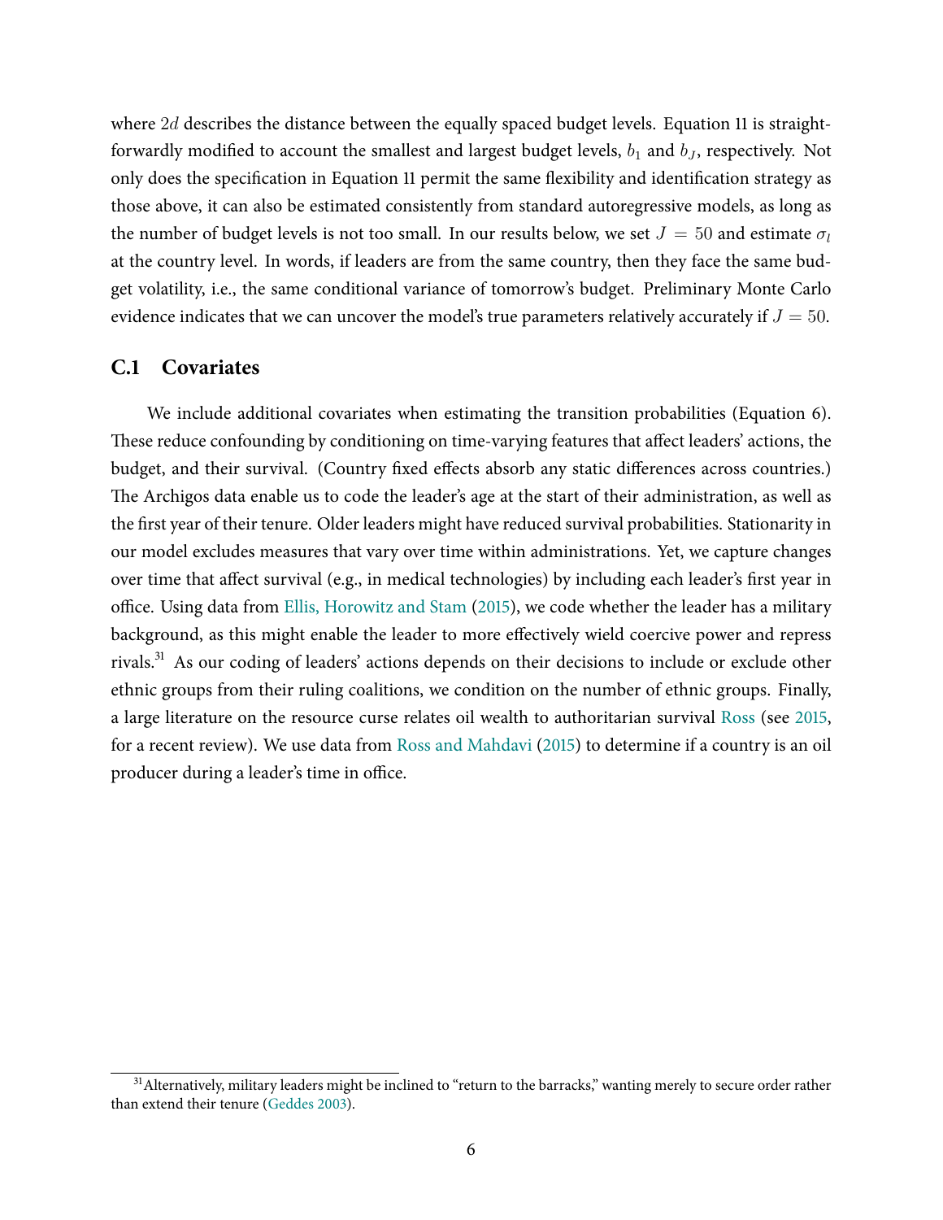where $2d$ describes the distance between the equally spaced budget levels. Equation 11 is straightforwardly modified to account the smallest and largest budget levels, $b_1$ and $b_J$, respectively. Not only does the specification in Equation 11 permit the same flexibility and identification strategy as those above, it can also be estimated consistently from standard autoregressive models, as long as the number of budget levels is not too small. In our results below, we set $J = 50$ and estimate $\sigma_l$ at the country level. In words, if leaders are from the same country, then they face the same budget volatility, i.e., the same conditional variance of tomorrow's budget. Preliminary Monte Carlo evidence indicates that we can uncover the model's true parameters relatively accurately if $J = 50$.

## C.1 Covariates

We include additional covariates when estimating the transition probabilities (Equation 6). These reduce confounding by conditioning on time-varying features that affect leaders' actions, the budget, and their survival. (Country fixed effects absorb any static differences across countries.) The Archigos data enable us to code the leader's age at the start of their administration, as well as the first year of their tenure. Older leaders might have reduced survival probabilities. Stationarity in our model excludes measures that vary over time within administrations. Yet, we capture changes over time that affect survival (e.g., in medical technologies) by including each leader's first year in office. Using data from Ellis, Horowitz and Stam (2015), we code whether the leader has a military background, as this might enable the leader to more effectively wield coercive power and repress rivals.[31] As our coding of leaders' actions depends on their decisions to include or exclude other ethnic groups from their ruling coalitions, we condition on the number of ethnic groups. Finally, a large literature on the resource curse relates oil wealth to authoritarian survival Ross (see 2015, for a recent review). We use data from Ross and Mahdavi (2015) to determine if a country is an oil producer during a leader's time in office.

[31] Alternatively, military leaders might be inclined to "return to the barracks," wanting merely to secure order rather than extend their tenure (Geddes 2003).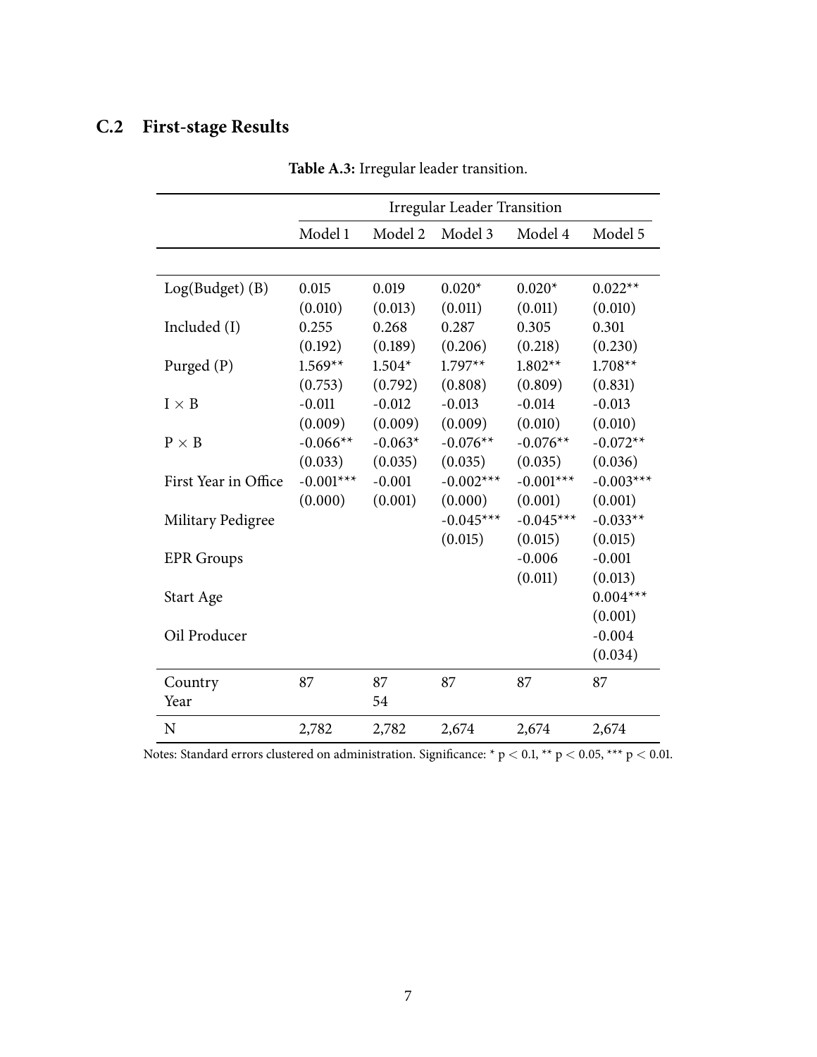## C.2 First-stage Results

**Table A.3:** Irregular leader transition.

| | Irregular Leader Transition | | | | |
|---|---|---|---|---|---|
| | Model 1 | Model 2 | Model 3 | Model 4 | Model 5 |
| Log(Budget) (B) | 0.015 | 0.019 | 0.020* | 0.020* | 0.022** |
| | (0.010) | (0.013) | (0.011) | (0.011) | (0.010) |
| Included (I) | 0.255 | 0.268 | 0.287 | 0.305 | 0.301 |
| | (0.192) | (0.189) | (0.206) | (0.218) | (0.230) |
| Purged (P) | 1.569** | 1.504* | 1.797** | 1.802** | 1.708** |
| | (0.753) | (0.792) | (0.808) | (0.809) | (0.831) |
| $I \times B$ | -0.011 | -0.012 | -0.013 | -0.014 | -0.013 |
| | (0.009) | (0.009) | (0.009) | (0.010) | (0.010) |
| $P \times B$ | -0.066** | -0.063* | -0.076** | -0.076** | -0.072** |
| | (0.033) | (0.035) | (0.035) | (0.035) | (0.036) |
| First Year in Office | -0.001*** | -0.001 | -0.002*** | -0.001*** | -0.003*** |
| | (0.000) | (0.001) | (0.000) | (0.001) | (0.001) |
| Military Pedigree | | | -0.045*** | -0.045*** | -0.033** |
| | | | (0.015) | (0.015) | (0.015) |
| EPR Groups | | | | -0.006 | -0.001 |
| | | | | (0.011) | (0.013) |
| Start Age | | | | | 0.004*** |
| | | | | | (0.001) |
| Oil Producer | | | | | -0.004 |
| | | | | | (0.034) |
| Country | 87 | 87 | 87 | 87 | 87 |
| Year | | 54 | | | |
| N | 2,782 | 2,782 | 2,674 | 2,674 | 2,674 |

Notes: Standard errors clustered on administration. Significance: * $p < 0.1$, ** $p < 0.05$, *** $p < 0.01$.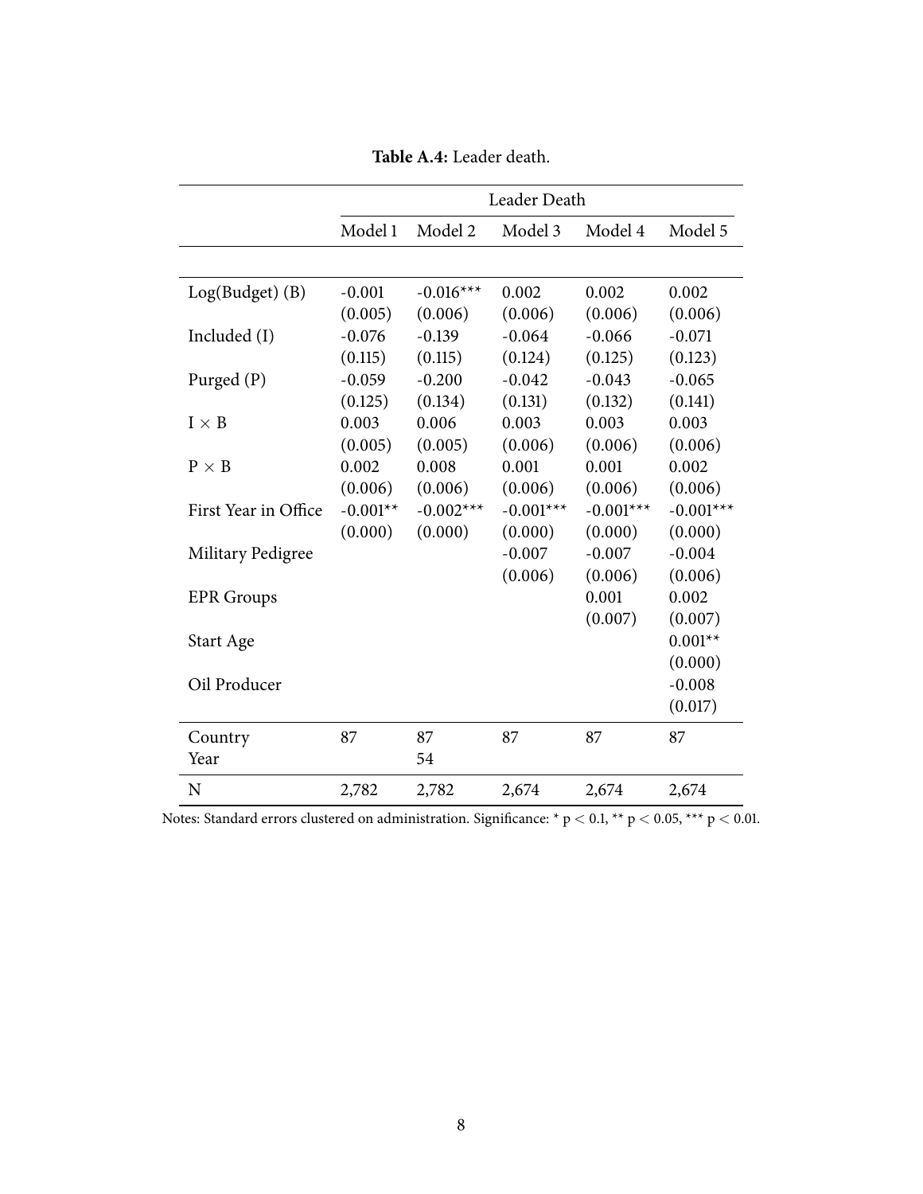**Table A.4:** Leader death.

| | Leader Death | | | | |
|---|---|---|---|---|---|
| | Model 1 | Model 2 | Model 3 | Model 4 | Model 5 |
| Log(Budget) (B) | -0.001 | -0.016*** | 0.002 | 0.002 | 0.002 |
| | (0.005) | (0.006) | (0.006) | (0.006) | (0.006) |
| Included (I) | -0.076 | -0.139 | -0.064 | -0.066 | -0.071 |
| | (0.115) | (0.115) | (0.124) | (0.125) | (0.123) |
| Purged (P) | -0.059 | -0.200 | -0.042 | -0.043 | -0.065 |
| | (0.125) | (0.134) | (0.131) | (0.132) | (0.141) |
| I × B | 0.003 | 0.006 | 0.003 | 0.003 | 0.003 |
| | (0.005) | (0.005) | (0.006) | (0.006) | (0.006) |
| P × B | 0.002 | 0.008 | 0.001 | 0.001 | 0.002 |
| | (0.006) | (0.006) | (0.006) | (0.006) | (0.006) |
| First Year in Office | -0.001** | -0.002*** | -0.001*** | -0.001*** | -0.001*** |
| | (0.000) | (0.000) | (0.000) | (0.000) | (0.000) |
| Military Pedigree | | | -0.007 | -0.007 | -0.004 |
| | | | (0.006) | (0.006) | (0.006) |
| EPR Groups | | | | 0.001 | 0.002 |
| | | | | (0.007) | (0.007) |
| Start Age | | | | | 0.001** |
| | | | | | (0.000) |
| Oil Producer | | | | | -0.008 |
| | | | | | (0.017) |
| Country | 87 | 87 | 87 | 87 | 87 |
| Year | | 54 | | | |
| N | 2,782 | 2,782 | 2,674 | 2,674 | 2,674 |

Notes: Standard errors clustered on administration. Significance: * $p < 0.1$, ** $p < 0.05$, *** $p < 0.01$.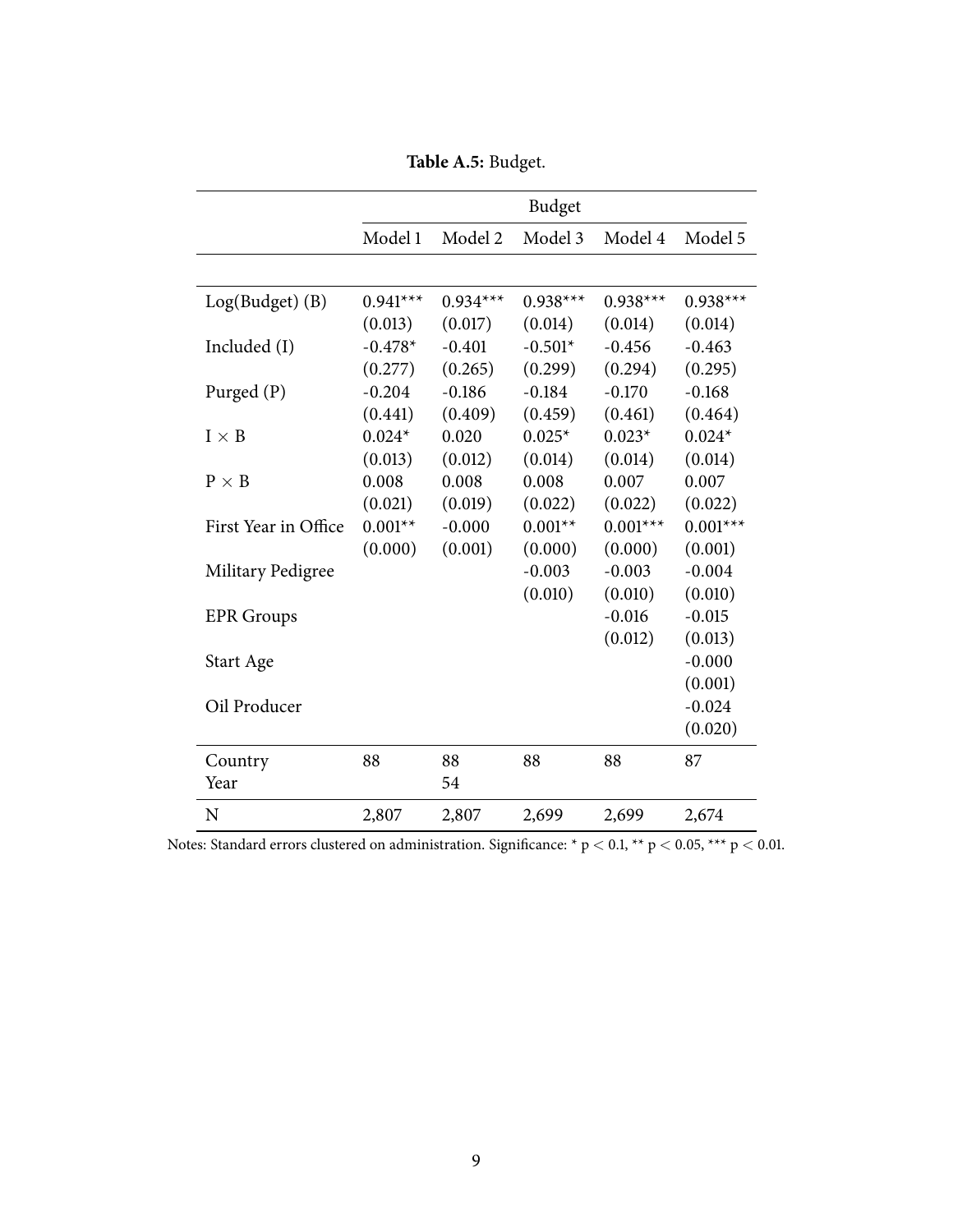**Table A.5:** Budget.

| | Budget | | | | |
|---|---|---|---|---|---|
| | Model 1 | Model 2 | Model 3 | Model 4 | Model 5 |
| Log(Budget) (B) | 0.941*** | 0.934*** | 0.938*** | 0.938*** | 0.938*** |
| | (0.013) | (0.017) | (0.014) | (0.014) | (0.014) |
| Included (I) | -0.478* | -0.401 | -0.501* | -0.456 | -0.463 |
| | (0.277) | (0.265) | (0.299) | (0.294) | (0.295) |
| Purged (P) | -0.204 | -0.186 | -0.184 | -0.170 | -0.168 |
| | (0.441) | (0.409) | (0.459) | (0.461) | (0.464) |
| I × B | 0.024* | 0.020 | 0.025* | 0.023* | 0.024* |
| | (0.013) | (0.012) | (0.014) | (0.014) | (0.014) |
| P × B | 0.008 | 0.008 | 0.008 | 0.007 | 0.007 |
| | (0.021) | (0.019) | (0.022) | (0.022) | (0.022) |
| First Year in Office | 0.001** | -0.000 | 0.001** | 0.001*** | 0.001*** |
| | (0.000) | (0.001) | (0.000) | (0.000) | (0.001) |
| Military Pedigree | | | -0.003 | -0.003 | -0.004 |
| | | | (0.010) | (0.010) | (0.010) |
| EPR Groups | | | | -0.016 | -0.015 |
| | | | | (0.012) | (0.013) |
| Start Age | | | | | -0.000 |
| | | | | | (0.001) |
| Oil Producer | | | | | -0.024 |
| | | | | | (0.020) |
| Country | 88 | 88 | 88 | 88 | 87 |
| Year | | 54 | | | |
| N | 2,807 | 2,807 | 2,699 | 2,699 | 2,674 |

Notes: Standard errors clustered on administration. Significance: * $p < 0.1$, ** $p < 0.05$, *** $p < 0.01$.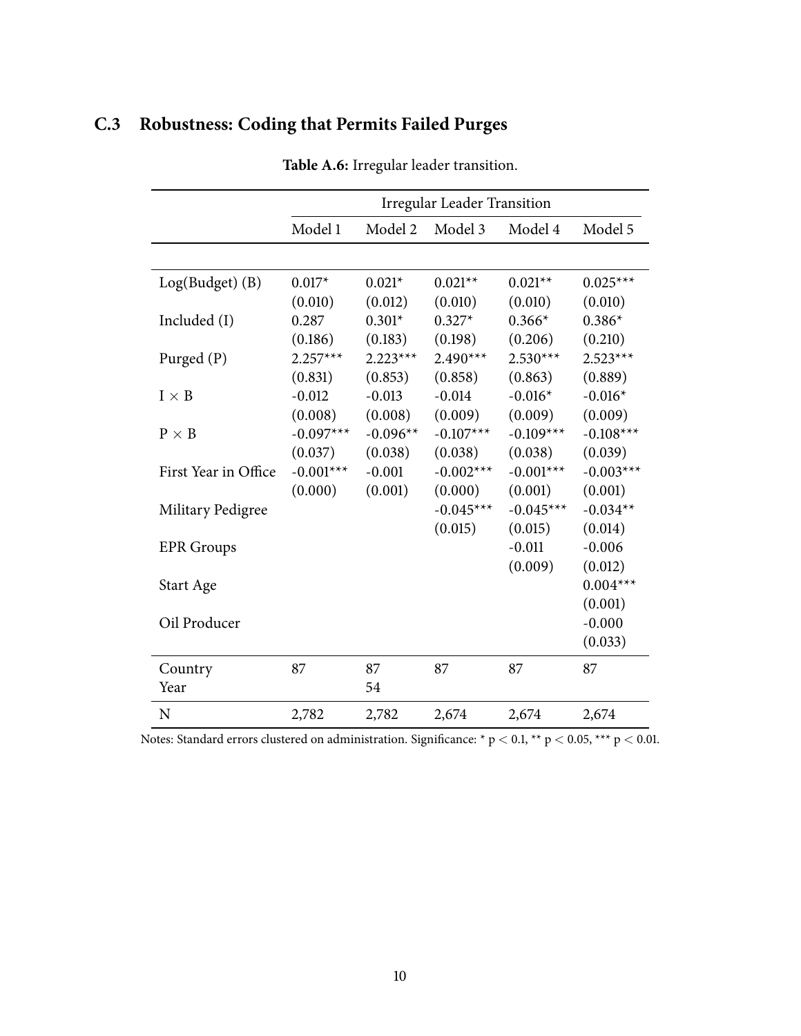## C.3 Robustness: Coding that Permits Failed Purges

**Table A.6:** Irregular leader transition.

| | Irregular Leader Transition | | | | |
|---|---|---|---|---|---|
| | Model 1 | Model 2 | Model 3 | Model 4 | Model 5 |
| Log(Budget) (B) | 0.017* | 0.021* | 0.021** | 0.021** | 0.025*** |
| | (0.010) | (0.012) | (0.010) | (0.010) | (0.010) |
| Included (I) | 0.287 | 0.301* | 0.327* | 0.366* | 0.386* |
| | (0.186) | (0.183) | (0.198) | (0.206) | (0.210) |
| Purged (P) | 2.257*** | 2.223*** | 2.490*** | 2.530*** | 2.523*** |
| | (0.831) | (0.853) | (0.858) | (0.863) | (0.889) |
| I × B | -0.012 | -0.013 | -0.014 | -0.016* | -0.016* |
| | (0.008) | (0.008) | (0.009) | (0.009) | (0.009) |
| P × B | -0.097*** | -0.096** | -0.107*** | -0.109*** | -0.108*** |
| | (0.037) | (0.038) | (0.038) | (0.038) | (0.039) |
| First Year in Office | -0.001*** | -0.001 | -0.002*** | -0.001*** | -0.003*** |
| | (0.000) | (0.001) | (0.000) | (0.001) | (0.001) |
| Military Pedigree | | | -0.045*** | -0.045*** | -0.034** |
| | | | (0.015) | (0.015) | (0.014) |
| EPR Groups | | | | -0.011 | -0.006 |
| | | | | (0.009) | (0.012) |
| Start Age | | | | | 0.004*** |
| | | | | | (0.001) |
| Oil Producer | | | | | -0.000 |
| | | | | | (0.033) |
| Country | 87 | 87 | 87 | 87 | 87 |
| Year | | 54 | | | |
| N | 2,782 | 2,782 | 2,674 | 2,674 | 2,674 |

Notes: Standard errors clustered on administration. Significance: * $p < 0.1$, ** $p < 0.05$, *** $p < 0.01$.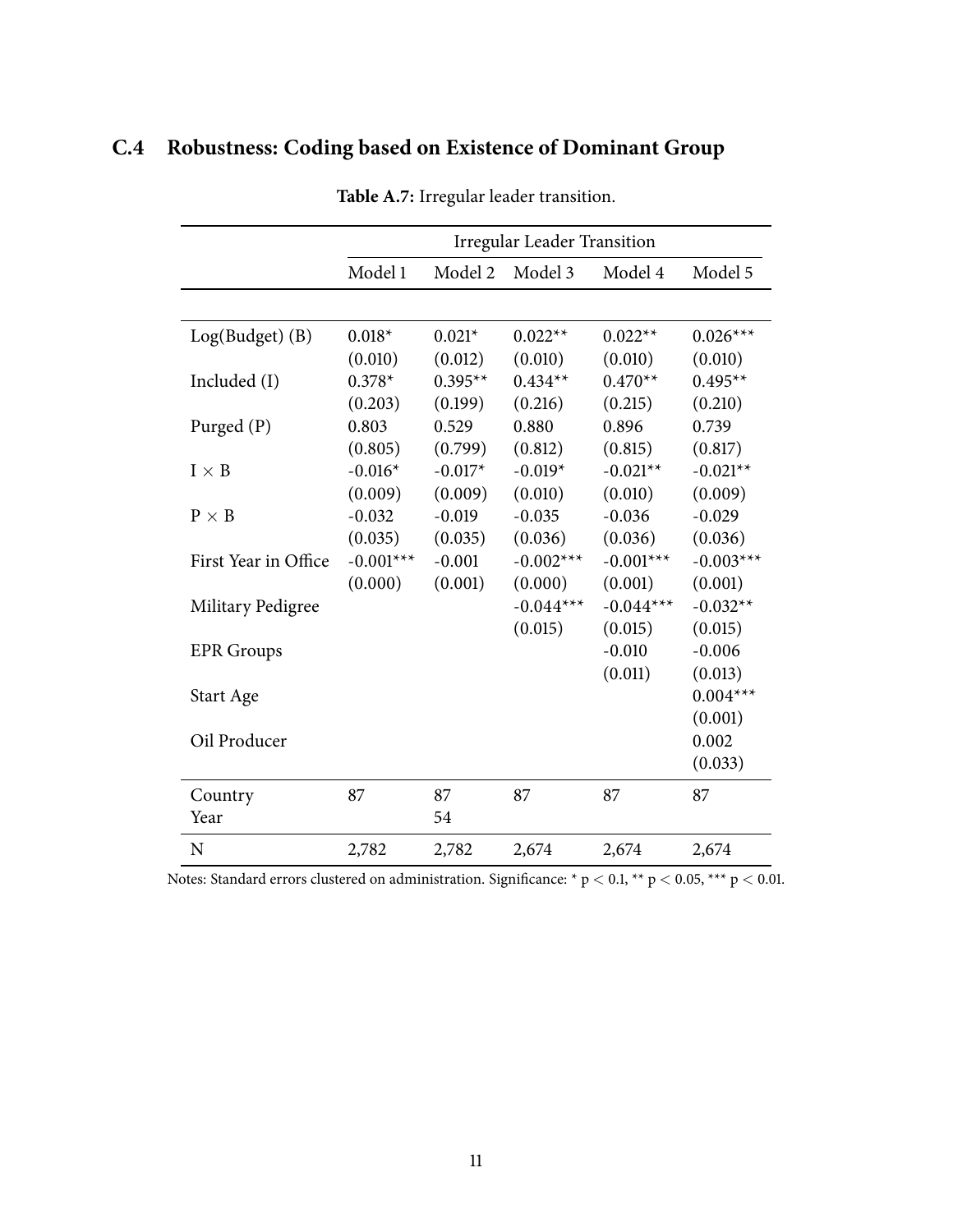## C.4 Robustness: Coding based on Existence of Dominant Group

**Table A.7:** Irregular leader transition.

| | Irregular Leader Transition | | | | |
|---|---|---|---|---|---|
| | Model 1 | Model 2 | Model 3 | Model 4 | Model 5 |
| Log(Budget) (B) | 0.018* | 0.021* | 0.022** | 0.022** | 0.026*** |
| | (0.010) | (0.012) | (0.010) | (0.010) | (0.010) |
| Included (I) | 0.378* | 0.395** | 0.434** | 0.470** | 0.495** |
| | (0.203) | (0.199) | (0.216) | (0.215) | (0.210) |
| Purged (P) | 0.803 | 0.529 | 0.880 | 0.896 | 0.739 |
| | (0.805) | (0.799) | (0.812) | (0.815) | (0.817) |
| I × B | -0.016* | -0.017* | -0.019* | -0.021** | -0.021** |
| | (0.009) | (0.009) | (0.010) | (0.010) | (0.009) |
| P × B | -0.032 | -0.019 | -0.035 | -0.036 | -0.029 |
| | (0.035) | (0.035) | (0.036) | (0.036) | (0.036) |
| First Year in Office | -0.001*** | -0.001 | -0.002*** | -0.001*** | -0.003*** |
| | (0.000) | (0.001) | (0.000) | (0.001) | (0.001) |
| Military Pedigree | | | -0.044*** | -0.044*** | -0.032** |
| | | | (0.015) | (0.015) | (0.015) |
| EPR Groups | | | | -0.010 | -0.006 |
| | | | | (0.011) | (0.013) |
| Start Age | | | | | 0.004*** |
| | | | | | (0.001) |
| Oil Producer | | | | | 0.002 |
| | | | | | (0.033) |
| Country | 87 | 87 | 87 | 87 | 87 |
| Year | | 54 | | | |
| N | 2,782 | 2,782 | 2,674 | 2,674 | 2,674 |

Notes: Standard errors clustered on administration. Significance: * $p < 0.1$, ** $p < 0.05$, *** $p < 0.01$.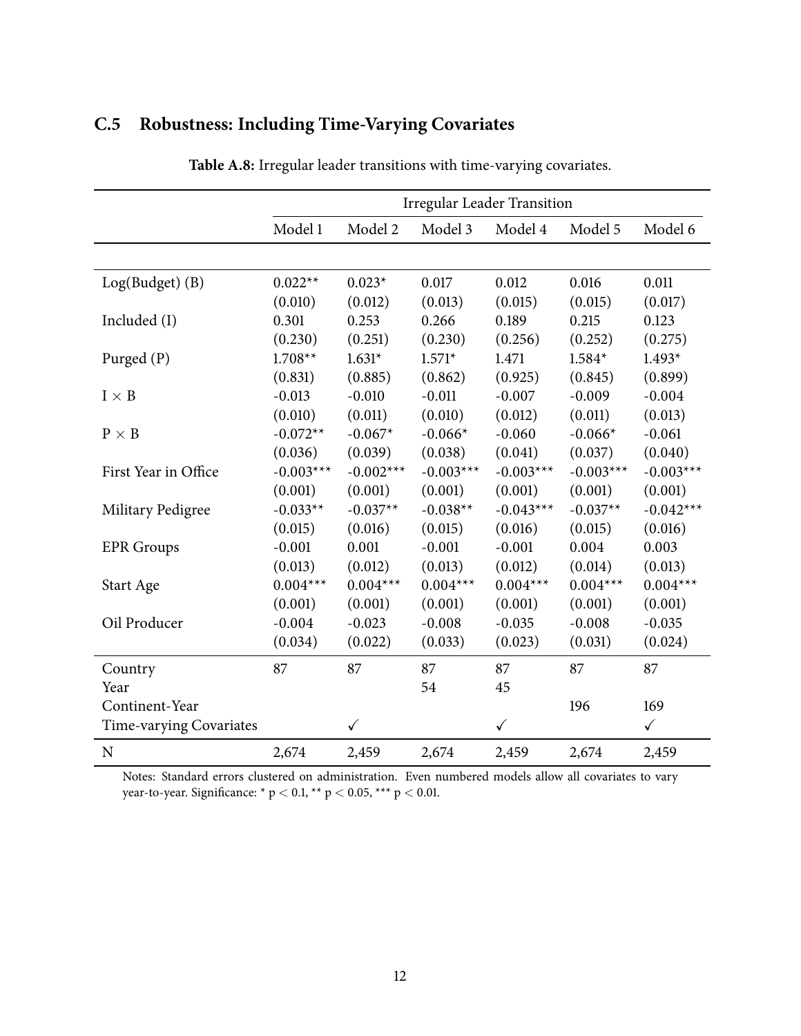## C.5 Robustness: Including Time-Varying Covariates

**Table A.8:** Irregular leader transitions with time-varying covariates.

| | Irregular Leader Transition | | | | | |
|---|---|---|---|---|---|---|
| | Model 1 | Model 2 | Model 3 | Model 4 | Model 5 | Model 6 |
| Log(Budget) (B) | 0.022** | 0.023* | 0.017 | 0.012 | 0.016 | 0.011 |
| | (0.010) | (0.012) | (0.013) | (0.015) | (0.015) | (0.017) |
| Included (I) | 0.301 | 0.253 | 0.266 | 0.189 | 0.215 | 0.123 |
| | (0.230) | (0.251) | (0.230) | (0.256) | (0.252) | (0.275) |
| Purged (P) | 1.708** | 1.631* | 1.571* | 1.471 | 1.584* | 1.493* |
| | (0.831) | (0.885) | (0.862) | (0.925) | (0.845) | (0.899) |
| I $\times$ B | -0.013 | -0.010 | -0.011 | -0.007 | -0.009 | -0.004 |
| | (0.010) | (0.011) | (0.010) | (0.012) | (0.011) | (0.013) |
| P $\times$ B | -0.072** | -0.067* | -0.066* | -0.060 | -0.066* | -0.061 |
| | (0.036) | (0.039) | (0.038) | (0.041) | (0.037) | (0.040) |
| First Year in Office | -0.003*** | -0.002*** | -0.003*** | -0.003*** | -0.003*** | -0.003*** |
| | (0.001) | (0.001) | (0.001) | (0.001) | (0.001) | (0.001) |
| Military Pedigree | -0.033** | -0.037** | -0.038** | -0.043*** | -0.037** | -0.042*** |
| | (0.015) | (0.016) | (0.015) | (0.016) | (0.015) | (0.016) |
| EPR Groups | -0.001 | 0.001 | -0.001 | -0.001 | 0.004 | 0.003 |
| | (0.013) | (0.012) | (0.013) | (0.012) | (0.014) | (0.013) |
| Start Age | 0.004*** | 0.004*** | 0.004*** | 0.004*** | 0.004*** | 0.004*** |
| | (0.001) | (0.001) | (0.001) | (0.001) | (0.001) | (0.001) |
| Oil Producer | -0.004 | -0.023 | -0.008 | -0.035 | -0.008 | -0.035 |
| | (0.034) | (0.022) | (0.033) | (0.023) | (0.031) | (0.024) |
| Country | 87 | 87 | 87 | 87 | 87 | 87 |
| Year | | | 54 | 45 | | |
| Continent-Year | | | | | 196 | 169 |
| Time-varying Covariates | | ✓ | | ✓ | | ✓ |
| N | 2,674 | 2,459 | 2,674 | 2,459 | 2,674 | 2,459 |

Notes: Standard errors clustered on administration. Even numbered models allow all covariates to vary year-to-year. Significance: * $p < 0.1$, ** $p < 0.05$, *** $p < 0.01$.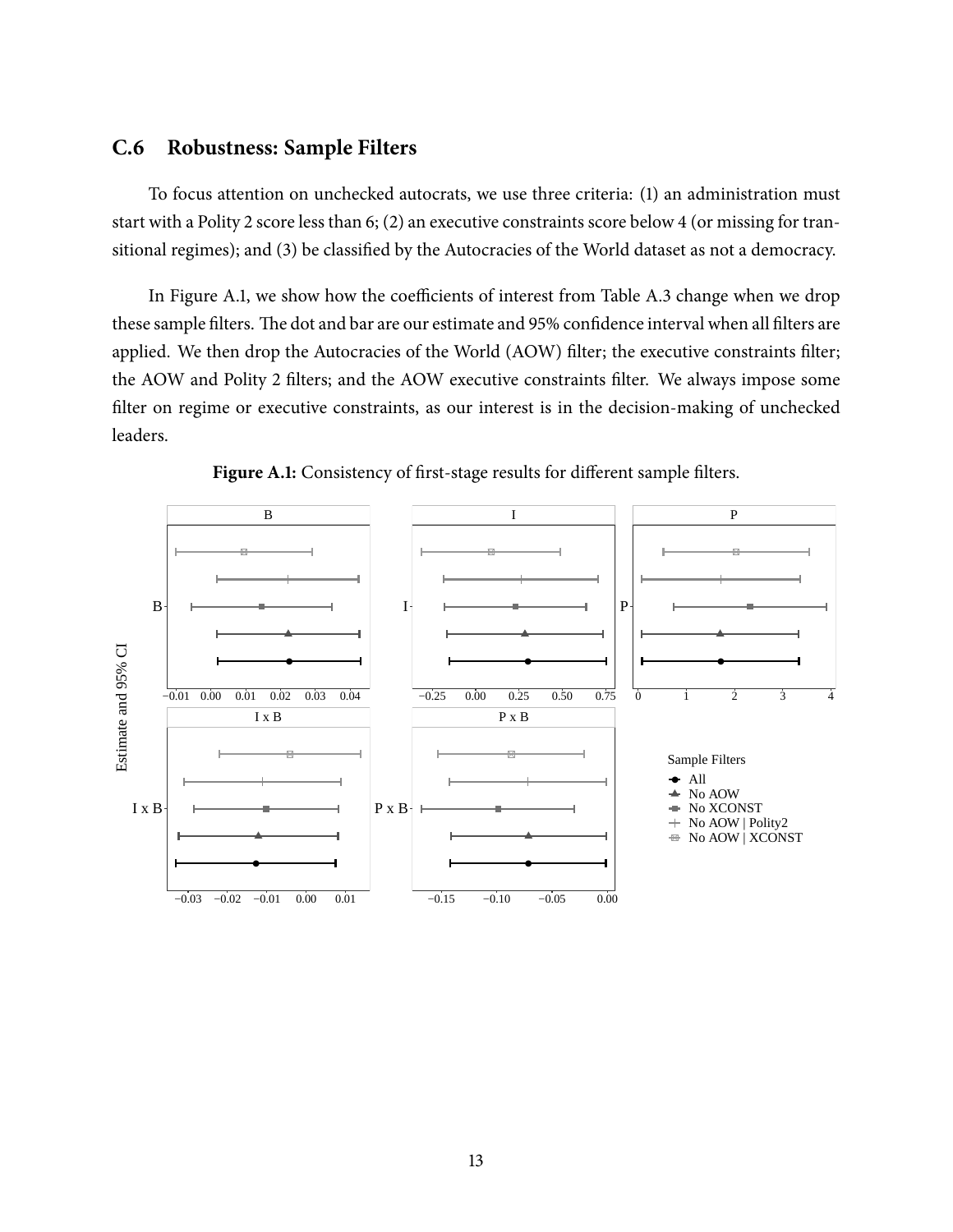## C.6 Robustness: Sample Filters

To focus attention on unchecked autocrats, we use three criteria: (1) an administration must start with a Polity 2 score less than 6; (2) an executive constraints score below 4 (or missing for transitional regimes); and (3) be classified by the Autocracies of the World dataset as not a democracy.

In Figure A.1, we show how the coefficients of interest from Table A.3 change when we drop these sample filters. The dot and bar are our estimate and 95% confidence interval when all filters are applied. We then drop the Autocracies of the World (AOW) filter; the executive constraints filter; the AOW and Polity 2 filters; and the AOW executive constraints filter. We always impose some filter on regime or executive constraints, as our interest is in the decision-making of unchecked leaders.

**Figure A.1:** Consistency of first-stage results for different sample filters.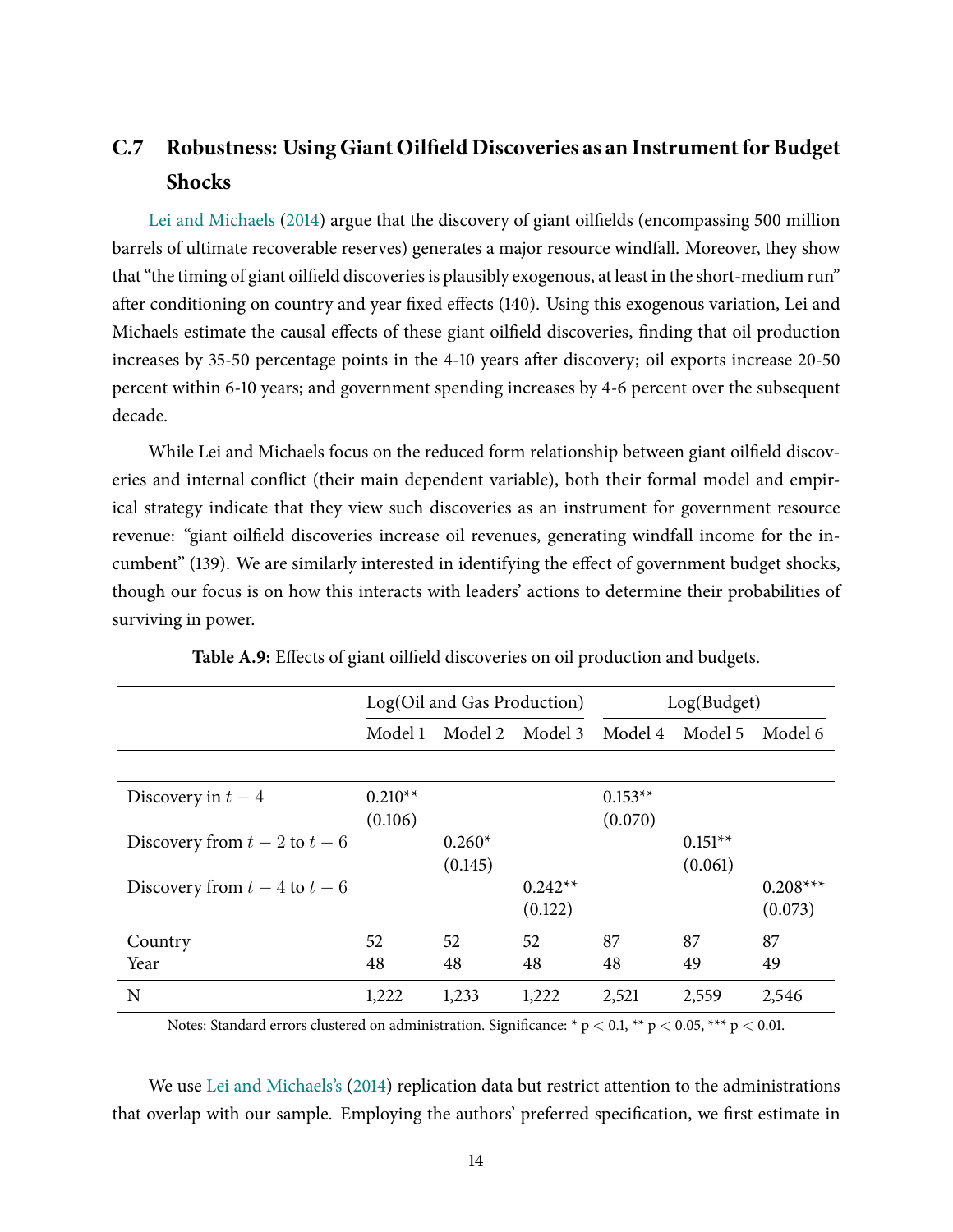## C.7 Robustness: Using Giant Oilfield Discoveries as an Instrument for Budget Shocks

Lei and Michaels (2014) argue that the discovery of giant oilfields (encompassing 500 million barrels of ultimate recoverable reserves) generates a major resource windfall. Moreover, they show that "the timing of giant oilfield discoveries is plausibly exogenous, at least in the short-medium run" after conditioning on country and year fixed effects (140). Using this exogenous variation, Lei and Michaels estimate the causal effects of these giant oilfield discoveries, finding that oil production increases by 35-50 percentage points in the 4-10 years after discovery; oil exports increase 20-50 percent within 6-10 years; and government spending increases by 4-6 percent over the subsequent decade.

While Lei and Michaels focus on the reduced form relationship between giant oilfield discoveries and internal conflict (their main dependent variable), both their formal model and empirical strategy indicate that they view such discoveries as an instrument for government resource revenue: "giant oilfield discoveries increase oil revenues, generating windfall income for the incumbent" (139). We are similarly interested in identifying the effect of government budget shocks, though our focus is on how this interacts with leaders' actions to determine their probabilities of surviving in power.

**Table A.9:** Effects of giant oilfield discoveries on oil production and budgets.

| | Log(Oil and Gas Production) | | | Log(Budget) | | |
|---|---|---|---|---|---|---|
| | Model 1 | Model 2 | Model 3 | Model 4 | Model 5 | Model 6 |
| Discovery in $t-4$ | 0.210** | | | 0.153** | | |
| | (0.106) | | | (0.070) | | |
| Discovery from $t-2$ to $t-6$ | | 0.260* | | | 0.151** | |
| | | (0.145) | | | (0.061) | |
| Discovery from $t-4$ to $t-6$ | | | 0.242** | | | 0.208*** |
| | | | (0.122) | | | (0.073) |
| Country | 52 | 52 | 52 | 87 | 87 | 87 |
| Year | 48 | 48 | 48 | 48 | 49 | 49 |
| N | 1,222 | 1,233 | 1,222 | 2,521 | 2,559 | 2,546 |

Notes: Standard errors clustered on administration. Significance: * $p < 0.1$, ** $p < 0.05$, *** $p < 0.01$.

We use Lei and Michaels's (2014) replication data but restrict attention to the administrations that overlap with our sample. Employing the authors' preferred specification, we first estimate in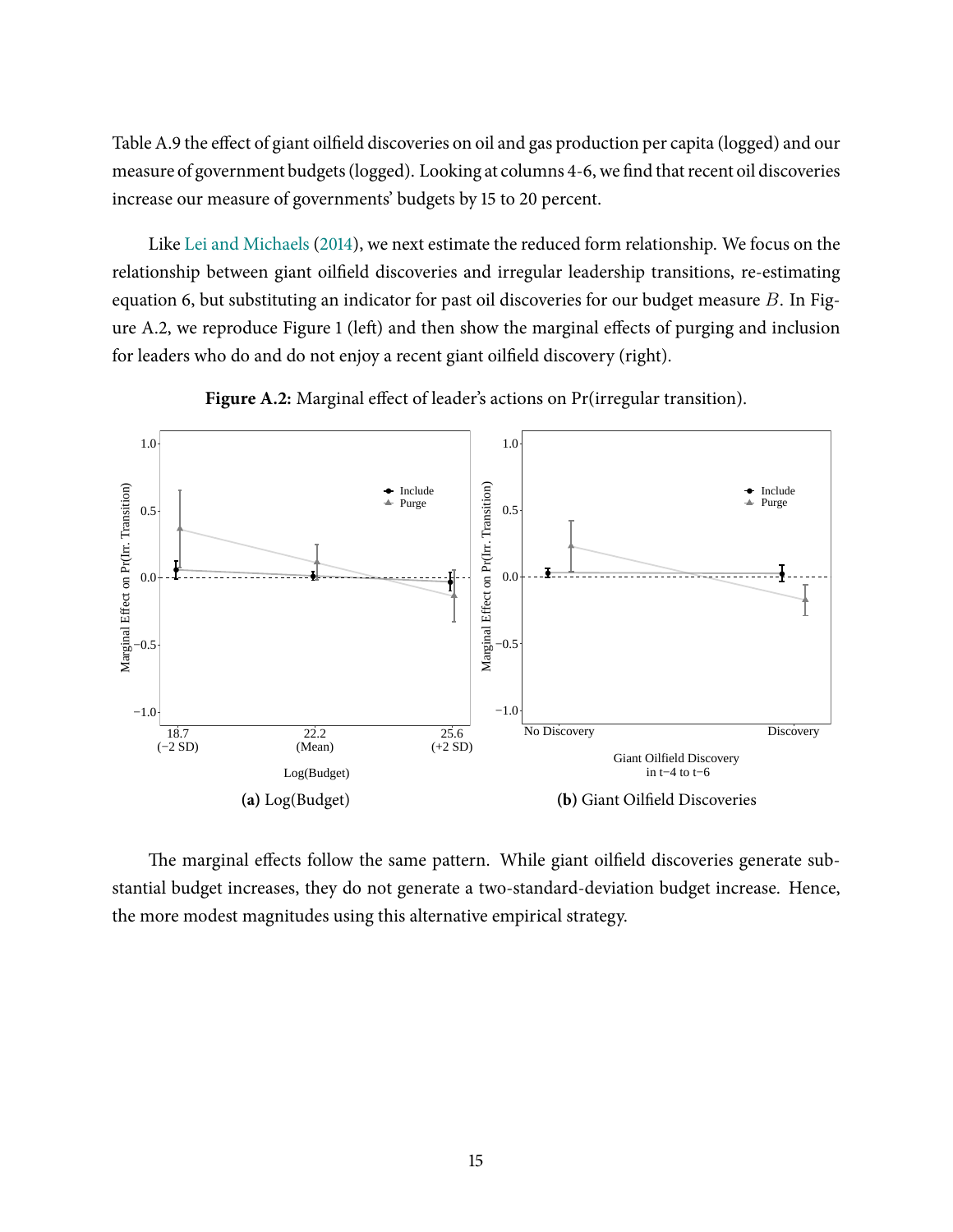Table A.9 the effect of giant oilfield discoveries on oil and gas production per capita (logged) and our measure of government budgets (logged). Looking at columns 4-6, we find that recent oil discoveries increase our measure of governments' budgets by 15 to 20 percent.

Like Lei and Michaels (2014), we next estimate the reduced form relationship. We focus on the relationship between giant oilfield discoveries and irregular leadership transitions, re-estimating equation 6, but substituting an indicator for past oil discoveries for our budget measure $B$. In Figure A.2, we reproduce Figure 1 (left) and then show the marginal effects of purging and inclusion for leaders who do and do not enjoy a recent giant oilfield discovery (right).

**Figure A.2:** Marginal effect of leader's actions on Pr(irregular transition).

**(a)** Log(Budget)

**(b)** Giant Oilfield Discoveries

The marginal effects follow the same pattern. While giant oilfield discoveries generate substantial budget increases, they do not generate a two-standard-deviation budget increase. Hence, the more modest magnitudes using this alternative empirical strategy.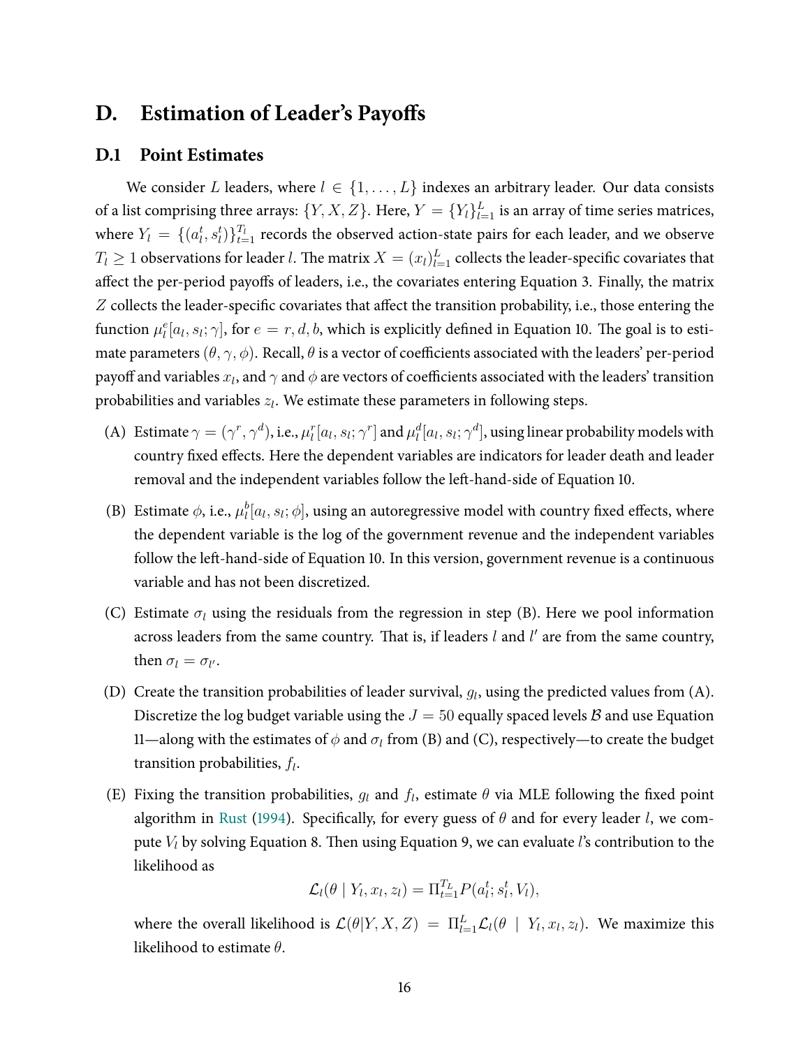# D. Estimation of Leader's Payoffs

## D.1 Point Estimates

We consider $L$ leaders, where $l \in \{1, \ldots, L\}$ indexes an arbitrary leader. Our data consists of a list comprising three arrays: $\{Y, X, Z\}$. Here, $Y = \{Y_l\}_{l=1}^{L}$ is an array of time series matrices, where $Y_l = \{(a_l^t, s_l^t)\}_{t=1}^{T_l}$ records the observed action-state pairs for each leader, and we observe $T_l \geq 1$ observations for leader $l$. The matrix $X = (x_l)_{l=1}^{L}$ collects the leader-specific covariates that affect the per-period payoffs of leaders, i.e., the covariates entering Equation 3. Finally, the matrix $Z$ collects the leader-specific covariates that affect the transition probability, i.e., those entering the function $\mu_l^e[a_l, s_l; \gamma]$, for $e = r, d, b$, which is explicitly defined in Equation 10. The goal is to estimate parameters $(\theta, \gamma, \phi)$. Recall, $\theta$ is a vector of coefficients associated with the leaders' per-period payoff and variables $x_l$, and $\gamma$ and $\phi$ are vectors of coefficients associated with the leaders' transition probabilities and variables $z_l$. We estimate these parameters in following steps.

(A) Estimate $\gamma = (\gamma^r, \gamma^d)$, i.e., $\mu_l^r[a_l, s_l; \gamma^r]$ and $\mu_l^d[a_l, s_l; \gamma^d]$, using linear probability models with country fixed effects. Here the dependent variables are indicators for leader death and leader removal and the independent variables follow the left-hand-side of Equation 10.

(B) Estimate $\phi$, i.e., $\mu_l^b[a_l, s_l; \phi]$, using an autoregressive model with country fixed effects, where the dependent variable is the log of the government revenue and the independent variables follow the left-hand-side of Equation 10. In this version, government revenue is a continuous variable and has not been discretized.

(C) Estimate $\sigma_l$ using the residuals from the regression in step (B). Here we pool information across leaders from the same country. That is, if leaders $l$ and $l'$ are from the same country, then $\sigma_l = \sigma_{l'}$.

(D) Create the transition probabilities of leader survival, $g_l$, using the predicted values from (A). Discretize the log budget variable using the $J = 50$ equally spaced levels $\mathcal{B}$ and use Equation 11—along with the estimates of $\phi$ and $\sigma_l$ from (B) and (C), respectively—to create the budget transition probabilities, $f_l$.

(E) Fixing the transition probabilities, $g_l$ and $f_l$, estimate $\theta$ via MLE following the fixed point algorithm in Rust (1994). Specifically, for every guess of $\theta$ and for every leader $l$, we compute $V_l$ by solving Equation 8. Then using Equation 9, we can evaluate $l$'s contribution to the likelihood as

$$\mathcal{L}_l(\theta \mid Y_l, x_l, z_l) = \Pi_{t=1}^{T_L} P(a_l^t; s_l^t, V_l),$$

where the overall likelihood is $\mathcal{L}(\theta | Y, X, Z) = \Pi_{l=1}^{L} \mathcal{L}_l(\theta \mid Y_l, x_l, z_l)$. We maximize this likelihood to estimate $\theta$.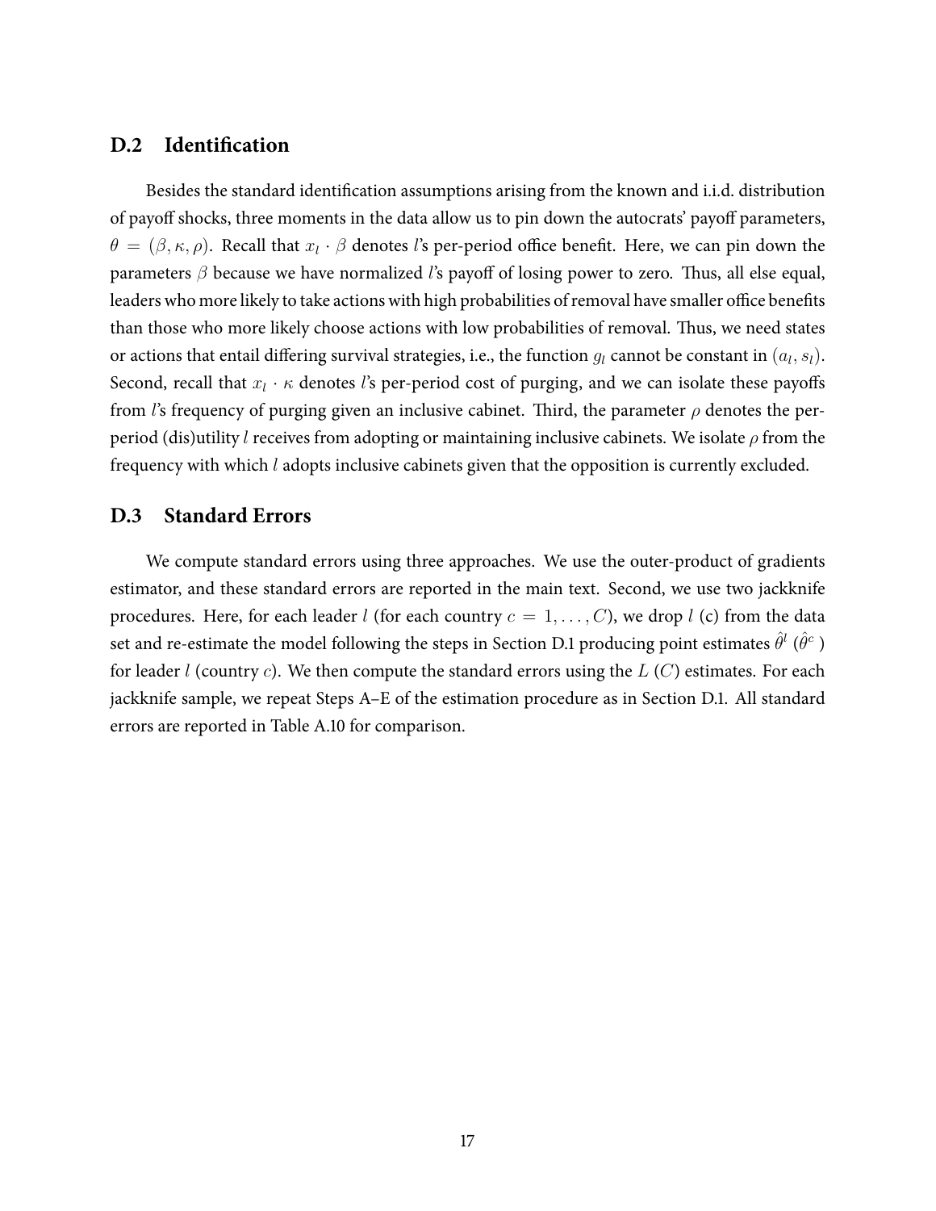## D.2 Identification

Besides the standard identification assumptions arising from the known and i.i.d. distribution of payoff shocks, three moments in the data allow us to pin down the autocrats' payoff parameters, $\theta = (\beta, \kappa, \rho)$. Recall that $x_l \cdot \beta$ denotes $l$'s per-period office benefit. Here, we can pin down the parameters $\beta$ because we have normalized $l$'s payoff of losing power to zero. Thus, all else equal, leaders who more likely to take actions with high probabilities of removal have smaller office benefits than those who more likely choose actions with low probabilities of removal. Thus, we need states or actions that entail differing survival strategies, i.e., the function $g_l$ cannot be constant in $(a_l, s_l)$. Second, recall that $x_l \cdot \kappa$ denotes $l$'s per-period cost of purging, and we can isolate these payoffs from $l$'s frequency of purging given an inclusive cabinet. Third, the parameter $\rho$ denotes the per-period (dis)utility $l$ receives from adopting or maintaining inclusive cabinets. We isolate $\rho$ from the frequency with which $l$ adopts inclusive cabinets given that the opposition is currently excluded.

## D.3 Standard Errors

We compute standard errors using three approaches. We use the outer-product of gradients estimator, and these standard errors are reported in the main text. Second, we use two jackknife procedures. Here, for each leader $l$ (for each country $c = 1, \ldots, C$), we drop $l$ (c) from the data set and re-estimate the model following the steps in Section D.1 producing point estimates $\hat{\theta}^l$ ($\hat{\theta}^c$ ) for leader $l$ (country $c$). We then compute the standard errors using the $L$ ($C$) estimates. For each jackknife sample, we repeat Steps A–E of the estimation procedure as in Section D.1. All standard errors are reported in Table A.10 for comparison.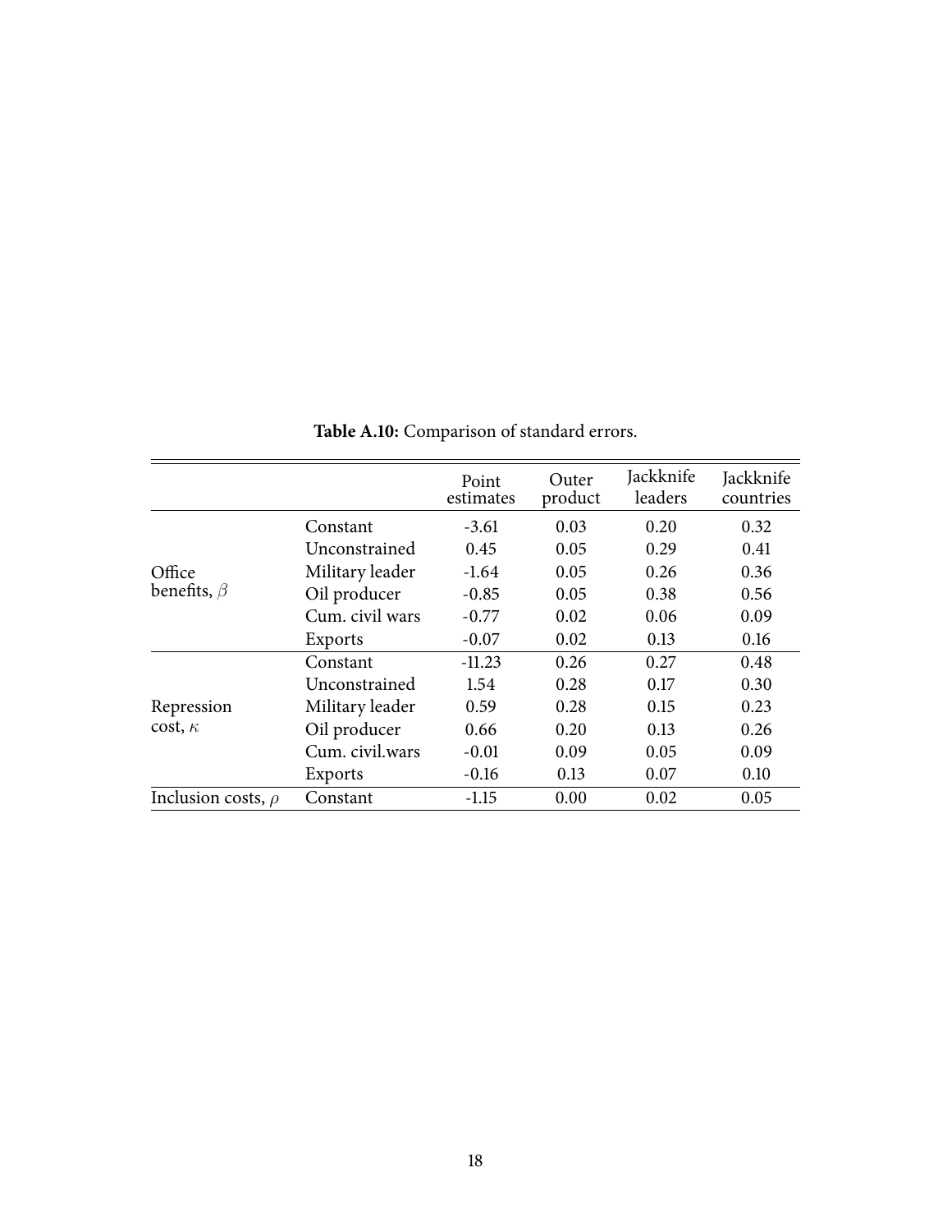**Table A.10:** Comparison of standard errors.

| | | Point estimates | Outer product | Jackknife leaders | Jackknife countries |
|---|---|---|---|---|---|
| Office benefits, $\beta$ | Constant | -3.61 | 0.03 | 0.20 | 0.32 |
| | Unconstrained | 0.45 | 0.05 | 0.29 | 0.41 |
| | Military leader | -1.64 | 0.05 | 0.26 | 0.36 |
| | Oil producer | -0.85 | 0.05 | 0.38 | 0.56 |
| | Cum. civil wars | -0.77 | 0.02 | 0.06 | 0.09 |
| | Exports | -0.07 | 0.02 | 0.13 | 0.16 |
| Repression cost, $\kappa$ | Constant | -11.23 | 0.26 | 0.27 | 0.48 |
| | Unconstrained | 1.54 | 0.28 | 0.17 | 0.30 |
| | Military leader | 0.59 | 0.28 | 0.15 | 0.23 |
| | Oil producer | 0.66 | 0.20 | 0.13 | 0.26 |
| | Cum. civil.wars | -0.01 | 0.09 | 0.05 | 0.09 |
| | Exports | -0.16 | 0.13 | 0.07 | 0.10 |
| Inclusion costs, $\rho$ | Constant | -1.15 | 0.00 | 0.02 | 0.05 |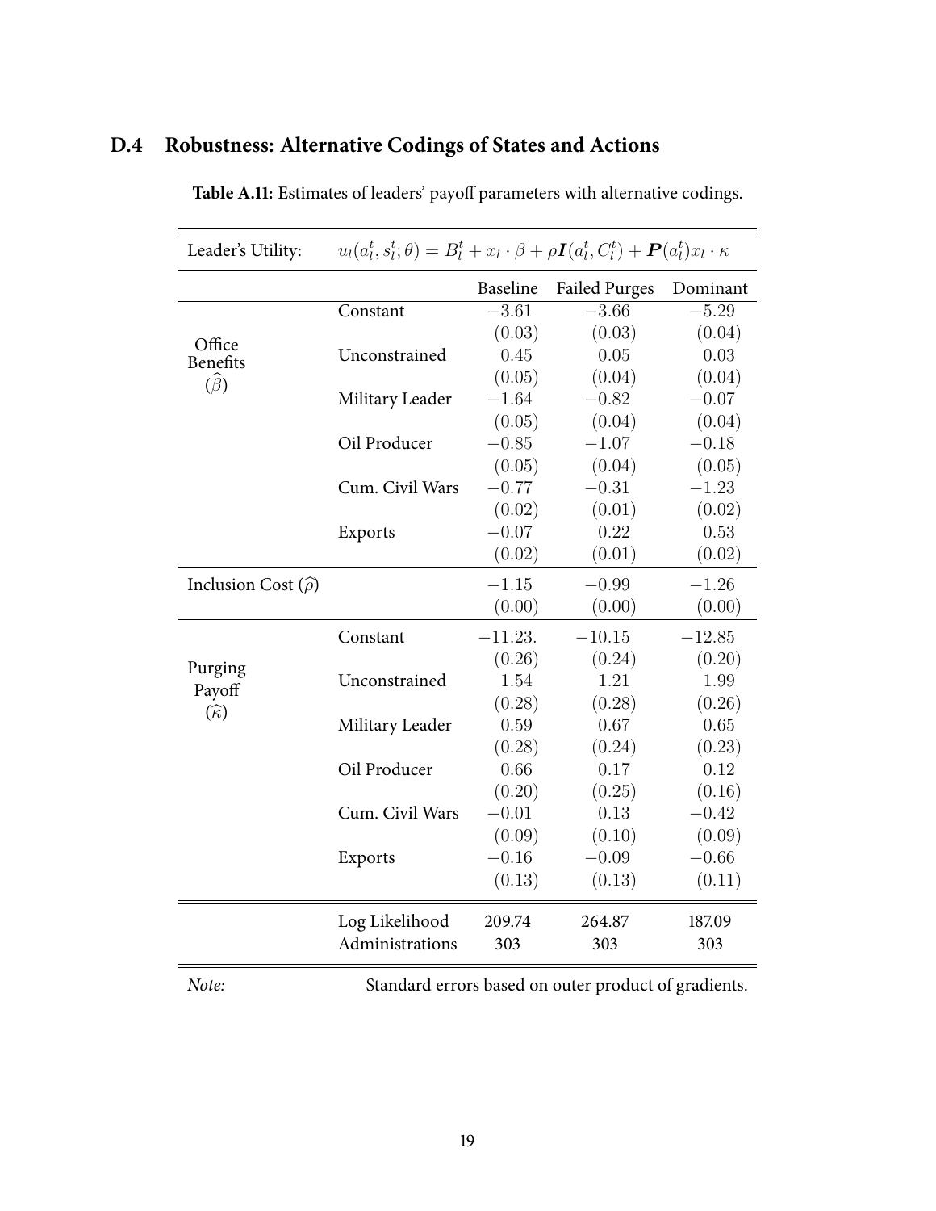## D.4 Robustness: Alternative Codings of States and Actions

**Table A.11:** Estimates of leaders' payoff parameters with alternative codings.

| Leader's Utility: | $u_l(a_l^t, s_l^t; \theta) = B_l^t + x_l \cdot \beta + \rho \boldsymbol{I}(a_l^t, C_l^t) + \boldsymbol{P}(a_l^t) x_l \cdot \kappa$ | | | |
|---|---|---|---|---|
| | | Baseline | Failed Purges | Dominant |
| Office Benefits ($\widehat{\beta}$) | Constant | $-3.61$ | $-3.66$ | $-5.29$ |
| | | $(0.03)$ | $(0.03)$ | $(0.04)$ |
| | Unconstrained | $0.45$ | $0.05$ | $0.03$ |
| | | $(0.05)$ | $(0.04)$ | $(0.04)$ |
| | Military Leader | $-1.64$ | $-0.82$ | $-0.07$ |
| | | $(0.05)$ | $(0.04)$ | $(0.04)$ |
| | Oil Producer | $-0.85$ | $-1.07$ | $-0.18$ |
| | | $(0.05)$ | $(0.04)$ | $(0.05)$ |
| | Cum. Civil Wars | $-0.77$ | $-0.31$ | $-1.23$ |
| | | $(0.02)$ | $(0.01)$ | $(0.02)$ |
| | Exports | $-0.07$ | $0.22$ | $0.53$ |
| | | $(0.02)$ | $(0.01)$ | $(0.02)$ |
| Inclusion Cost ($\widehat{\rho}$) | | $-1.15$ | $-0.99$ | $-1.26$ |
| | | $(0.00)$ | $(0.00)$ | $(0.00)$ |
| Purging Payoff ($\widehat{\kappa}$) | Constant | $-11.23.$ | $-10.15$ | $-12.85$ |
| | | $(0.26)$ | $(0.24)$ | $(0.20)$ |
| | Unconstrained | $1.54$ | $1.21$ | $1.99$ |
| | | $(0.28)$ | $(0.28)$ | $(0.26)$ |
| | Military Leader | $0.59$ | $0.67$ | $0.65$ |
| | | $(0.28)$ | $(0.24)$ | $(0.23)$ |
| | Oil Producer | $0.66$ | $0.17$ | $0.12$ |
| | | $(0.20)$ | $(0.25)$ | $(0.16)$ |
| | Cum. Civil Wars | $-0.01$ | $0.13$ | $-0.42$ |
| | | $(0.09)$ | $(0.10)$ | $(0.09)$ |
| | Exports | $-0.16$ | $-0.09$ | $-0.66$ |
| | | $(0.13)$ | $(0.13)$ | $(0.11)$ |
| | Log Likelihood | 209.74 | 264.87 | 187.09 |
| | Administrations | 303 | 303 | 303 |

*Note:* Standard errors based on outer product of gradients.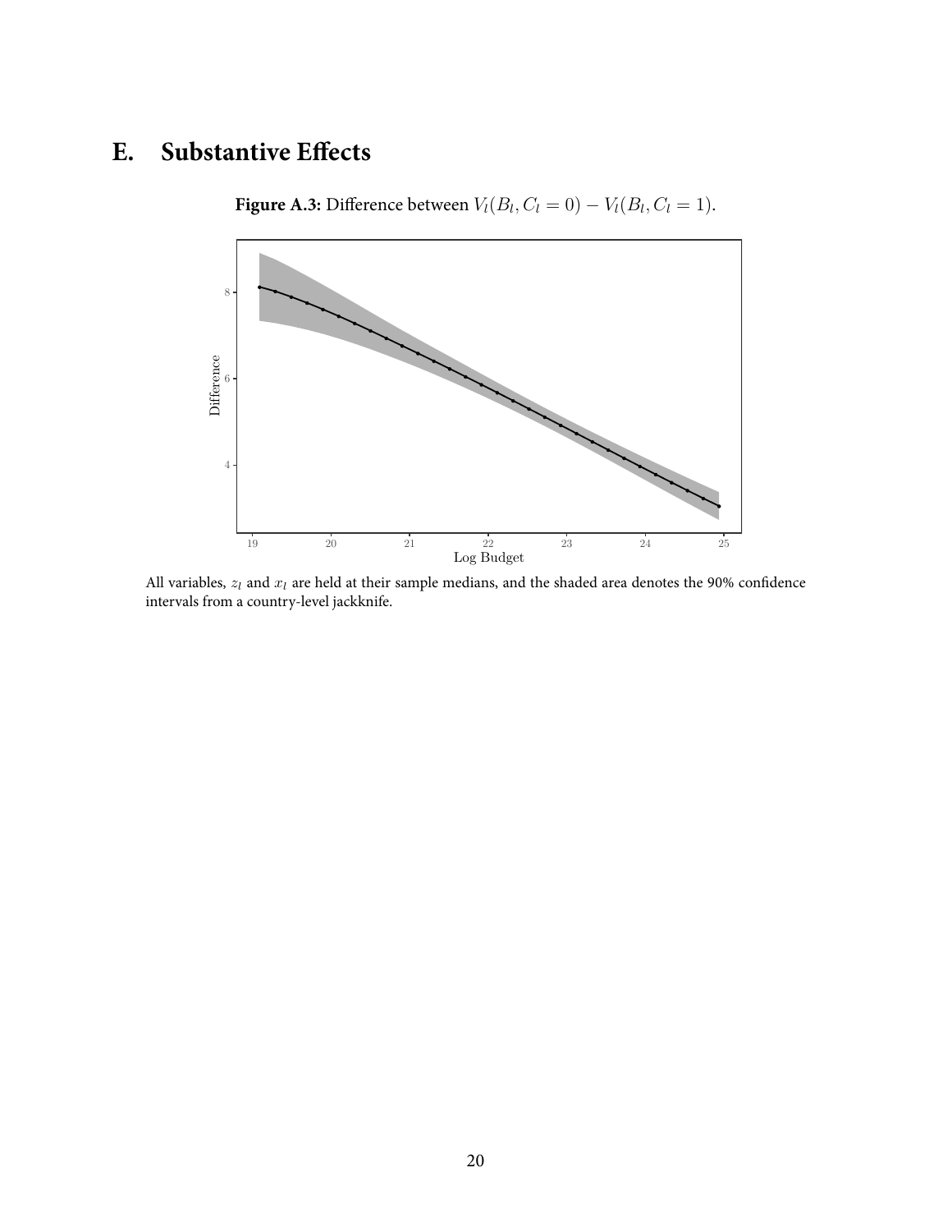# E. Substantive Effects

**Figure A.3:** Difference between $V_l(B_l, C_l = 0) - V_l(B_l, C_l = 1)$.

All variables, $z_l$ and $x_l$ are held at their sample medians, and the shaded area denotes the 90% confidence intervals from a country-level jackknife.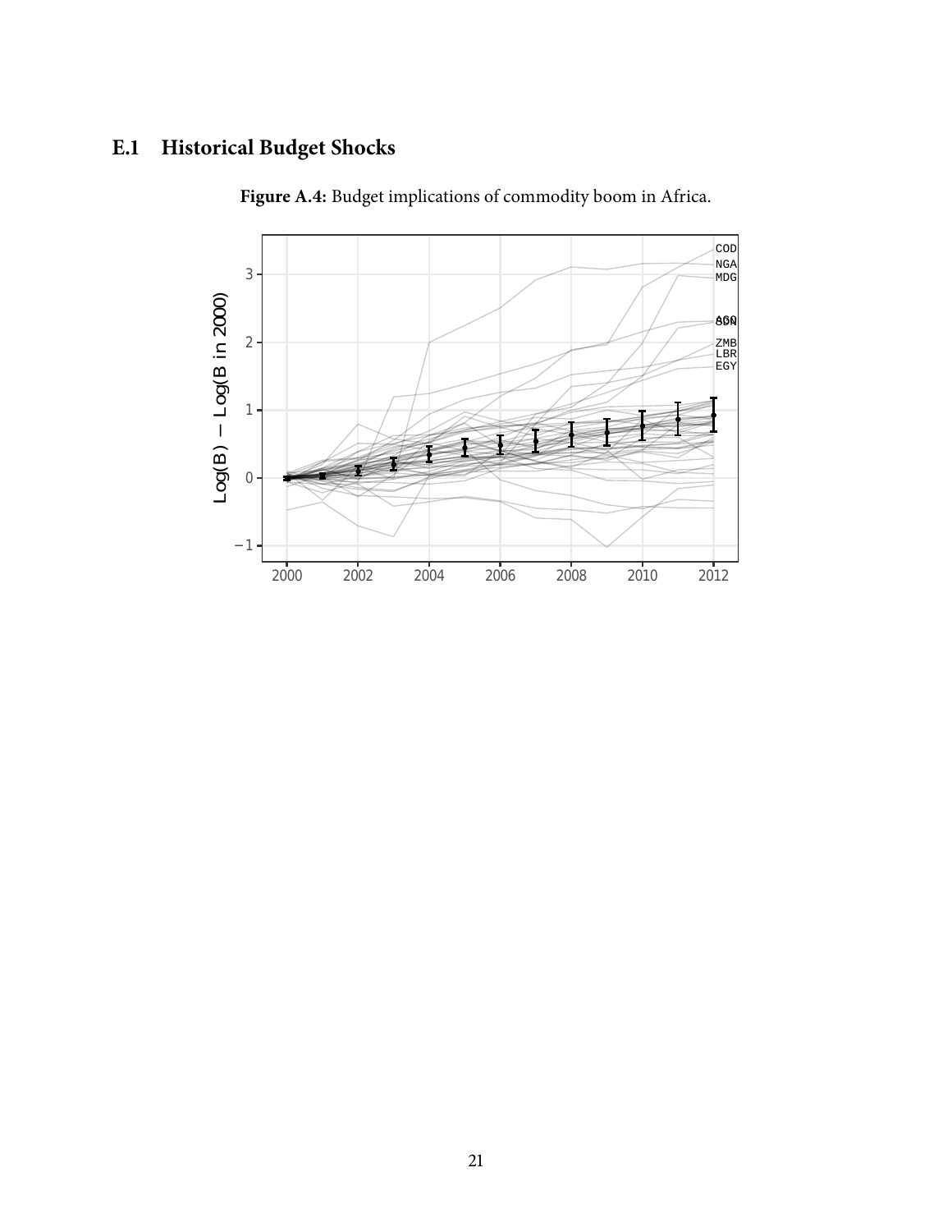## E.1 Historical Budget Shocks

**Figure A.4:** Budget implications of commodity boom in Africa.

Log(B) − Log(B in 2000)

3
2
1
0
−1

2000 2002 2004 2006 2008 2010 2012

COD
NGA
MDG
AGO
SDN
ZMB
LBR
EGY